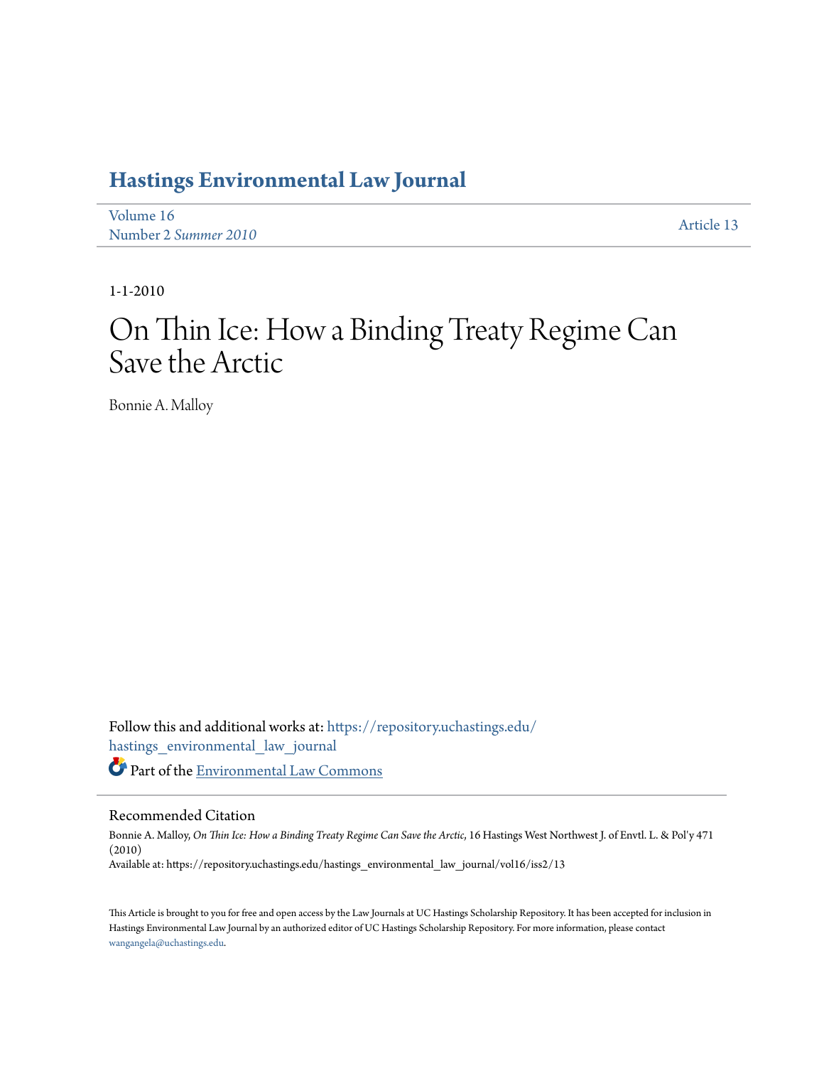# Hastings Environmental Law Journal

Volume 16
Number 2 *Summer 2010*

Article 13

1-1-2010

# On Thin Ice: How a Binding Treaty Regime Can Save the Arctic

Bonnie A. Malloy

Follow this and additional works at: https://repository.uchastings.edu/hastings_environmental_law_journal

Part of the Environmental Law Commons

## Recommended Citation

Bonnie A. Malloy, *On Thin Ice: How a Binding Treaty Regime Can Save the Arctic*, 16 Hastings West Northwest J. of Envtl. L. & Pol'y 471 (2010)
Available at: https://repository.uchastings.edu/hastings_environmental_law_journal/vol16/iss2/13

This Article is brought to you for free and open access by the Law Journals at UC Hastings Scholarship Repository. It has been accepted for inclusion in Hastings Environmental Law Journal by an authorized editor of UC Hastings Scholarship Repository. For more information, please contact wangangela@uchastings.edu.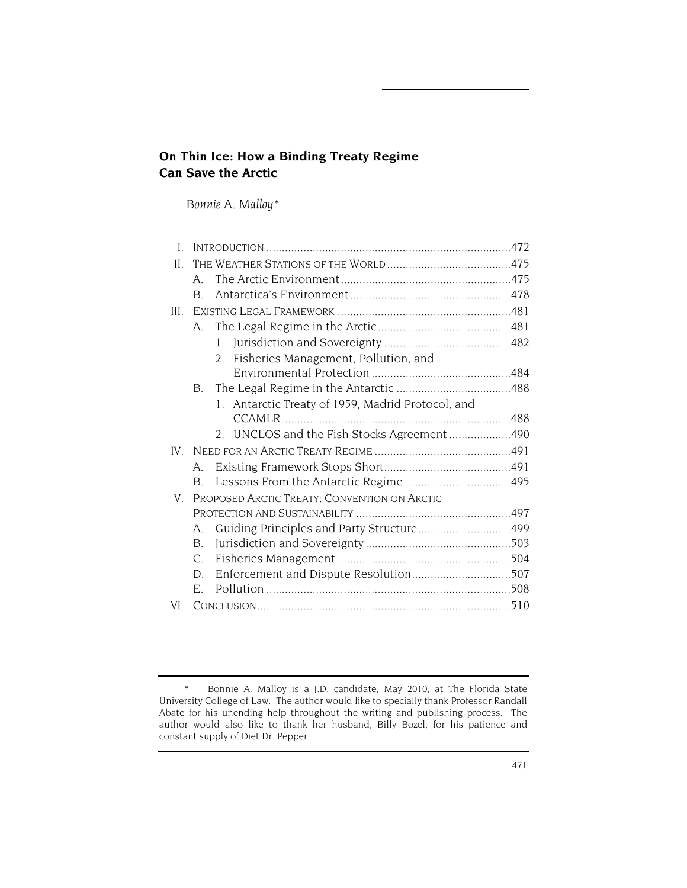# On Thin Ice: How a Binding Treaty Regime Can Save the Arctic

Bonnie A. Malloy*

I. INTRODUCTION ....................................................................... 472
II. THE WEATHER STATIONS OF THE WORLD ........................................ 475
   A. The Arctic Environment ........................................................ 475
   B. Antarctica's Environment ..................................................... 478
III. EXISTING LEGAL FRAMEWORK ........................................................ 481
   A. The Legal Regime in the Arctic ............................................. 481
      1. Jurisdiction and Sovereignty .......................................... 482
      2. Fisheries Management, Pollution, and Environmental Protection ............................................. 484
   B. The Legal Regime in the Antarctic ...................................... 488
      1. Antarctic Treaty of 1959, Madrid Protocol, and CCAMLR. ......................................................................... 488
      2. UNCLOS and the Fish Stocks Agreement ...................... 490
IV. NEED FOR AN ARCTIC TREATY REGIME ........................................... 491
   A. Existing Framework Stops Short.......................................... 491
   B. Lessons From the Antarctic Regime ................................... 495
V. PROPOSED ARCTIC TREATY: CONVENTION ON ARCTIC PROTECTION AND SUSTAINABILITY ................................................... 497
   A. Guiding Principles and Party Structure .............................. 499
   B. Jurisdiction and Sovereignty ............................................... 503
   C. Fisheries Management ........................................................ 504
   D. Enforcement and Dispute Resolution.................................. 507
   E. Pollution ............................................................................... 508
VI. CONCLUSION ............................................................................... 510

---

\* Bonnie A. Malloy is a J.D. candidate, May 2010, at The Florida State University College of Law. The author would like to specially thank Professor Randall Abate for his unending help throughout the writing and publishing process. The author would also like to thank her husband, Billy Bozel, for his patience and constant supply of Diet Dr. Pepper.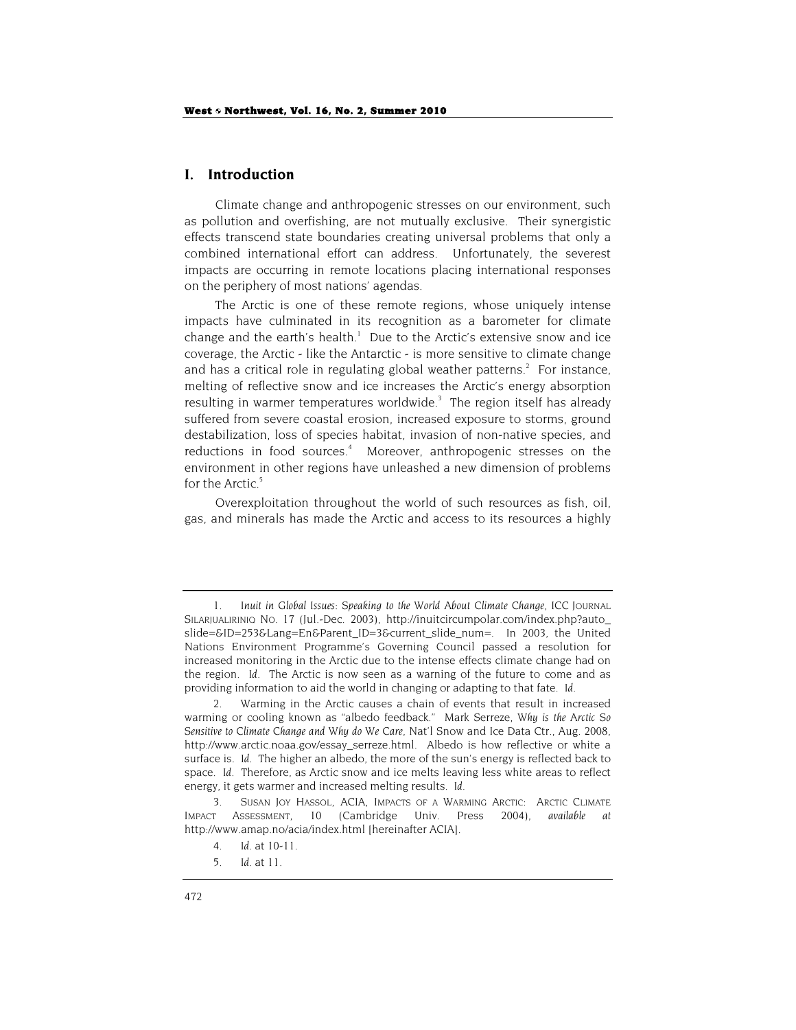## I. Introduction

Climate change and anthropogenic stresses on our environment, such as pollution and overfishing, are not mutually exclusive. Their synergistic effects transcend state boundaries creating universal problems that only a combined international effort can address. Unfortunately, the severest impacts are occurring in remote locations placing international responses on the periphery of most nations' agendas.

The Arctic is one of these remote regions, whose uniquely intense impacts have culminated in its recognition as a barometer for climate change and the earth's health.[1] Due to the Arctic's extensive snow and ice coverage, the Arctic - like the Antarctic - is more sensitive to climate change and has a critical role in regulating global weather patterns.[2] For instance, melting of reflective snow and ice increases the Arctic's energy absorption resulting in warmer temperatures worldwide.[3] The region itself has already suffered from severe coastal erosion, increased exposure to storms, ground destabilization, loss of species habitat, invasion of non-native species, and reductions in food sources.[4] Moreover, anthropogenic stresses on the environment in other regions have unleashed a new dimension of problems for the Arctic.[5]

Overexploitation throughout the world of such resources as fish, oil, gas, and minerals has made the Arctic and access to its resources a highly

---

1. *Inuit in Global Issues: Speaking to the World About Climate Change*, ICC JOURNAL SILARJUALIRINIQ NO. 17 (Jul.-Dec. 2003), http://inuitcircumpolar.com/index.php?auto_slide=&ID=253&Lang=En&Parent_ID=3&current_slide_num=. In 2003, the United Nations Environment Programme's Governing Council passed a resolution for increased monitoring in the Arctic due to the intense effects climate change had on the region. *Id*. The Arctic is now seen as a warning of the future to come and as providing information to aid the world in changing or adapting to that fate. *Id*.

2. Warming in the Arctic causes a chain of events that result in increased warming or cooling known as "albedo feedback." Mark Serreze, *Why is the Arctic So Sensitive to Climate Change and Why do We Care*, Nat'l Snow and Ice Data Ctr., Aug. 2008, http://www.arctic.noaa.gov/essay_serreze.html. Albedo is how reflective or white a surface is. *Id*. The higher an albedo, the more of the sun's energy is reflected back to space. *Id*. Therefore, as Arctic snow and ice melts leaving less white areas to reflect energy, it gets warmer and increased melting results. *Id*.

3. SUSAN JOY HASSOL, ACIA, IMPACTS OF A WARMING ARCTIC: ARCTIC CLIMATE IMPACT ASSESSMENT, 10 (Cambridge Univ. Press 2004), *available at* http://www.amap.no/acia/index.html [hereinafter ACIA].

4. *Id*. at 10-11.

5. *Id*. at 11.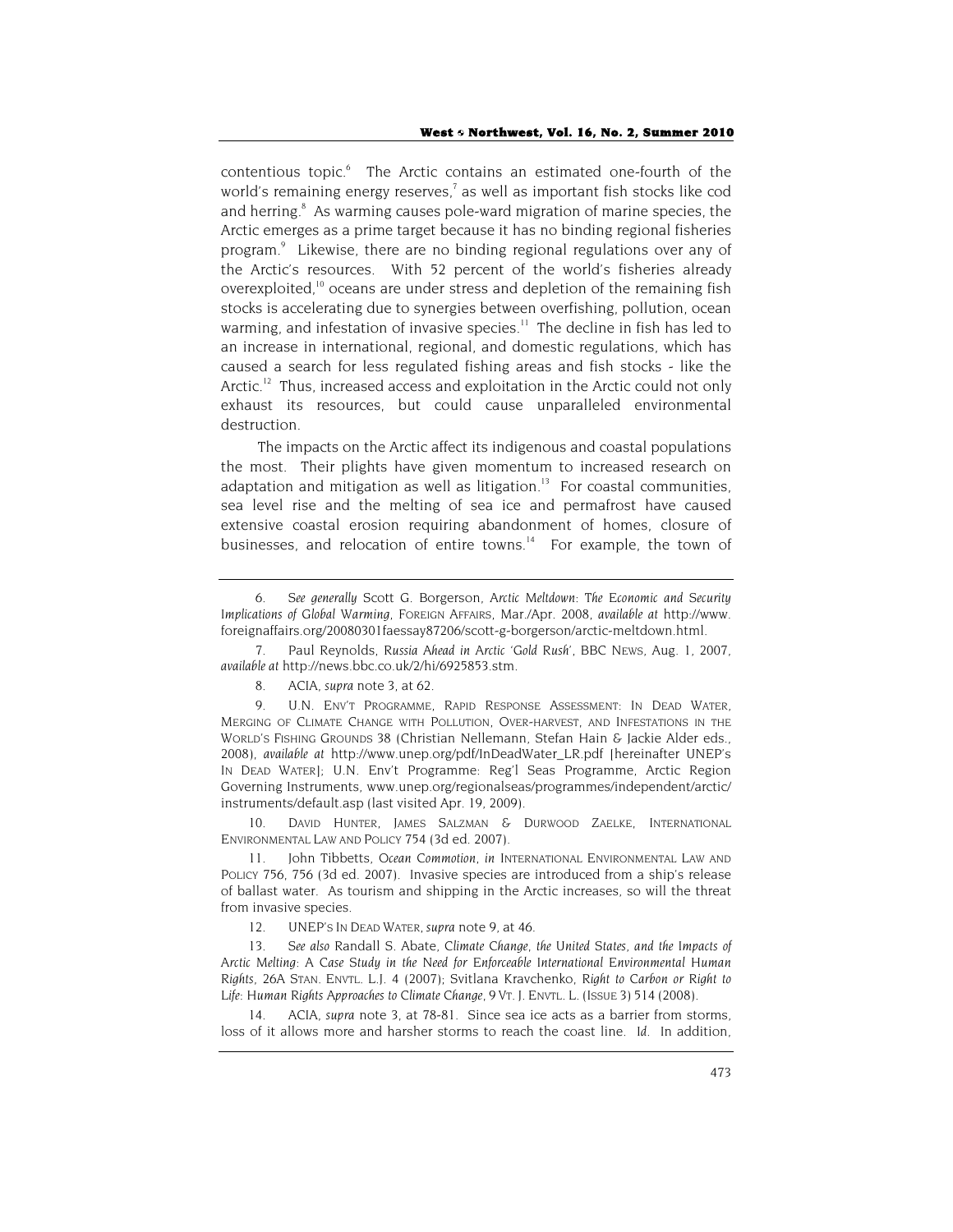contentious topic.[6] The Arctic contains an estimated one-fourth of the world's remaining energy reserves,[7] as well as important fish stocks like cod and herring.[8] As warming causes pole-ward migration of marine species, the Arctic emerges as a prime target because it has no binding regional fisheries program.[9] Likewise, there are no binding regional regulations over any of the Arctic's resources. With 52 percent of the world's fisheries already overexploited,[10] oceans are under stress and depletion of the remaining fish stocks is accelerating due to synergies between overfishing, pollution, ocean warming, and infestation of invasive species.[11] The decline in fish has led to an increase in international, regional, and domestic regulations, which has caused a search for less regulated fishing areas and fish stocks - like the Arctic.[12] Thus, increased access and exploitation in the Arctic could not only exhaust its resources, but could cause unparalleled environmental destruction.

The impacts on the Arctic affect its indigenous and coastal populations the most. Their plights have given momentum to increased research on adaptation and mitigation as well as litigation.[13] For coastal communities, sea level rise and the melting of sea ice and permafrost have caused extensive coastal erosion requiring abandonment of homes, closure of businesses, and relocation of entire towns.[14] For example, the town of

---

6. *See generally* Scott G. Borgerson, *Arctic Meltdown: The Economic and Security Implications of Global Warming*, FOREIGN AFFAIRS, Mar./Apr. 2008, *available at* http://www.foreignaffairs.org/20080301faessay87206/scott-g-borgerson/arctic-meltdown.html.

7. Paul Reynolds, *Russia Ahead in Arctic 'Gold Rush'*, BBC NEWS, Aug. 1, 2007, *available at* http://news.bbc.co.uk/2/hi/6925853.stm.

8. ACIA, *supra* note 3, at 62.

9. U.N. ENV'T PROGRAMME, RAPID RESPONSE ASSESSMENT: IN DEAD WATER, MERGING OF CLIMATE CHANGE WITH POLLUTION, OVER-HARVEST, AND INFESTATIONS IN THE WORLD'S FISHING GROUNDS 38 (Christian Nellemann, Stefan Hain & Jackie Alder eds., 2008), *available at* http://www.unep.org/pdf/InDeadWater_LR.pdf [hereinafter UNEP'S IN DEAD WATER]; U.N. Env't Programme: Reg'l Seas Programme, Arctic Region Governing Instruments, www.unep.org/regionalseas/programmes/independent/arctic/instruments/default.asp (last visited Apr. 19, 2009).

10. DAVID HUNTER, JAMES SALZMAN & DURWOOD ZAELKE, INTERNATIONAL ENVIRONMENTAL LAW AND POLICY 754 (3d ed. 2007).

11. John Tibbetts, *Ocean Commotion*, *in* INTERNATIONAL ENVIRONMENTAL LAW AND POLICY 756, 756 (3d ed. 2007). Invasive species are introduced from a ship's release of ballast water. As tourism and shipping in the Arctic increases, so will the threat from invasive species.

12. UNEP'S IN DEAD WATER, *supra* note 9, at 46.

13. *See also* Randall S. Abate, *Climate Change, the United States, and the Impacts of Arctic Melting: A Case Study in the Need for Enforceable International Environmental Human Rights*, 26A STAN. ENVTL. L.J. 4 (2007); Svitlana Kravchenko, *Right to Carbon or Right to Life: Human Rights Approaches to Climate Change*, 9 VT. J. ENVTL. L. (ISSUE 3) 514 (2008).

14. ACIA, *supra* note 3, at 78-81. Since sea ice acts as a barrier from storms, loss of it allows more and harsher storms to reach the coast line. *Id.* In addition,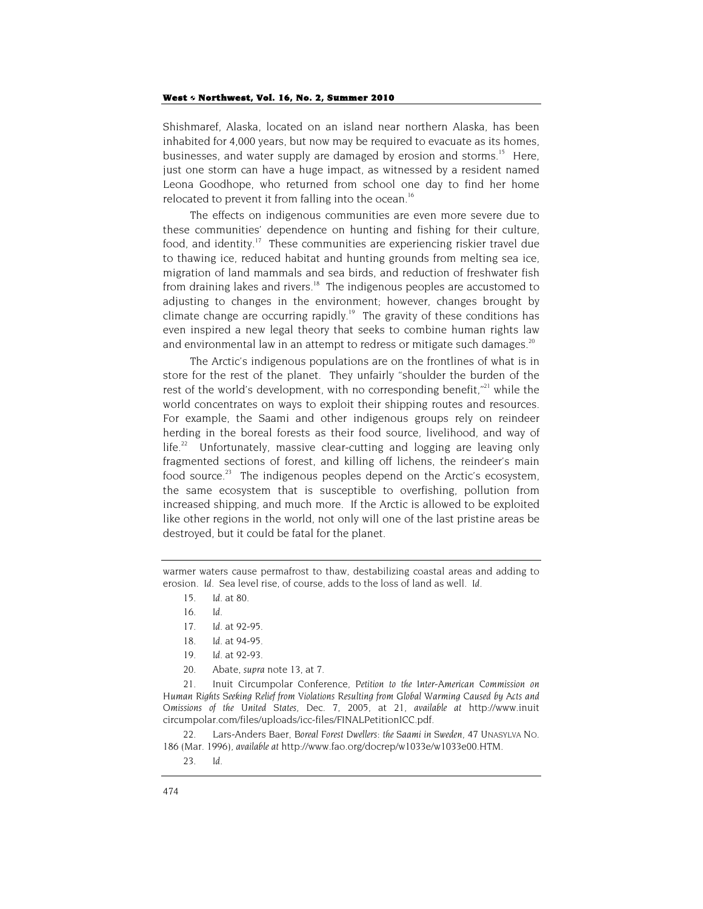Shishmaref, Alaska, located on an island near northern Alaska, has been inhabited for 4,000 years, but now may be required to evacuate as its homes, businesses, and water supply are damaged by erosion and storms.[15] Here, just one storm can have a huge impact, as witnessed by a resident named Leona Goodhope, who returned from school one day to find her home relocated to prevent it from falling into the ocean.[16]

The effects on indigenous communities are even more severe due to these communities' dependence on hunting and fishing for their culture, food, and identity.[17] These communities are experiencing riskier travel due to thawing ice, reduced habitat and hunting grounds from melting sea ice, migration of land mammals and sea birds, and reduction of freshwater fish from draining lakes and rivers.[18] The indigenous peoples are accustomed to adjusting to changes in the environment; however, changes brought by climate change are occurring rapidly.[19] The gravity of these conditions has even inspired a new legal theory that seeks to combine human rights law and environmental law in an attempt to redress or mitigate such damages.[20]

The Arctic's indigenous populations are on the frontlines of what is in store for the rest of the planet. They unfairly "shoulder the burden of the rest of the world's development, with no corresponding benefit,"[21] while the world concentrates on ways to exploit their shipping routes and resources. For example, the Saami and other indigenous groups rely on reindeer herding in the boreal forests as their food source, livelihood, and way of life.[22] Unfortunately, massive clear-cutting and logging are leaving only fragmented sections of forest, and killing off lichens, the reindeer's main food source.[23] The indigenous peoples depend on the Arctic's ecosystem, the same ecosystem that is susceptible to overfishing, pollution from increased shipping, and much more. If the Arctic is allowed to be exploited like other regions in the world, not only will one of the last pristine areas be destroyed, but it could be fatal for the planet.

---

warmer waters cause permafrost to thaw, destabilizing coastal areas and adding to erosion. *Id.* Sea level rise, of course, adds to the loss of land as well. *Id.*

15. *Id.* at 80.

16. *Id.*

17. *Id.* at 92-95.

18. *Id.* at 94-95.

19. *Id.* at 92-93.

20. Abate, *supra* note 13, at 7.

21. Inuit Circumpolar Conference, *Petition to the Inter-American Commission on Human Rights Seeking Relief from Violations Resulting from Global Warming Caused by Acts and Omissions of the United States*, Dec. 7, 2005, at 21, *available at* http://www.inuitcircumpolar.com/files/uploads/icc-files/FINALPetitionICC.pdf.

22. Lars-Anders Baer, *Boreal Forest Dwellers: the Saami in Sweden*, 47 UNASYLVA NO. 186 (Mar. 1996), *available at* http://www.fao.org/docrep/w1033e/w1033e00.HTM.

23. *Id.*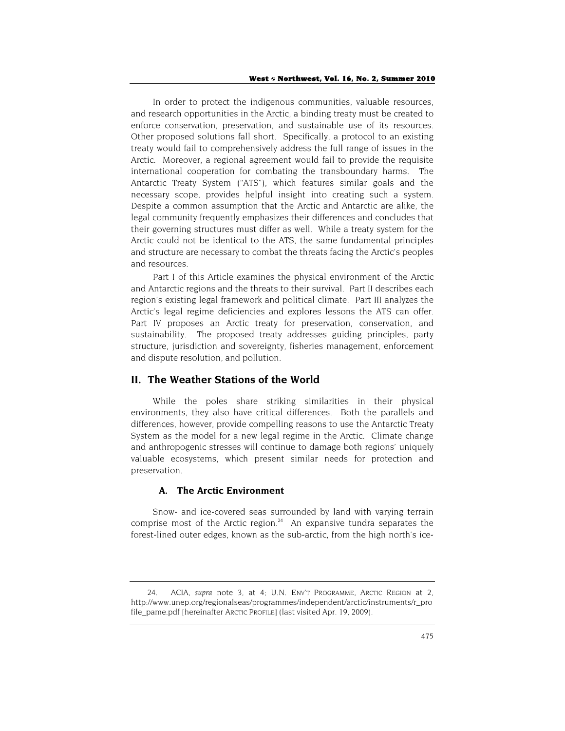In order to protect the indigenous communities, valuable resources, and research opportunities in the Arctic, a binding treaty must be created to enforce conservation, preservation, and sustainable use of its resources. Other proposed solutions fall short. Specifically, a protocol to an existing treaty would fail to comprehensively address the full range of issues in the Arctic. Moreover, a regional agreement would fail to provide the requisite international cooperation for combating the transboundary harms. The Antarctic Treaty System ("ATS"), which features similar goals and the necessary scope, provides helpful insight into creating such a system. Despite a common assumption that the Arctic and Antarctic are alike, the legal community frequently emphasizes their differences and concludes that their governing structures must differ as well. While a treaty system for the Arctic could not be identical to the ATS, the same fundamental principles and structure are necessary to combat the threats facing the Arctic's peoples and resources.

Part I of this Article examines the physical environment of the Arctic and Antarctic regions and the threats to their survival. Part II describes each region's existing legal framework and political climate. Part III analyzes the Arctic's legal regime deficiencies and explores lessons the ATS can offer. Part IV proposes an Arctic treaty for preservation, conservation, and sustainability. The proposed treaty addresses guiding principles, party structure, jurisdiction and sovereignty, fisheries management, enforcement and dispute resolution, and pollution.

## II. The Weather Stations of the World

While the poles share striking similarities in their physical environments, they also have critical differences. Both the parallels and differences, however, provide compelling reasons to use the Antarctic Treaty System as the model for a new legal regime in the Arctic. Climate change and anthropogenic stresses will continue to damage both regions' uniquely valuable ecosystems, which present similar needs for protection and preservation.

### A. The Arctic Environment

Snow- and ice-covered seas surrounded by land with varying terrain comprise most of the Arctic region.[24] An expansive tundra separates the forest-lined outer edges, known as the sub-arctic, from the high north's ice-

24. ACIA, *supra* note 3, at 4; U.N. ENV'T PROGRAMME, ARCTIC REGION at 2, http://www.unep.org/regionalseas/programmes/independent/arctic/instruments/r_profile_pame.pdf [hereinafter ARCTIC PROFILE] (last visited Apr. 19, 2009).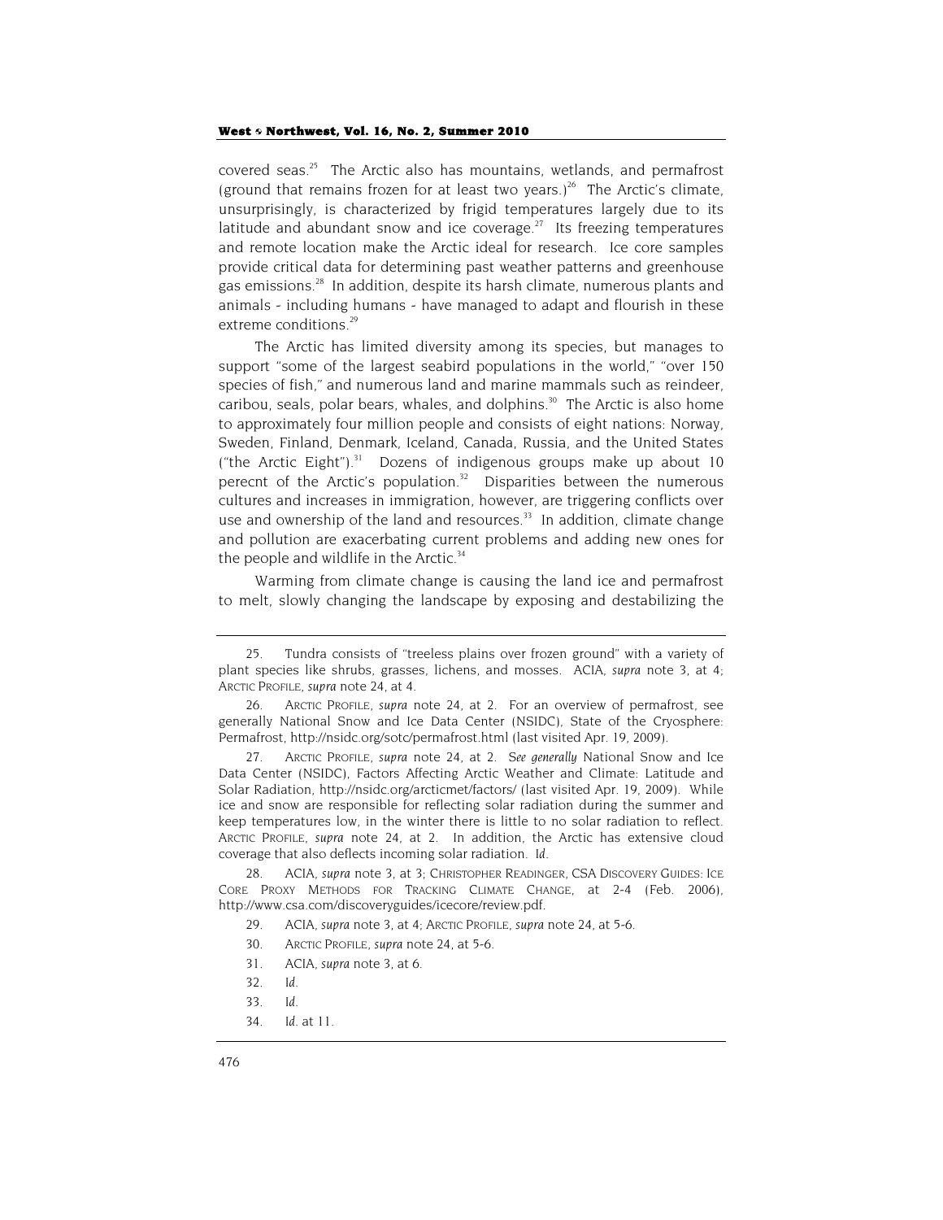covered seas.[25] The Arctic also has mountains, wetlands, and permafrost (ground that remains frozen for at least two years.)[26] The Arctic's climate, unsurprisingly, is characterized by frigid temperatures largely due to its latitude and abundant snow and ice coverage.[27] Its freezing temperatures and remote location make the Arctic ideal for research. Ice core samples provide critical data for determining past weather patterns and greenhouse gas emissions.[28] In addition, despite its harsh climate, numerous plants and animals - including humans - have managed to adapt and flourish in these extreme conditions.[29]

The Arctic has limited diversity among its species, but manages to support "some of the largest seabird populations in the world," "over 150 species of fish," and numerous land and marine mammals such as reindeer, caribou, seals, polar bears, whales, and dolphins.[30] The Arctic is also home to approximately four million people and consists of eight nations: Norway, Sweden, Finland, Denmark, Iceland, Canada, Russia, and the United States ("the Arctic Eight").[31] Dozens of indigenous groups make up about 10 perecnt of the Arctic's population.[32] Disparities between the numerous cultures and increases in immigration, however, are triggering conflicts over use and ownership of the land and resources.[33] In addition, climate change and pollution are exacerbating current problems and adding new ones for the people and wildlife in the Arctic.[34]

Warming from climate change is causing the land ice and permafrost to melt, slowly changing the landscape by exposing and destabilizing the

---

25. Tundra consists of "treeless plains over frozen ground" with a variety of plant species like shrubs, grasses, lichens, and mosses. ACIA, *supra* note 3, at 4; ARCTIC PROFILE, *supra* note 24, at 4.

26. ARCTIC PROFILE, *supra* note 24, at 2. For an overview of permafrost, see generally National Snow and Ice Data Center (NSIDC), State of the Cryosphere: Permafrost, http://nsidc.org/sotc/permafrost.html (last visited Apr. 19, 2009).

27. ARCTIC PROFILE, *supra* note 24, at 2. *See generally* National Snow and Ice Data Center (NSIDC), Factors Affecting Arctic Weather and Climate: Latitude and Solar Radiation, http://nsidc.org/arcticmet/factors/ (last visited Apr. 19, 2009). While ice and snow are responsible for reflecting solar radiation during the summer and keep temperatures low, in the winter there is little to no solar radiation to reflect. ARCTIC PROFILE, *supra* note 24, at 2. In addition, the Arctic has extensive cloud coverage that also deflects incoming solar radiation. *Id.*

28. ACIA, *supra* note 3, at 3; CHRISTOPHER READINGER, CSA DISCOVERY GUIDES: ICE CORE PROXY METHODS FOR TRACKING CLIMATE CHANGE, at 2-4 (Feb. 2006), http://www.csa.com/discoveryguides/icecore/review.pdf.

29. ACIA, *supra* note 3, at 4; ARCTIC PROFILE, *supra* note 24, at 5-6.

30. ARCTIC PROFILE, *supra* note 24, at 5-6.

31. ACIA, *supra* note 3, at 6.

32. *Id.*

33. *Id.*

34. *Id.* at 11.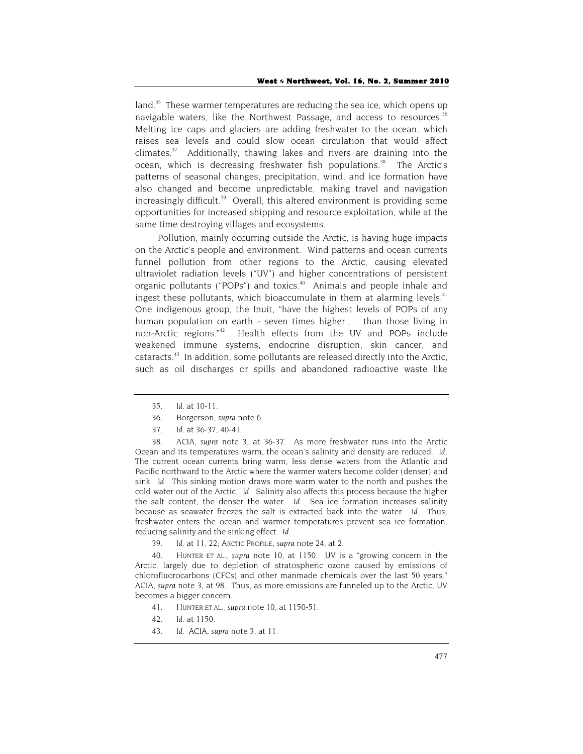land.[35] These warmer temperatures are reducing the sea ice, which opens up navigable waters, like the Northwest Passage, and access to resources.[36] Melting ice caps and glaciers are adding freshwater to the ocean, which raises sea levels and could slow ocean circulation that would affect climates.[37] Additionally, thawing lakes and rivers are draining into the ocean, which is decreasing freshwater fish populations.[38] The Arctic's patterns of seasonal changes, precipitation, wind, and ice formation have also changed and become unpredictable, making travel and navigation increasingly difficult.[39] Overall, this altered environment is providing some opportunities for increased shipping and resource exploitation, while at the same time destroying villages and ecosystems.

Pollution, mainly occurring outside the Arctic, is having huge impacts on the Arctic's people and environment. Wind patterns and ocean currents funnel pollution from other regions to the Arctic, causing elevated ultraviolet radiation levels ("UV") and higher concentrations of persistent organic pollutants ("POPs") and toxics.[40] Animals and people inhale and ingest these pollutants, which bioaccumulate in them at alarming levels.[41] One indigenous group, the Inuit, "have the highest levels of POPs of any human population on earth - seven times higher . . . than those living in non-Arctic regions."[42] Health effects from the UV and POPs include weakened immune systems, endocrine disruption, skin cancer, and cataracts.[43] In addition, some pollutants are released directly into the Arctic, such as oil discharges or spills and abandoned radioactive waste like

---

35. *Id.* at 10-11.

36. Borgerson, *supra* note 6.

37. *Id.* at 36-37, 40-41.

38. ACIA, *supra* note 3, at 36-37. As more freshwater runs into the Arctic Ocean and its temperatures warm, the ocean's salinity and density are reduced. *Id.* The current ocean currents bring warm, less dense waters from the Atlantic and Pacific northward to the Arctic where the warmer waters become colder (denser) and sink. *Id.* This sinking motion draws more warm water to the north and pushes the cold water out of the Arctic. *Id.* Salinity also affects this process because the higher the salt content, the denser the water. *Id.* Sea ice formation increases salinity because as seawater freezes the salt is extracted back into the water. *Id.* Thus, freshwater enters the ocean and warmer temperatures prevent sea ice formation, reducing salinity and the sinking effect. *Id.*

39. *Id.* at 11, 22; ARCTIC PROFILE, *supra* note 24, at 2.

40. HUNTER ET AL., *supra* note 10, at 1150. UV is a "growing concern in the Arctic, largely due to depletion of stratospheric ozone caused by emissions of chlorofluorocarbons (CFCs) and other manmade chemicals over the last 50 years." ACIA, *supra* note 3, at 98. Thus, as more emissions are funneled up to the Arctic, UV becomes a bigger concern.

41. HUNTER ET AL., *supra* note 10, at 1150-51.

42. *Id.* at 1150.

43. *Id.* ACIA, *supra* note 3, at 11.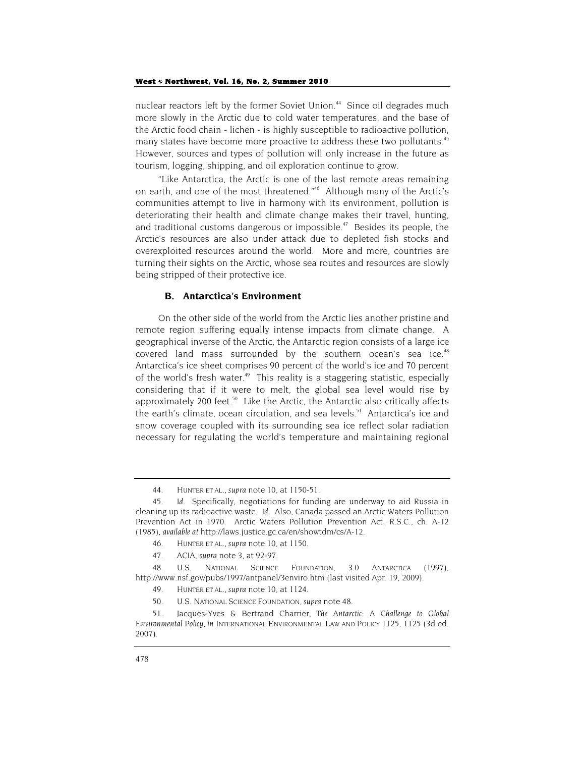nuclear reactors left by the former Soviet Union.[44] Since oil degrades much more slowly in the Arctic due to cold water temperatures, and the base of the Arctic food chain - lichen - is highly susceptible to radioactive pollution, many states have become more proactive to address these two pollutants.[45] However, sources and types of pollution will only increase in the future as tourism, logging, shipping, and oil exploration continue to grow.

"Like Antarctica, the Arctic is one of the last remote areas remaining on earth, and one of the most threatened."[46] Although many of the Arctic's communities attempt to live in harmony with its environment, pollution is deteriorating their health and climate change makes their travel, hunting, and traditional customs dangerous or impossible.[47] Besides its people, the Arctic's resources are also under attack due to depleted fish stocks and overexploited resources around the world. More and more, countries are turning their sights on the Arctic, whose sea routes and resources are slowly being stripped of their protective ice.

### B. Antarctica's Environment

On the other side of the world from the Arctic lies another pristine and remote region suffering equally intense impacts from climate change. A geographical inverse of the Arctic, the Antarctic region consists of a large ice covered land mass surrounded by the southern ocean's sea ice.[48] Antarctica's ice sheet comprises 90 percent of the world's ice and 70 percent of the world's fresh water.[49] This reality is a staggering statistic, especially considering that if it were to melt, the global sea level would rise by approximately 200 feet.[50] Like the Arctic, the Antarctic also critically affects the earth's climate, ocean circulation, and sea levels.[51] Antarctica's ice and snow coverage coupled with its surrounding sea ice reflect solar radiation necessary for regulating the world's temperature and maintaining regional

---

44. HUNTER ET AL., *supra* note 10, at 1150-51.

45. *Id.* Specifically, negotiations for funding are underway to aid Russia in cleaning up its radioactive waste. *Id.* Also, Canada passed an Arctic Waters Pollution Prevention Act in 1970. Arctic Waters Pollution Prevention Act, R.S.C., ch. A-12 (1985), *available at* http://laws.justice.gc.ca/en/showtdm/cs/A-12.

46. HUNTER ET AL., *supra* note 10, at 1150.

47. ACIA, *supra* note 3, at 92-97.

48. U.S. NATIONAL SCIENCE FOUNDATION, 3.0 ANTARCTICA (1997), http://www.nsf.gov/pubs/1997/antpanel/3enviro.htm (last visited Apr. 19, 2009).

49. HUNTER ET AL., *supra* note 10, at 1124.

50. U.S. NATIONAL SCIENCE FOUNDATION, *supra* note 48.

51. Jacques-Yves & Bertrand Charrier, *The Antarctic: A Challenge to Global Environmental Policy*, *in* INTERNATIONAL ENVIRONMENTAL LAW AND POLICY 1125, 1125 (3d ed. 2007).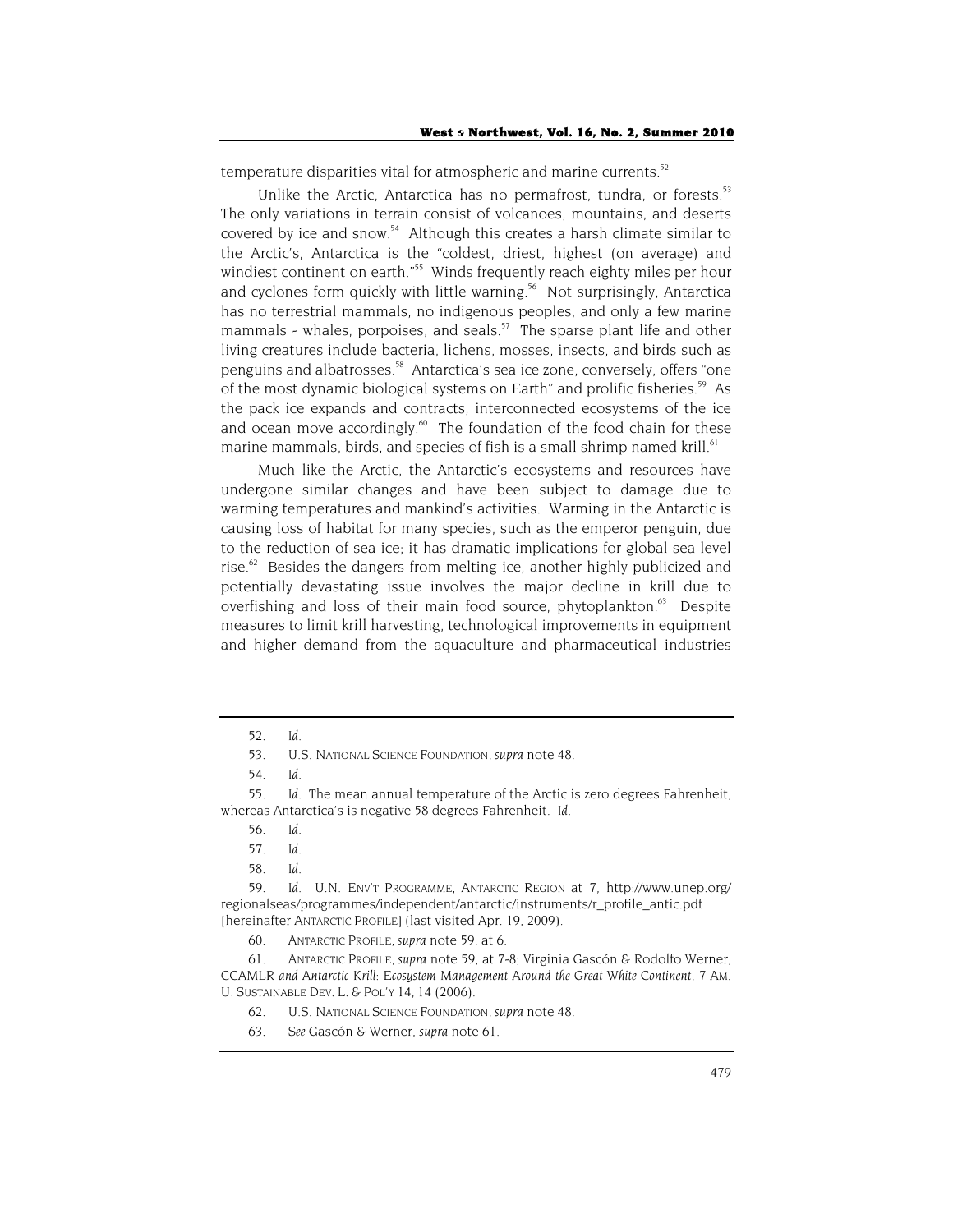temperature disparities vital for atmospheric and marine currents.[52]

Unlike the Arctic, Antarctica has no permafrost, tundra, or forests.[53] The only variations in terrain consist of volcanoes, mountains, and deserts covered by ice and snow.[54] Although this creates a harsh climate similar to the Arctic's, Antarctica is the "coldest, driest, highest (on average) and windiest continent on earth."[55] Winds frequently reach eighty miles per hour and cyclones form quickly with little warning.[56] Not surprisingly, Antarctica has no terrestrial mammals, no indigenous peoples, and only a few marine mammals - whales, porpoises, and seals.[57] The sparse plant life and other living creatures include bacteria, lichens, mosses, insects, and birds such as penguins and albatrosses.[58] Antarctica's sea ice zone, conversely, offers "one of the most dynamic biological systems on Earth" and prolific fisheries.[59] As the pack ice expands and contracts, interconnected ecosystems of the ice and ocean move accordingly.[60] The foundation of the food chain for these marine mammals, birds, and species of fish is a small shrimp named krill.[61]

Much like the Arctic, the Antarctic's ecosystems and resources have undergone similar changes and have been subject to damage due to warming temperatures and mankind's activities. Warming in the Antarctic is causing loss of habitat for many species, such as the emperor penguin, due to the reduction of sea ice; it has dramatic implications for global sea level rise.[62] Besides the dangers from melting ice, another highly publicized and potentially devastating issue involves the major decline in krill due to overfishing and loss of their main food source, phytoplankton.[63] Despite measures to limit krill harvesting, technological improvements in equipment and higher demand from the aquaculture and pharmaceutical industries

---

52. *Id.*

53. U.S. NATIONAL SCIENCE FOUNDATION, *supra* note 48.

54. *Id.*

55. *Id.* The mean annual temperature of the Arctic is zero degrees Fahrenheit, whereas Antarctica's is negative 58 degrees Fahrenheit. *Id.*

56. *Id.*

57. *Id.*

58. *Id.*

59. *Id.* U.N. ENV'T PROGRAMME, ANTARCTIC REGION at 7, http://www.unep.org/regionalseas/programmes/independent/antarctic/instruments/r_profile_antic.pdf [hereinafter ANTARCTIC PROFILE] (last visited Apr. 19, 2009).

60. ANTARCTIC PROFILE, *supra* note 59, at 6.

61. ANTARCTIC PROFILE, *supra* note 59, at 7-8; Virginia Gascón & Rodolfo Werner, *CCAMLR and Antarctic Krill: Ecosystem Management Around the Great White Continent*, 7 AM. U. SUSTAINABLE DEV. L. & POL'Y 14, 14 (2006).

62. U.S. NATIONAL SCIENCE FOUNDATION, *supra* note 48.

63. *See* Gascón & Werner, *supra* note 61.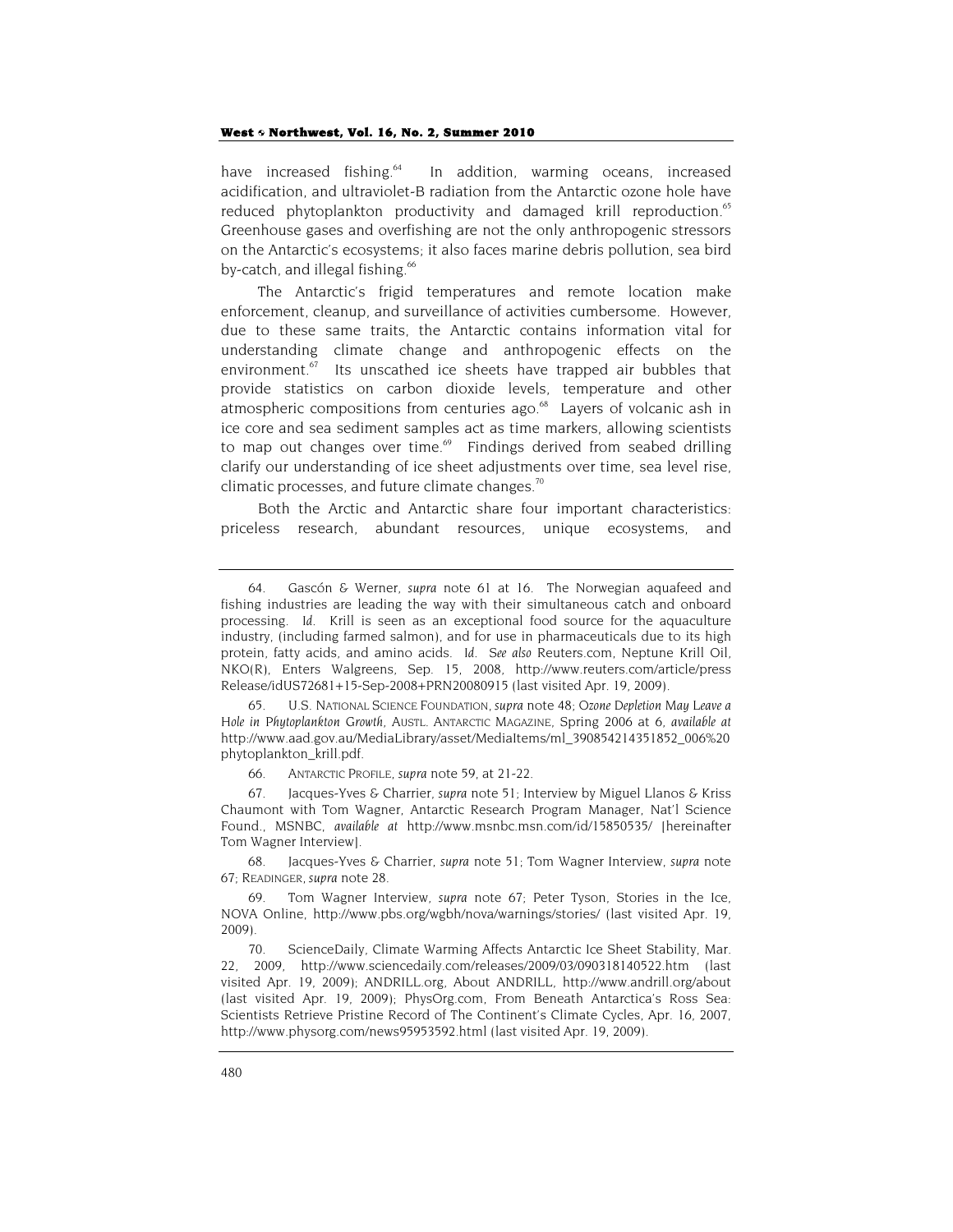have increased fishing.[64] In addition, warming oceans, increased acidification, and ultraviolet-B radiation from the Antarctic ozone hole have reduced phytoplankton productivity and damaged krill reproduction.[65] Greenhouse gases and overfishing are not the only anthropogenic stressors on the Antarctic's ecosystems; it also faces marine debris pollution, sea bird by-catch, and illegal fishing.[66]

The Antarctic's frigid temperatures and remote location make enforcement, cleanup, and surveillance of activities cumbersome. However, due to these same traits, the Antarctic contains information vital for understanding climate change and anthropogenic effects on the environment.[67] Its unscathed ice sheets have trapped air bubbles that provide statistics on carbon dioxide levels, temperature and other atmospheric compositions from centuries ago.[68] Layers of volcanic ash in ice core and sea sediment samples act as time markers, allowing scientists to map out changes over time.[69] Findings derived from seabed drilling clarify our understanding of ice sheet adjustments over time, sea level rise, climatic processes, and future climate changes.[70]

Both the Arctic and Antarctic share four important characteristics: priceless research, abundant resources, unique ecosystems, and

---

64. Gascón & Werner, *supra* note 61 at 16. The Norwegian aquafeed and fishing industries are leading the way with their simultaneous catch and onboard processing. *Id.* Krill is seen as an exceptional food source for the aquaculture industry, (including farmed salmon), and for use in pharmaceuticals due to its high protein, fatty acids, and amino acids. *Id. See also* Reuters.com, Neptune Krill Oil, NKO(R), Enters Walgreens, Sep. 15, 2008, http://www.reuters.com/article/pressRelease/idUS72681+15-Sep-2008+PRN20080915 (last visited Apr. 19, 2009).

65. U.S. NATIONAL SCIENCE FOUNDATION, *supra* note 48; *Ozone Depletion May Leave a Hole in Phytoplankton Growth*, AUSTL. ANTARCTIC MAGAZINE, Spring 2006 at 6, *available at* http://www.aad.gov.au/MediaLibrary/asset/MediaItems/ml_390854214351852_006%20phytoplankton_krill.pdf.

66. ANTARCTIC PROFILE, *supra* note 59, at 21-22.

67. Jacques-Yves & Charrier, *supra* note 51; Interview by Miguel Llanos & Kriss Chaumont with Tom Wagner, Antarctic Research Program Manager, Nat'l Science Found., MSNBC, *available at* http://www.msnbc.msn.com/id/15850535/ [hereinafter Tom Wagner Interview].

68. Jacques-Yves & Charrier, *supra* note 51; Tom Wagner Interview, *supra* note 67; READINGER, *supra* note 28.

69. Tom Wagner Interview, *supra* note 67; Peter Tyson, Stories in the Ice, NOVA Online, http://www.pbs.org/wgbh/nova/warnings/stories/ (last visited Apr. 19, 2009).

70. ScienceDaily, Climate Warming Affects Antarctic Ice Sheet Stability, Mar. 22, 2009, http://www.sciencedaily.com/releases/2009/03/090318140522.htm (last visited Apr. 19, 2009); ANDRILL.org, About ANDRILL, http://www.andrill.org/about (last visited Apr. 19, 2009); PhysOrg.com, From Beneath Antarctica's Ross Sea: Scientists Retrieve Pristine Record of The Continent's Climate Cycles, Apr. 16, 2007, http://www.physorg.com/news95953592.html (last visited Apr. 19, 2009).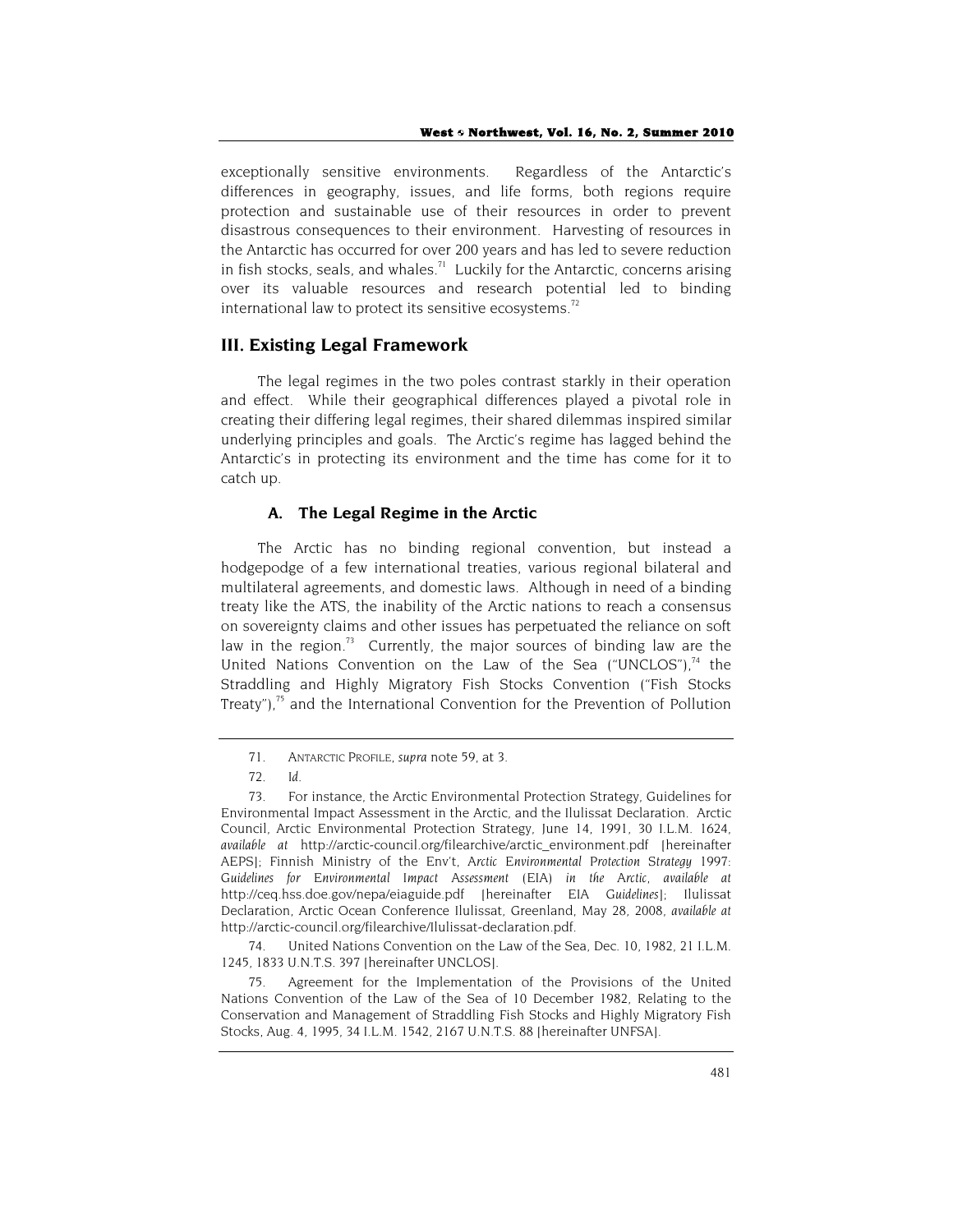exceptionally sensitive environments. Regardless of the Antarctic's differences in geography, issues, and life forms, both regions require protection and sustainable use of their resources in order to prevent disastrous consequences to their environment. Harvesting of resources in the Antarctic has occurred for over 200 years and has led to severe reduction in fish stocks, seals, and whales.[71] Luckily for the Antarctic, concerns arising over its valuable resources and research potential led to binding international law to protect its sensitive ecosystems.[72]

## III. Existing Legal Framework

The legal regimes in the two poles contrast starkly in their operation and effect. While their geographical differences played a pivotal role in creating their differing legal regimes, their shared dilemmas inspired similar underlying principles and goals. The Arctic's regime has lagged behind the Antarctic's in protecting its environment and the time has come for it to catch up.

### A. The Legal Regime in the Arctic

The Arctic has no binding regional convention, but instead a hodgepodge of a few international treaties, various regional bilateral and multilateral agreements, and domestic laws. Although in need of a binding treaty like the ATS, the inability of the Arctic nations to reach a consensus on sovereignty claims and other issues has perpetuated the reliance on soft law in the region.[73] Currently, the major sources of binding law are the United Nations Convention on the Law of the Sea ("UNCLOS"),[74] the Straddling and Highly Migratory Fish Stocks Convention ("Fish Stocks Treaty"),[75] and the International Convention for the Prevention of Pollution

---

71. ANTARCTIC PROFILE, *supra* note 59, at 3.

72. *Id.*

73. For instance, the Arctic Environmental Protection Strategy, Guidelines for Environmental Impact Assessment in the Arctic, and the Ilulissat Declaration. Arctic Council, Arctic Environmental Protection Strategy, June 14, 1991, 30 I.L.M. 1624, *available at* http://arctic-council.org/filearchive/arctic_environment.pdf [hereinafter AEPS]; Finnish Ministry of the Env't, *Arctic Environmental Protection Strategy 1997: Guidelines for Environmental Impact Assessment (EIA) in the Arctic*, *available at* http://ceq.hss.doe.gov/nepa/eiaguide.pdf [hereinafter EIA *Guidelines*]; Ilulissat Declaration, Arctic Ocean Conference Ilulissat, Greenland, May 28, 2008, *available at* http://arctic-council.org/filearchive/Ilulissat-declaration.pdf.

74. United Nations Convention on the Law of the Sea, Dec. 10, 1982, 21 I.L.M. 1245, 1833 U.N.T.S. 397 [hereinafter UNCLOS].

75. Agreement for the Implementation of the Provisions of the United Nations Convention of the Law of the Sea of 10 December 1982, Relating to the Conservation and Management of Straddling Fish Stocks and Highly Migratory Fish Stocks, Aug. 4, 1995, 34 I.L.M. 1542, 2167 U.N.T.S. 88 [hereinafter UNFSA].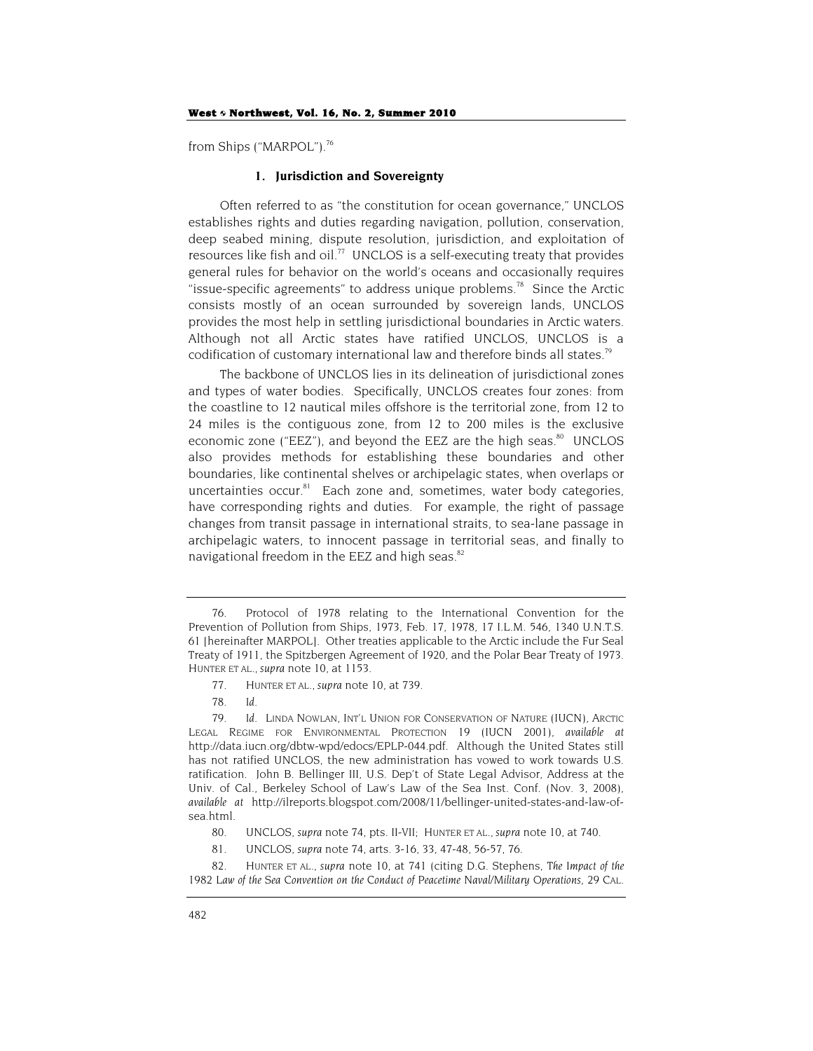from Ships ("MARPOL").[76]

### 1. Jurisdiction and Sovereignty

Often referred to as "the constitution for ocean governance," UNCLOS establishes rights and duties regarding navigation, pollution, conservation, deep seabed mining, dispute resolution, jurisdiction, and exploitation of resources like fish and oil.[77] UNCLOS is a self-executing treaty that provides general rules for behavior on the world's oceans and occasionally requires "issue-specific agreements" to address unique problems.[78] Since the Arctic consists mostly of an ocean surrounded by sovereign lands, UNCLOS provides the most help in settling jurisdictional boundaries in Arctic waters. Although not all Arctic states have ratified UNCLOS, UNCLOS is a codification of customary international law and therefore binds all states.[79]

The backbone of UNCLOS lies in its delineation of jurisdictional zones and types of water bodies. Specifically, UNCLOS creates four zones: from the coastline to 12 nautical miles offshore is the territorial zone, from 12 to 24 miles is the contiguous zone, from 12 to 200 miles is the exclusive economic zone ("EEZ"), and beyond the EEZ are the high seas.[80] UNCLOS also provides methods for establishing these boundaries and other boundaries, like continental shelves or archipelagic states, when overlaps or uncertainties occur.[81] Each zone and, sometimes, water body categories, have corresponding rights and duties. For example, the right of passage changes from transit passage in international straits, to sea-lane passage in archipelagic waters, to innocent passage in territorial seas, and finally to navigational freedom in the EEZ and high seas.[82]

---

76. Protocol of 1978 relating to the International Convention for the Prevention of Pollution from Ships, 1973, Feb. 17, 1978, 17 I.L.M. 546, 1340 U.N.T.S. 61 [hereinafter MARPOL]. Other treaties applicable to the Arctic include the Fur Seal Treaty of 1911, the Spitzbergen Agreement of 1920, and the Polar Bear Treaty of 1973. HUNTER ET AL., *supra* note 10, at 1153.

77. HUNTER ET AL., *supra* note 10, at 739.

78. *Id.*

79. *Id.* LINDA NOWLAN, INT'L UNION FOR CONSERVATION OF NATURE (IUCN), ARCTIC LEGAL REGIME FOR ENVIRONMENTAL PROTECTION 19 (IUCN 2001), *available at* http://data.iucn.org/dbtw-wpd/edocs/EPLP-044.pdf. Although the United States still has not ratified UNCLOS, the new administration has vowed to work towards U.S. ratification. John B. Bellinger III, U.S. Dep't of State Legal Advisor, Address at the Univ. of Cal., Berkeley School of Law's Law of the Sea Inst. Conf. (Nov. 3, 2008), *available at* http://ilreports.blogspot.com/2008/11/bellinger-united-states-and-law-of-sea.html.

80. UNCLOS, *supra* note 74, pts. II-VII; HUNTER ET AL., *supra* note 10, at 740.

81. UNCLOS, *supra* note 74, arts. 3-16, 33, 47-48, 56-57, 76.

82. HUNTER ET AL., *supra* note 10, at 741 (citing D.G. Stephens, *The Impact of the 1982 Law of the Sea Convention on the Conduct of Peacetime Naval/Military Operations*, 29 CAL.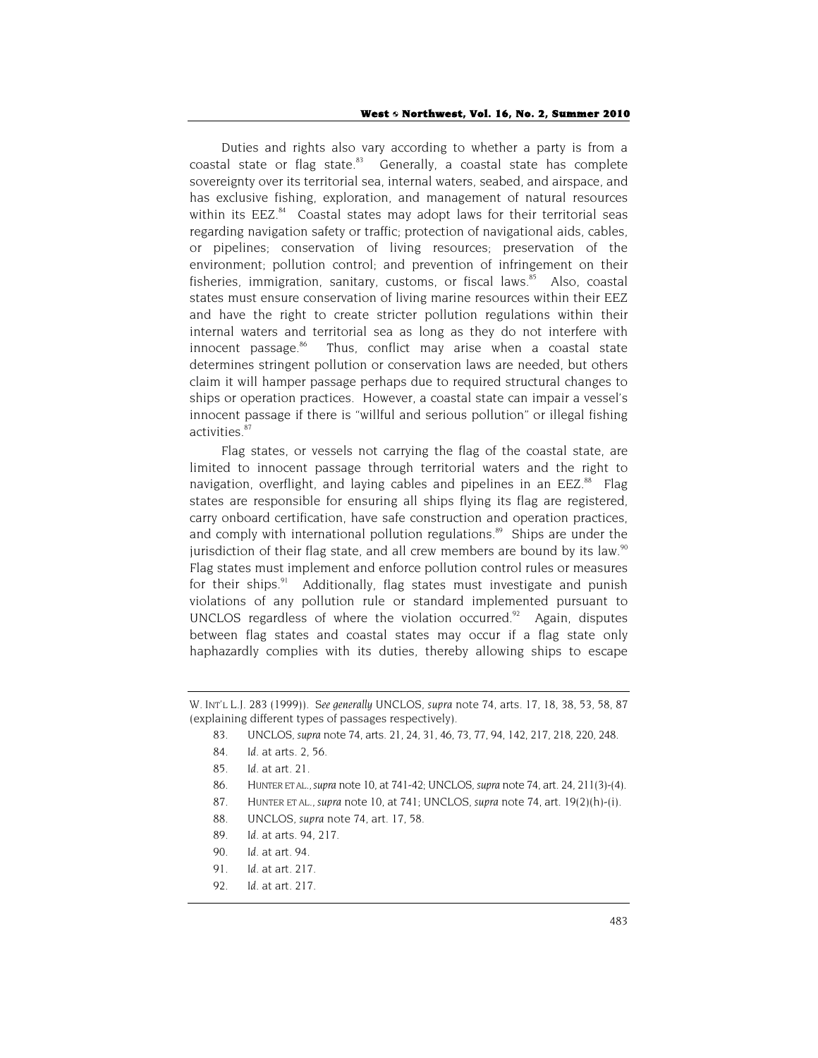Duties and rights also vary according to whether a party is from a coastal state or flag state.[83] Generally, a coastal state has complete sovereignty over its territorial sea, internal waters, seabed, and airspace, and has exclusive fishing, exploration, and management of natural resources within its EEZ.[84] Coastal states may adopt laws for their territorial seas regarding navigation safety or traffic; protection of navigational aids, cables, or pipelines; conservation of living resources; preservation of the environment; pollution control; and prevention of infringement on their fisheries, immigration, sanitary, customs, or fiscal laws.[85] Also, coastal states must ensure conservation of living marine resources within their EEZ and have the right to create stricter pollution regulations within their internal waters and territorial sea as long as they do not interfere with innocent passage.[86] Thus, conflict may arise when a coastal state determines stringent pollution or conservation laws are needed, but others claim it will hamper passage perhaps due to required structural changes to ships or operation practices. However, a coastal state can impair a vessel's innocent passage if there is "willful and serious pollution" or illegal fishing activities.[87]

Flag states, or vessels not carrying the flag of the coastal state, are limited to innocent passage through territorial waters and the right to navigation, overflight, and laying cables and pipelines in an EEZ.[88] Flag states are responsible for ensuring all ships flying its flag are registered, carry onboard certification, have safe construction and operation practices, and comply with international pollution regulations.[89] Ships are under the jurisdiction of their flag state, and all crew members are bound by its law.[90] Flag states must implement and enforce pollution control rules or measures for their ships.[91] Additionally, flag states must investigate and punish violations of any pollution rule or standard implemented pursuant to UNCLOS regardless of where the violation occurred.[92] Again, disputes between flag states and coastal states may occur if a flag state only haphazardly complies with its duties, thereby allowing ships to escape

---

W. INT'L L.J. 283 (1999)). *See generally* UNCLOS, *supra* note 74, arts. 17, 18, 38, 53, 58, 87 (explaining different types of passages respectively).

83. UNCLOS, *supra* note 74, arts. 21, 24, 31, 46, 73, 77, 94, 142, 217, 218, 220, 248.

84. *Id.* at arts. 2, 56.

85. *Id.* at art. 21.

86. HUNTER ET AL., *supra* note 10, at 741-42; UNCLOS, *supra* note 74, art. 24, 211(3)-(4).

87. HUNTER ET AL., *supra* note 10, at 741; UNCLOS, *supra* note 74, art. 19(2)(h)-(i).

88. UNCLOS, *supra* note 74, art. 17, 58.

89. *Id.* at arts. 94, 217.

90. *Id.* at art. 94.

91. *Id.* at art. 217.

92. *Id.* at art. 217.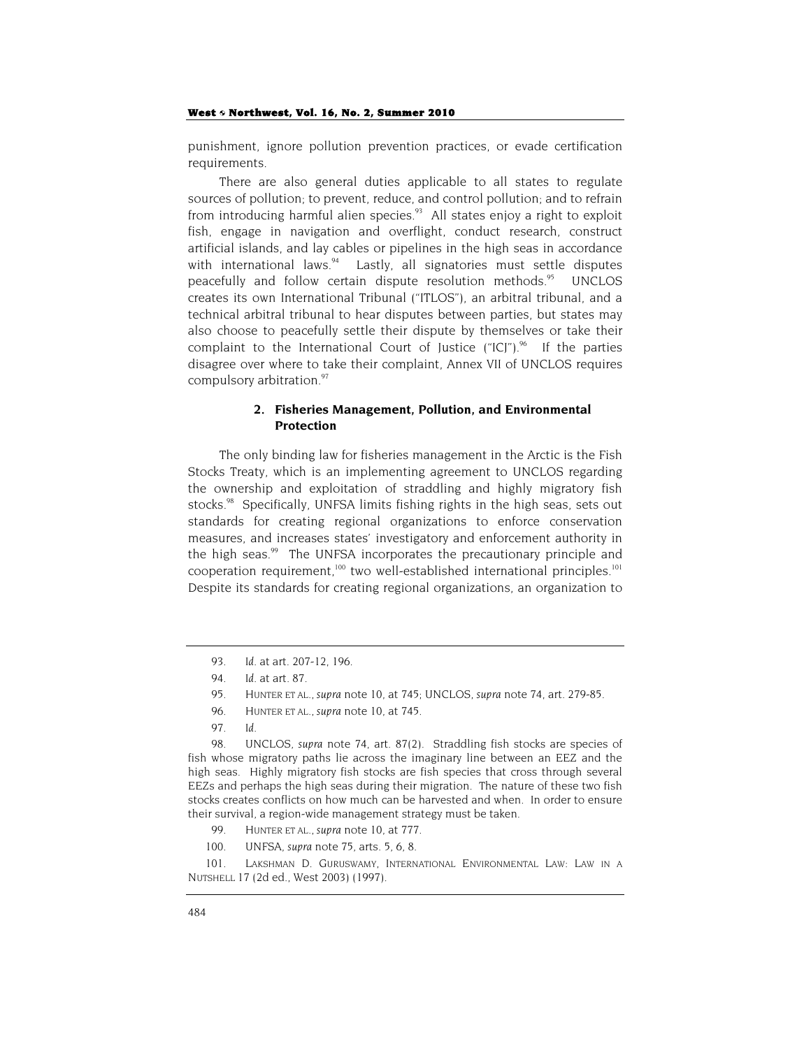punishment, ignore pollution prevention practices, or evade certification requirements.

There are also general duties applicable to all states to regulate sources of pollution; to prevent, reduce, and control pollution; and to refrain from introducing harmful alien species.[93] All states enjoy a right to exploit fish, engage in navigation and overflight, conduct research, construct artificial islands, and lay cables or pipelines in the high seas in accordance with international laws.[94] Lastly, all signatories must settle disputes peacefully and follow certain dispute resolution methods.[95] UNCLOS creates its own International Tribunal ("ITLOS"), an arbitral tribunal, and a technical arbitral tribunal to hear disputes between parties, but states may also choose to peacefully settle their dispute by themselves or take their complaint to the International Court of Justice ("ICJ").[96] If the parties disagree over where to take their complaint, Annex VII of UNCLOS requires compulsory arbitration.[97]

### 2. Fisheries Management, Pollution, and Environmental Protection

The only binding law for fisheries management in the Arctic is the Fish Stocks Treaty, which is an implementing agreement to UNCLOS regarding the ownership and exploitation of straddling and highly migratory fish stocks.[98] Specifically, UNFSA limits fishing rights in the high seas, sets out standards for creating regional organizations to enforce conservation measures, and increases states' investigatory and enforcement authority in the high seas.[99] The UNFSA incorporates the precautionary principle and cooperation requirement,[100] two well-established international principles.[101] Despite its standards for creating regional organizations, an organization to

---

93. *Id.* at art. 207-12, 196.

94. *Id.* at art. 87.

95. HUNTER ET AL., *supra* note 10, at 745; UNCLOS, *supra* note 74, art. 279-85.

96. HUNTER ET AL., *supra* note 10, at 745.

97. *Id.*

98. UNCLOS, *supra* note 74, art. 87(2). Straddling fish stocks are species of fish whose migratory paths lie across the imaginary line between an EEZ and the high seas. Highly migratory fish stocks are fish species that cross through several EEZs and perhaps the high seas during their migration. The nature of these two fish stocks creates conflicts on how much can be harvested and when. In order to ensure their survival, a region-wide management strategy must be taken.

99. HUNTER ET AL., *supra* note 10, at 777.

100. UNFSA, *supra* note 75, arts. 5, 6, 8.

101. LAKSHMAN D. GURUSWAMY, INTERNATIONAL ENVIRONMENTAL LAW: LAW IN A NUTSHELL 17 (2d ed., West 2003) (1997).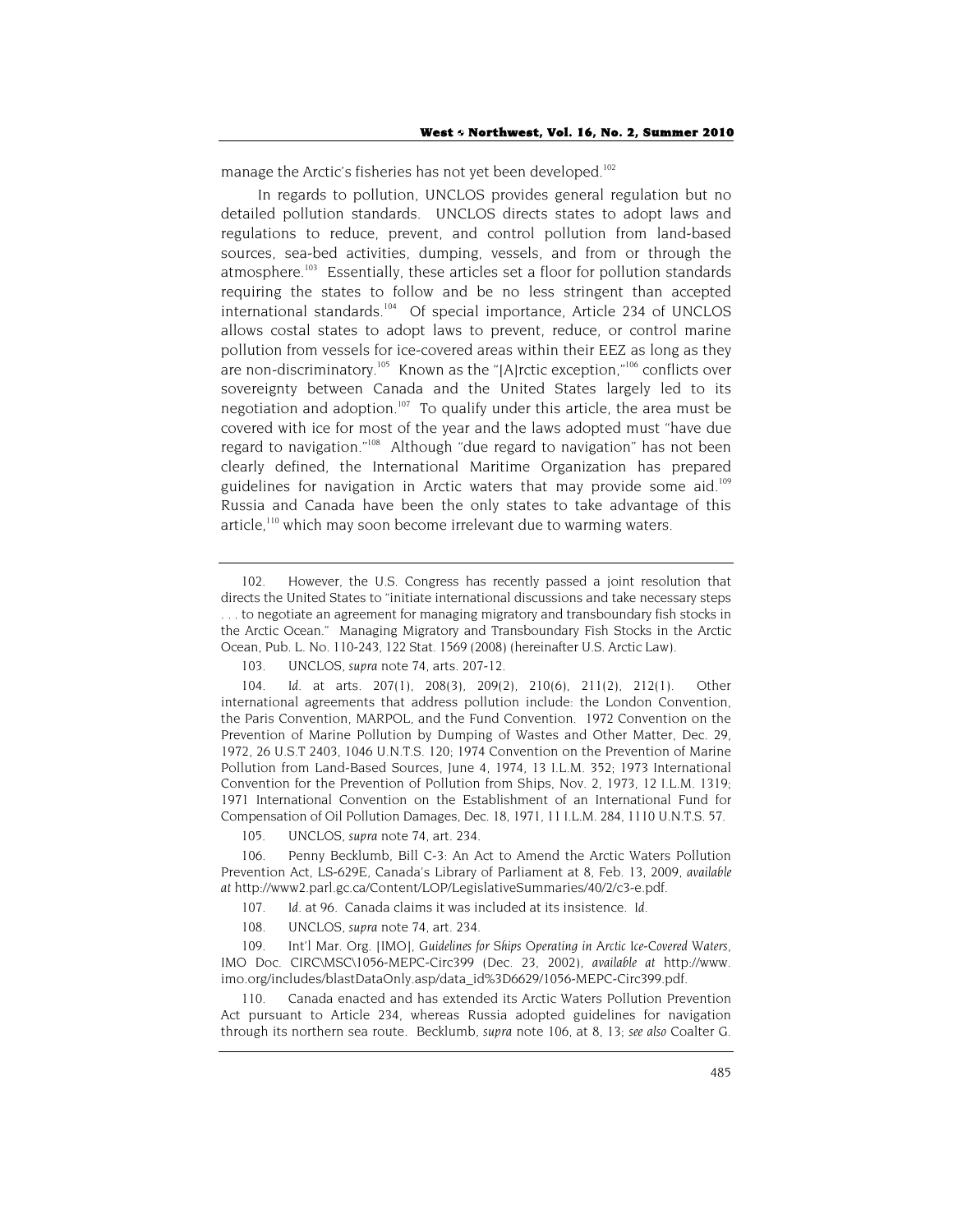manage the Arctic's fisheries has not yet been developed.[102]

In regards to pollution, UNCLOS provides general regulation but no detailed pollution standards. UNCLOS directs states to adopt laws and regulations to reduce, prevent, and control pollution from land-based sources, sea-bed activities, dumping, vessels, and from or through the atmosphere.[103] Essentially, these articles set a floor for pollution standards requiring the states to follow and be no less stringent than accepted international standards.[104] Of special importance, Article 234 of UNCLOS allows costal states to adopt laws to prevent, reduce, or control marine pollution from vessels for ice-covered areas within their EEZ as long as they are non-discriminatory.[105] Known as the "[A]rctic exception,"[106] conflicts over sovereignty between Canada and the United States largely led to its negotiation and adoption.[107] To qualify under this article, the area must be covered with ice for most of the year and the laws adopted must "have due regard to navigation."[108] Although "due regard to navigation" has not been clearly defined, the International Maritime Organization has prepared guidelines for navigation in Arctic waters that may provide some aid.[109] Russia and Canada have been the only states to take advantage of this article,[110] which may soon become irrelevant due to warming waters.

---

102. However, the U.S. Congress has recently passed a joint resolution that directs the United States to "initiate international discussions and take necessary steps . . . to negotiate an agreement for managing migratory and transboundary fish stocks in the Arctic Ocean." Managing Migratory and Transboundary Fish Stocks in the Arctic Ocean, Pub. L. No. 110-243, 122 Stat. 1569 (2008) (hereinafter U.S. Arctic Law).

103. UNCLOS, *supra* note 74, arts. 207-12.

104. *Id.* at arts. 207(1), 208(3), 209(2), 210(6), 211(2), 212(1). Other international agreements that address pollution include: the London Convention, the Paris Convention, MARPOL, and the Fund Convention. 1972 Convention on the Prevention of Marine Pollution by Dumping of Wastes and Other Matter, Dec. 29, 1972, 26 U.S.T 2403, 1046 U.N.T.S. 120; 1974 Convention on the Prevention of Marine Pollution from Land-Based Sources, June 4, 1974, 13 I.L.M. 352; 1973 International Convention for the Prevention of Pollution from Ships, Nov. 2, 1973, 12 I.L.M. 1319; 1971 International Convention on the Establishment of an International Fund for Compensation of Oil Pollution Damages, Dec. 18, 1971, 11 I.L.M. 284, 1110 U.N.T.S. 57.

105. UNCLOS, *supra* note 74, art. 234.

106. Penny Becklumb, Bill C-3: An Act to Amend the Arctic Waters Pollution Prevention Act, LS-629E, Canada's Library of Parliament at 8, Feb. 13, 2009, *available at* http://www2.parl.gc.ca/Content/LOP/LegislativeSummaries/40/2/c3-e.pdf.

107. *Id.* at 96. Canada claims it was included at its insistence. *Id.*

108. UNCLOS, *supra* note 74, art. 234.

109. Int'l Mar. Org. [IMO], *Guidelines for Ships Operating in Arctic Ice-Covered Waters*, IMO Doc. CIRC\MSC\1056-MEPC-Circ399 (Dec. 23, 2002), *available at* http://www.imo.org/includes/blastDataOnly.asp/data_id%3D6629/1056-MEPC-Circ399.pdf.

110. Canada enacted and has extended its Arctic Waters Pollution Prevention Act pursuant to Article 234, whereas Russia adopted guidelines for navigation through its northern sea route. Becklumb, *supra* note 106, at 8, 13; *see also* Coalter G.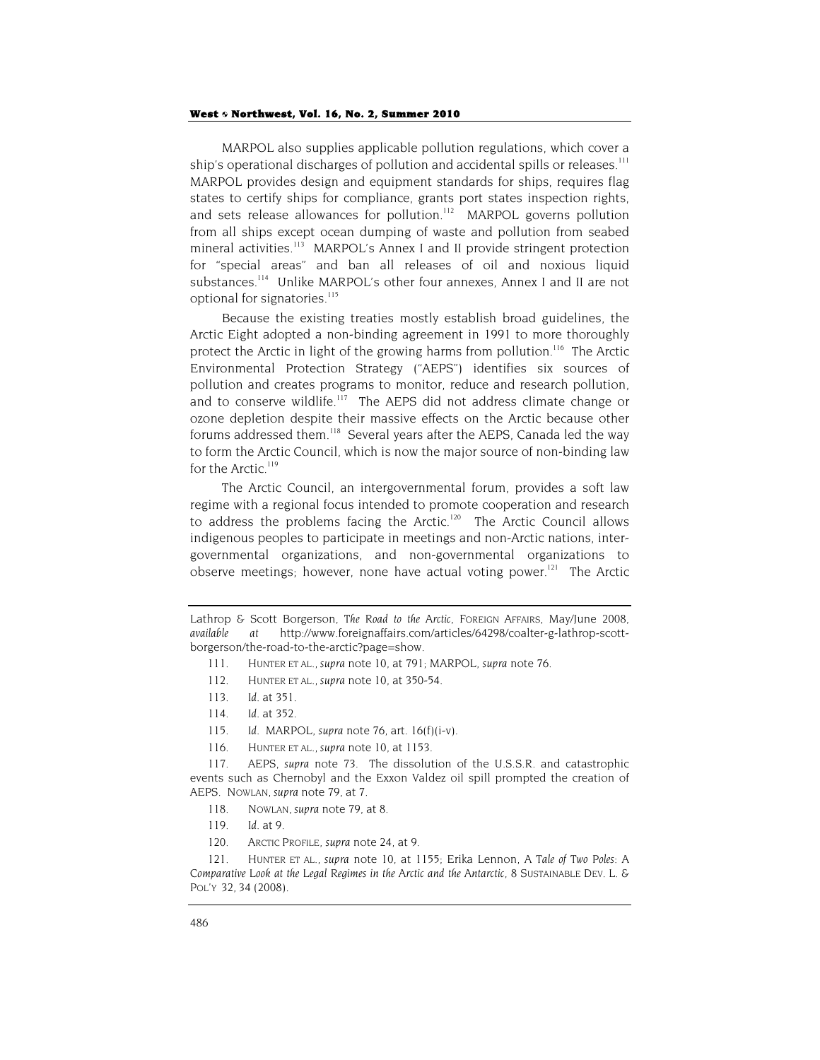MARPOL also supplies applicable pollution regulations, which cover a ship's operational discharges of pollution and accidental spills or releases.[111] MARPOL provides design and equipment standards for ships, requires flag states to certify ships for compliance, grants port states inspection rights, and sets release allowances for pollution.[112] MARPOL governs pollution from all ships except ocean dumping of waste and pollution from seabed mineral activities.[113] MARPOL's Annex I and II provide stringent protection for "special areas" and ban all releases of oil and noxious liquid substances.[114] Unlike MARPOL's other four annexes, Annex I and II are not optional for signatories.[115]

Because the existing treaties mostly establish broad guidelines, the Arctic Eight adopted a non-binding agreement in 1991 to more thoroughly protect the Arctic in light of the growing harms from pollution.[116] The Arctic Environmental Protection Strategy ("AEPS") identifies six sources of pollution and creates programs to monitor, reduce and research pollution, and to conserve wildlife.[117] The AEPS did not address climate change or ozone depletion despite their massive effects on the Arctic because other forums addressed them.[118] Several years after the AEPS, Canada led the way to form the Arctic Council, which is now the major source of non-binding law for the Arctic.[119]

The Arctic Council, an intergovernmental forum, provides a soft law regime with a regional focus intended to promote cooperation and research to address the problems facing the Arctic.[120] The Arctic Council allows indigenous peoples to participate in meetings and non-Arctic nations, inter-governmental organizations, and non-governmental organizations to observe meetings; however, none have actual voting power.[121] The Arctic

---

Lathrop & Scott Borgerson, *The Road to the Arctic*, FOREIGN AFFAIRS, May/June 2008, *available at* http://www.foreignaffairs.com/articles/64298/coalter-g-lathrop-scott-borgerson/the-road-to-the-arctic?page=show.

111. HUNTER ET AL., *supra* note 10, at 791; MARPOL, *supra* note 76.

112. HUNTER ET AL., *supra* note 10, at 350-54.

113. *Id.* at 351.

114. *Id.* at 352.

115. *Id.* MARPOL, *supra* note 76, art. 16(f)(i-v).

116. HUNTER ET AL., *supra* note 10, at 1153.

117. AEPS, *supra* note 73. The dissolution of the U.S.S.R. and catastrophic events such as Chernobyl and the Exxon Valdez oil spill prompted the creation of AEPS. NOWLAN, *supra* note 79, at 7.

118. NOWLAN, *supra* note 79, at 8.

119. *Id.* at 9.

120. ARCTIC PROFILE, *supra* note 24, at 9.

121. HUNTER ET AL., *supra* note 10, at 1155; Erika Lennon, *A Tale of Two Poles: A Comparative Look at the Legal Regimes in the Arctic and the Antarctic*, 8 SUSTAINABLE DEV. L. & POL'Y 32, 34 (2008).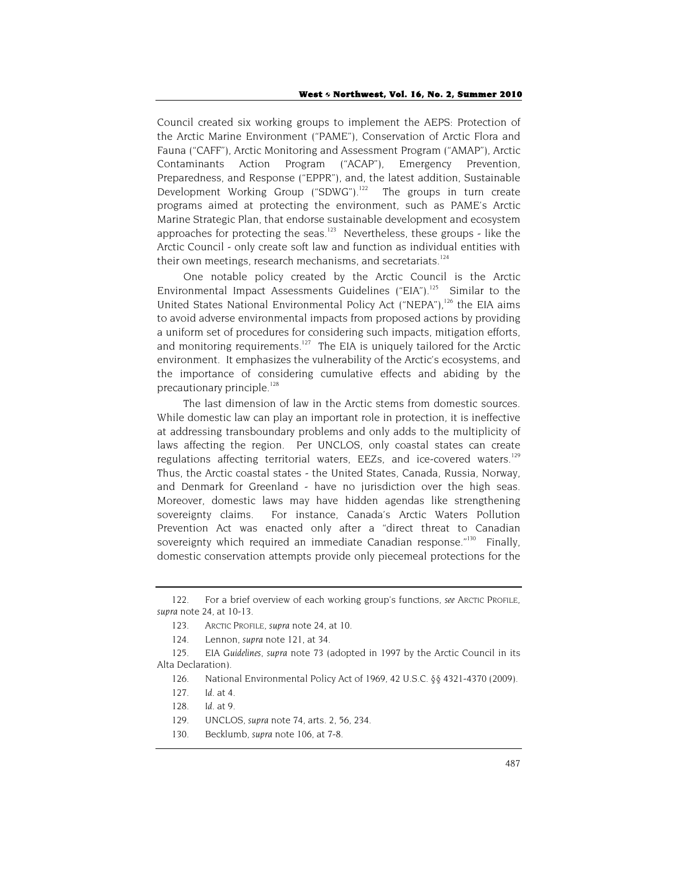Council created six working groups to implement the AEPS: Protection of the Arctic Marine Environment ("PAME"), Conservation of Arctic Flora and Fauna ("CAFF"), Arctic Monitoring and Assessment Program ("AMAP"), Arctic Contaminants Action Program ("ACAP"), Emergency Prevention, Preparedness, and Response ("EPPR"), and, the latest addition, Sustainable Development Working Group ("SDWG").[122] The groups in turn create programs aimed at protecting the environment, such as PAME's Arctic Marine Strategic Plan, that endorse sustainable development and ecosystem approaches for protecting the seas.[123] Nevertheless, these groups - like the Arctic Council - only create soft law and function as individual entities with their own meetings, research mechanisms, and secretariats.[124]

One notable policy created by the Arctic Council is the Arctic Environmental Impact Assessments Guidelines ("EIA").[125] Similar to the United States National Environmental Policy Act ("NEPA"),[126] the EIA aims to avoid adverse environmental impacts from proposed actions by providing a uniform set of procedures for considering such impacts, mitigation efforts, and monitoring requirements.[127] The EIA is uniquely tailored for the Arctic environment. It emphasizes the vulnerability of the Arctic's ecosystems, and the importance of considering cumulative effects and abiding by the precautionary principle.[128]

The last dimension of law in the Arctic stems from domestic sources. While domestic law can play an important role in protection, it is ineffective at addressing transboundary problems and only adds to the multiplicity of laws affecting the region. Per UNCLOS, only coastal states can create regulations affecting territorial waters, EEZs, and ice-covered waters.[129] Thus, the Arctic coastal states - the United States, Canada, Russia, Norway, and Denmark for Greenland - have no jurisdiction over the high seas. Moreover, domestic laws may have hidden agendas like strengthening sovereignty claims. For instance, Canada's Arctic Waters Pollution Prevention Act was enacted only after a "direct threat to Canadian sovereignty which required an immediate Canadian response."[130] Finally, domestic conservation attempts provide only piecemeal protections for the

---

122. For a brief overview of each working group's functions, *see* ARCTIC PROFILE, *supra* note 24, at 10-13.

123. ARCTIC PROFILE, *supra* note 24, at 10.

124. Lennon, *supra* note 121, at 34.

125. EIA G*uidelines*, *supra* note 73 (adopted in 1997 by the Arctic Council in its Alta Declaration).

126. National Environmental Policy Act of 1969, 42 U.S.C. §§ 4321-4370 (2009).

127. I*d*. at 4.

128. I*d*. at 9.

129. UNCLOS, *supra* note 74, arts. 2, 56, 234.

130. Becklumb, *supra* note 106, at 7-8.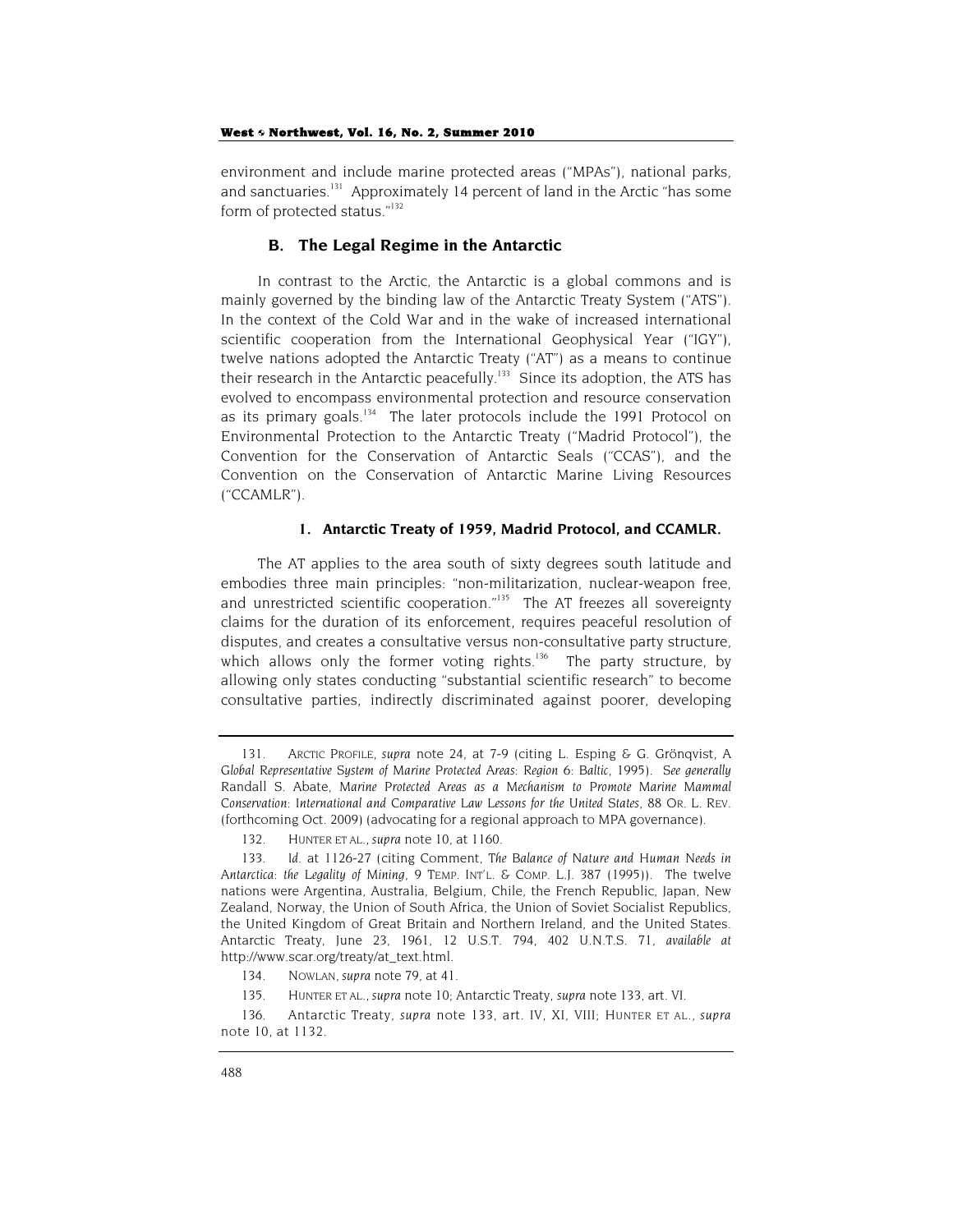environment and include marine protected areas ("MPAs"), national parks, and sanctuaries.[131] Approximately 14 percent of land in the Arctic "has some form of protected status."[132]

## B. The Legal Regime in the Antarctic

In contrast to the Arctic, the Antarctic is a global commons and is mainly governed by the binding law of the Antarctic Treaty System ("ATS"). In the context of the Cold War and in the wake of increased international scientific cooperation from the International Geophysical Year ("IGY"), twelve nations adopted the Antarctic Treaty ("AT") as a means to continue their research in the Antarctic peacefully.[133] Since its adoption, the ATS has evolved to encompass environmental protection and resource conservation as its primary goals.[134] The later protocols include the 1991 Protocol on Environmental Protection to the Antarctic Treaty ("Madrid Protocol"), the Convention for the Conservation of Antarctic Seals ("CCAS"), and the Convention on the Conservation of Antarctic Marine Living Resources ("CCAMLR").

### 1. Antarctic Treaty of 1959, Madrid Protocol, and CCAMLR.

The AT applies to the area south of sixty degrees south latitude and embodies three main principles: "non-militarization, nuclear-weapon free, and unrestricted scientific cooperation."[135] The AT freezes all sovereignty claims for the duration of its enforcement, requires peaceful resolution of disputes, and creates a consultative versus non-consultative party structure, which allows only the former voting rights.[136] The party structure, by allowing only states conducting "substantial scientific research" to become consultative parties, indirectly discriminated against poorer, developing

---

131. ARCTIC PROFILE, *supra* note 24, at 7-9 (citing L. Esping & G. Grönqvist, *A Global Representative System of Marine Protected Areas: Region 6: Baltic*, 1995). *See generally* Randall S. Abate, *Marine Protected Areas as a Mechanism to Promote Marine Mammal Conservation: International and Comparative Law Lessons for the United States*, 88 OR. L. REV. (forthcoming Oct. 2009) (advocating for a regional approach to MPA governance).

132. HUNTER ET AL., *supra* note 10, at 1160.

133. *Id.* at 1126-27 (citing Comment, *The Balance of Nature and Human Needs in Antarctica: the Legality of Mining*, 9 TEMP. INT'L. & COMP. L.J. 387 (1995)). The twelve nations were Argentina, Australia, Belgium, Chile, the French Republic, Japan, New Zealand, Norway, the Union of South Africa, the Union of Soviet Socialist Republics, the United Kingdom of Great Britain and Northern Ireland, and the United States. Antarctic Treaty, June 23, 1961, 12 U.S.T. 794, 402 U.N.T.S. 71, *available at* http://www.scar.org/treaty/at_text.html.

134. NOWLAN, *supra* note 79, at 41.

135. HUNTER ET AL., *supra* note 10; Antarctic Treaty, *supra* note 133, art. VI.

136. Antarctic Treaty, *supra* note 133, art. IV, XI, VIII; HUNTER ET AL., *supra* note 10, at 1132.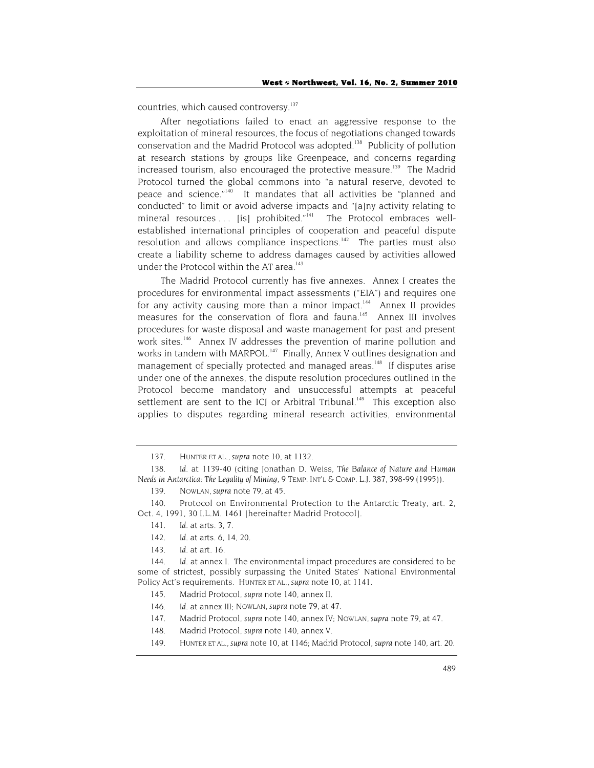countries, which caused controversy.[137]

After negotiations failed to enact an aggressive response to the exploitation of mineral resources, the focus of negotiations changed towards conservation and the Madrid Protocol was adopted.[138] Publicity of pollution at research stations by groups like Greenpeace, and concerns regarding increased tourism, also encouraged the protective measure.[139] The Madrid Protocol turned the global commons into "a natural reserve, devoted to peace and science."[140] It mandates that all activities be "planned and conducted" to limit or avoid adverse impacts and "[a]ny activity relating to mineral resources . . . [is] prohibited."[141] The Protocol embraces well-established international principles of cooperation and peaceful dispute resolution and allows compliance inspections.[142] The parties must also create a liability scheme to address damages caused by activities allowed under the Protocol within the AT area.[143]

The Madrid Protocol currently has five annexes. Annex I creates the procedures for environmental impact assessments ("EIA") and requires one for any activity causing more than a minor impact.[144] Annex II provides measures for the conservation of flora and fauna.[145] Annex III involves procedures for waste disposal and waste management for past and present work sites.[146] Annex IV addresses the prevention of marine pollution and works in tandem with MARPOL.[147] Finally, Annex V outlines designation and management of specially protected and managed areas.[148] If disputes arise under one of the annexes, the dispute resolution procedures outlined in the Protocol become mandatory and unsuccessful attempts at peaceful settlement are sent to the ICJ or Arbitral Tribunal.[149] This exception also applies to disputes regarding mineral research activities, environmental

---

137. HUNTER ET AL., *supra* note 10, at 1132.

138. *Id.* at 1139-40 (citing Jonathan D. Weiss, *The Balance of Nature and Human Needs in Antarctica: The Legality of Mining*, 9 TEMP. INT'L & COMP. L.J. 387, 398-99 (1995)).

139. NOWLAN, *supra* note 79, at 45.

140. Protocol on Environmental Protection to the Antarctic Treaty, art. 2, Oct. 4, 1991, 30 I.L.M. 1461 [hereinafter Madrid Protocol].

141. *Id.* at arts. 3, 7.

142. *Id.* at arts. 6, 14, 20.

143. *Id.* at art. 16.

144. *Id.* at annex I. The environmental impact procedures are considered to be some of strictest, possibly surpassing the United States' National Environmental Policy Act's requirements. HUNTER ET AL., *supra* note 10, at 1141.

145. Madrid Protocol, *supra* note 140, annex II.

146. *Id.* at annex III; NOWLAN, *supra* note 79, at 47.

147. Madrid Protocol, *supra* note 140, annex IV; NOWLAN, *supra* note 79, at 47.

148. Madrid Protocol, *supra* note 140, annex V.

149. HUNTER ET AL., *supra* note 10, at 1146; Madrid Protocol, *supra* note 140, art. 20.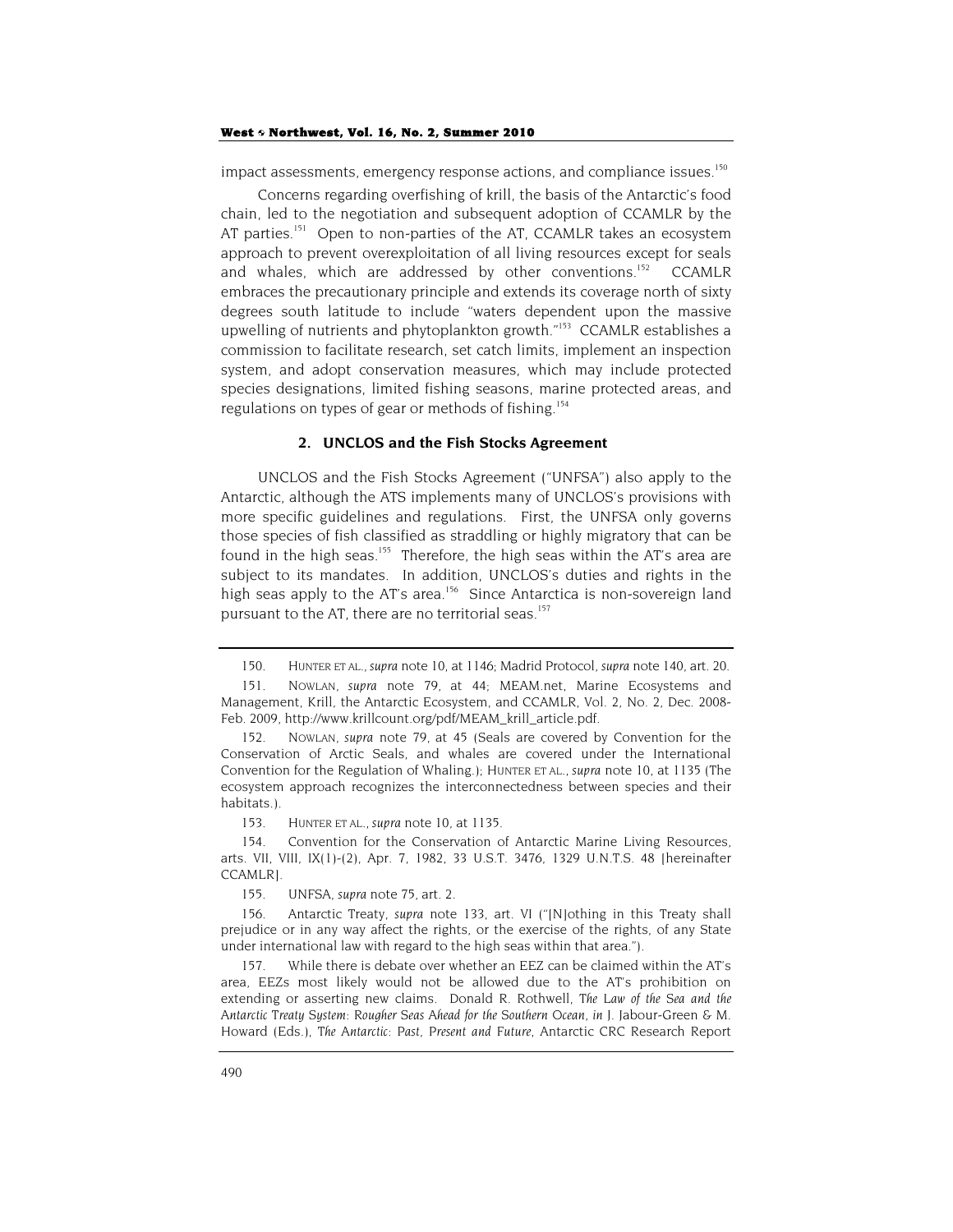impact assessments, emergency response actions, and compliance issues.[150]

Concerns regarding overfishing of krill, the basis of the Antarctic's food chain, led to the negotiation and subsequent adoption of CCAMLR by the AT parties.[151] Open to non-parties of the AT, CCAMLR takes an ecosystem approach to prevent overexploitation of all living resources except for seals and whales, which are addressed by other conventions.[152] CCAMLR embraces the precautionary principle and extends its coverage north of sixty degrees south latitude to include "waters dependent upon the massive upwelling of nutrients and phytoplankton growth."[153] CCAMLR establishes a commission to facilitate research, set catch limits, implement an inspection system, and adopt conservation measures, which may include protected species designations, limited fishing seasons, marine protected areas, and regulations on types of gear or methods of fishing.[154]

### 2. UNCLOS and the Fish Stocks Agreement

UNCLOS and the Fish Stocks Agreement ("UNFSA") also apply to the Antarctic, although the ATS implements many of UNCLOS's provisions with more specific guidelines and regulations. First, the UNFSA only governs those species of fish classified as straddling or highly migratory that can be found in the high seas.[155] Therefore, the high seas within the AT's area are subject to its mandates. In addition, UNCLOS's duties and rights in the high seas apply to the AT's area.[156] Since Antarctica is non-sovereign land pursuant to the AT, there are no territorial seas.[157]

---

150. HUNTER ET AL., *supra* note 10, at 1146; Madrid Protocol, *supra* note 140, art. 20.

151. NOWLAN, *supra* note 79, at 44; MEAM.net, Marine Ecosystems and Management, Krill, the Antarctic Ecosystem, and CCAMLR, Vol. 2, No. 2, Dec. 2008-Feb. 2009, http://www.krillcount.org/pdf/MEAM_krill_article.pdf.

152. NOWLAN, *supra* note 79, at 45 (Seals are covered by Convention for the Conservation of Arctic Seals, and whales are covered under the International Convention for the Regulation of Whaling.); HUNTER ET AL., *supra* note 10, at 1135 (The ecosystem approach recognizes the interconnectedness between species and their habitats.).

153. HUNTER ET AL., *supra* note 10, at 1135.

154. Convention for the Conservation of Antarctic Marine Living Resources, arts. VII, VIII, IX(1)-(2), Apr. 7, 1982, 33 U.S.T. 3476, 1329 U.N.T.S. 48 [hereinafter CCAMLR].

155. UNFSA, *supra* note 75, art. 2.

156. Antarctic Treaty, *supra* note 133, art. VI ("[N]othing in this Treaty shall prejudice or in any way affect the rights, or the exercise of the rights, of any State under international law with regard to the high seas within that area.").

157. While there is debate over whether an EEZ can be claimed within the AT's area, EEZs most likely would not be allowed due to the AT's prohibition on extending or asserting new claims. Donald R. Rothwell, *The Law of the Sea and the Antarctic Treaty System: Rougher Seas Ahead for the Southern Ocean*, *in* J. Jabour-Green & M. Howard (Eds.), *The Antarctic: Past, Present and Future*, Antarctic CRC Research Report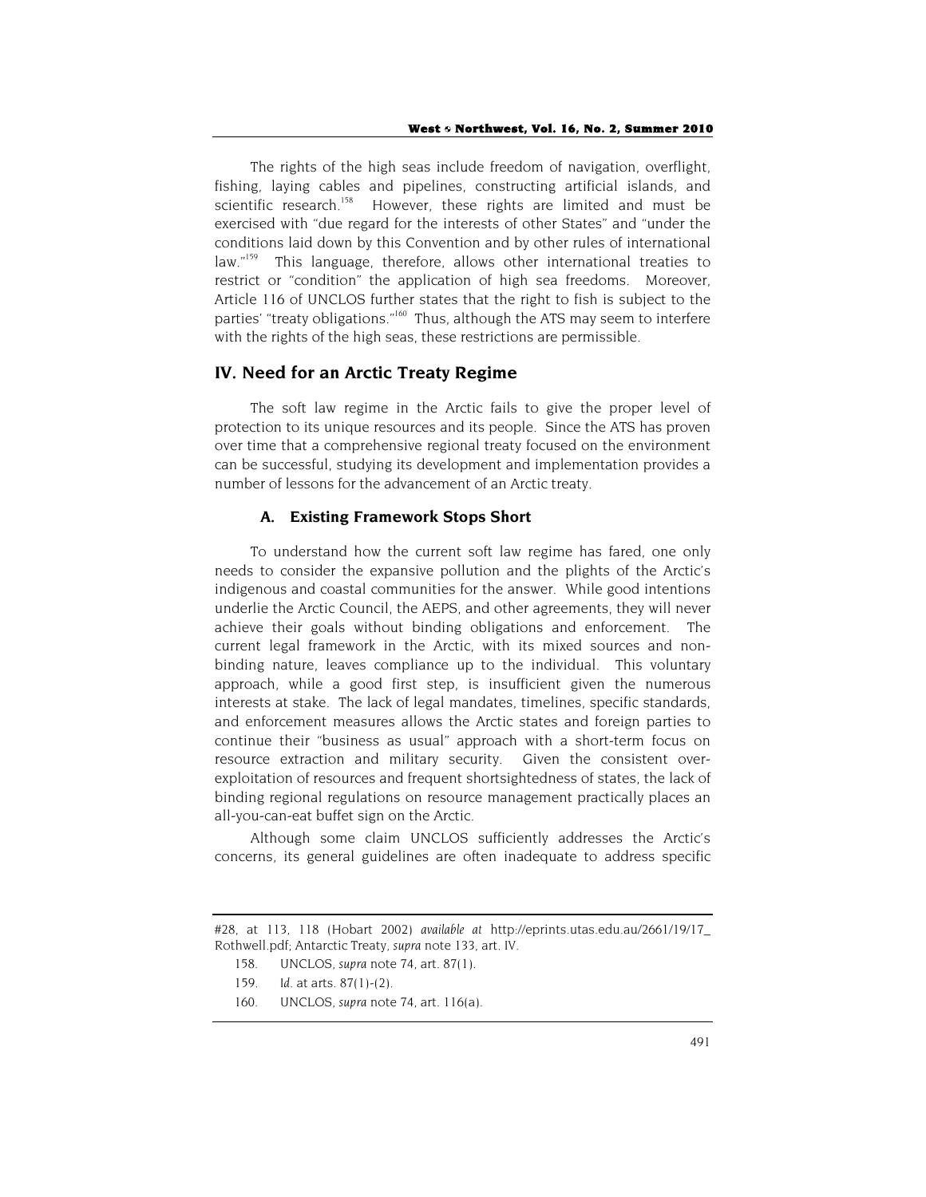The rights of the high seas include freedom of navigation, overflight, fishing, laying cables and pipelines, constructing artificial islands, and scientific research.[158] However, these rights are limited and must be exercised with "due regard for the interests of other States" and "under the conditions laid down by this Convention and by other rules of international law."[159] This language, therefore, allows other international treaties to restrict or "condition" the application of high sea freedoms. Moreover, Article 116 of UNCLOS further states that the right to fish is subject to the parties' "treaty obligations."[160] Thus, although the ATS may seem to interfere with the rights of the high seas, these restrictions are permissible.

## IV. Need for an Arctic Treaty Regime

The soft law regime in the Arctic fails to give the proper level of protection to its unique resources and its people. Since the ATS has proven over time that a comprehensive regional treaty focused on the environment can be successful, studying its development and implementation provides a number of lessons for the advancement of an Arctic treaty.

### A. Existing Framework Stops Short

To understand how the current soft law regime has fared, one only needs to consider the expansive pollution and the plights of the Arctic's indigenous and coastal communities for the answer. While good intentions underlie the Arctic Council, the AEPS, and other agreements, they will never achieve their goals without binding obligations and enforcement. The current legal framework in the Arctic, with its mixed sources and non-binding nature, leaves compliance up to the individual. This voluntary approach, while a good first step, is insufficient given the numerous interests at stake. The lack of legal mandates, timelines, specific standards, and enforcement measures allows the Arctic states and foreign parties to continue their "business as usual" approach with a short-term focus on resource extraction and military security. Given the consistent over-exploitation of resources and frequent shortsightedness of states, the lack of binding regional regulations on resource management practically places an all-you-can-eat buffet sign on the Arctic.

Although some claim UNCLOS sufficiently addresses the Arctic's concerns, its general guidelines are often inadequate to address specific

---

#28, at 113, 118 (Hobart 2002) *available at* http://eprints.utas.edu.au/2661/19/17_Rothwell.pdf; Antarctic Treaty, *supra* note 133, art. IV.

158. UNCLOS, *supra* note 74, art. 87(1).

159. *Id.* at arts. 87(1)-(2).

160. UNCLOS, *supra* note 74, art. 116(a).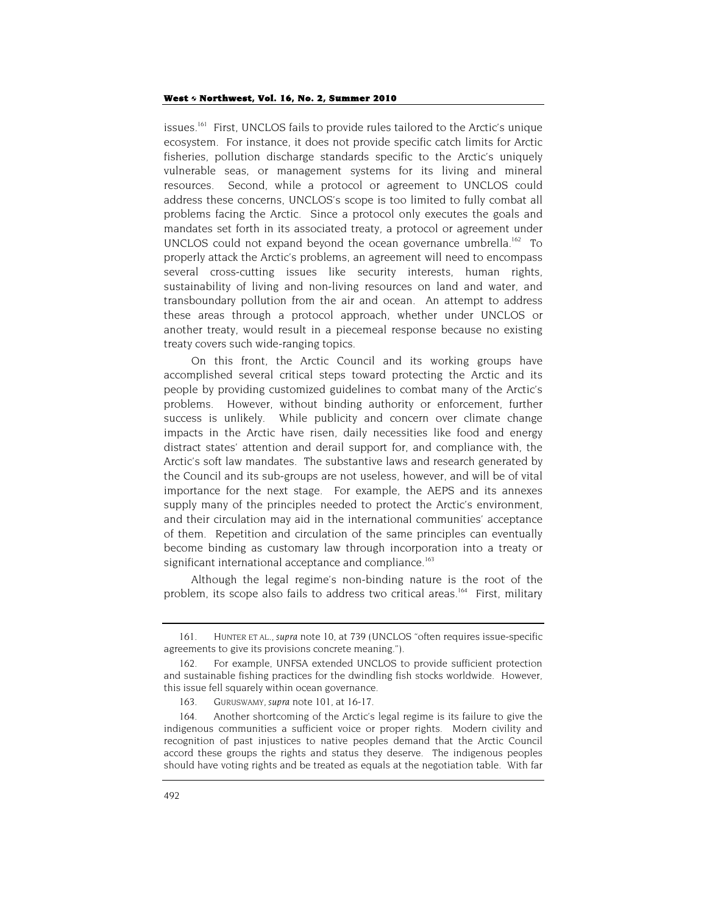issues.[161] First, UNCLOS fails to provide rules tailored to the Arctic's unique ecosystem. For instance, it does not provide specific catch limits for Arctic fisheries, pollution discharge standards specific to the Arctic's uniquely vulnerable seas, or management systems for its living and mineral resources. Second, while a protocol or agreement to UNCLOS could address these concerns, UNCLOS's scope is too limited to fully combat all problems facing the Arctic. Since a protocol only executes the goals and mandates set forth in its associated treaty, a protocol or agreement under UNCLOS could not expand beyond the ocean governance umbrella.[162] To properly attack the Arctic's problems, an agreement will need to encompass several cross-cutting issues like security interests, human rights, sustainability of living and non-living resources on land and water, and transboundary pollution from the air and ocean. An attempt to address these areas through a protocol approach, whether under UNCLOS or another treaty, would result in a piecemeal response because no existing treaty covers such wide-ranging topics.

On this front, the Arctic Council and its working groups have accomplished several critical steps toward protecting the Arctic and its people by providing customized guidelines to combat many of the Arctic's problems. However, without binding authority or enforcement, further success is unlikely. While publicity and concern over climate change impacts in the Arctic have risen, daily necessities like food and energy distract states' attention and derail support for, and compliance with, the Arctic's soft law mandates. The substantive laws and research generated by the Council and its sub-groups are not useless, however, and will be of vital importance for the next stage. For example, the AEPS and its annexes supply many of the principles needed to protect the Arctic's environment, and their circulation may aid in the international communities' acceptance of them. Repetition and circulation of the same principles can eventually become binding as customary law through incorporation into a treaty or significant international acceptance and compliance.[163]

Although the legal regime's non-binding nature is the root of the problem, its scope also fails to address two critical areas.[164] First, military

---

161. HUNTER ET AL., *supra* note 10, at 739 (UNCLOS "often requires issue-specific agreements to give its provisions concrete meaning.").

162. For example, UNFSA extended UNCLOS to provide sufficient protection and sustainable fishing practices for the dwindling fish stocks worldwide. However, this issue fell squarely within ocean governance.

163. GURUSWAMY, *supra* note 101, at 16-17.

164. Another shortcoming of the Arctic's legal regime is its failure to give the indigenous communities a sufficient voice or proper rights. Modern civility and recognition of past injustices to native peoples demand that the Arctic Council accord these groups the rights and status they deserve. The indigenous peoples should have voting rights and be treated as equals at the negotiation table. With far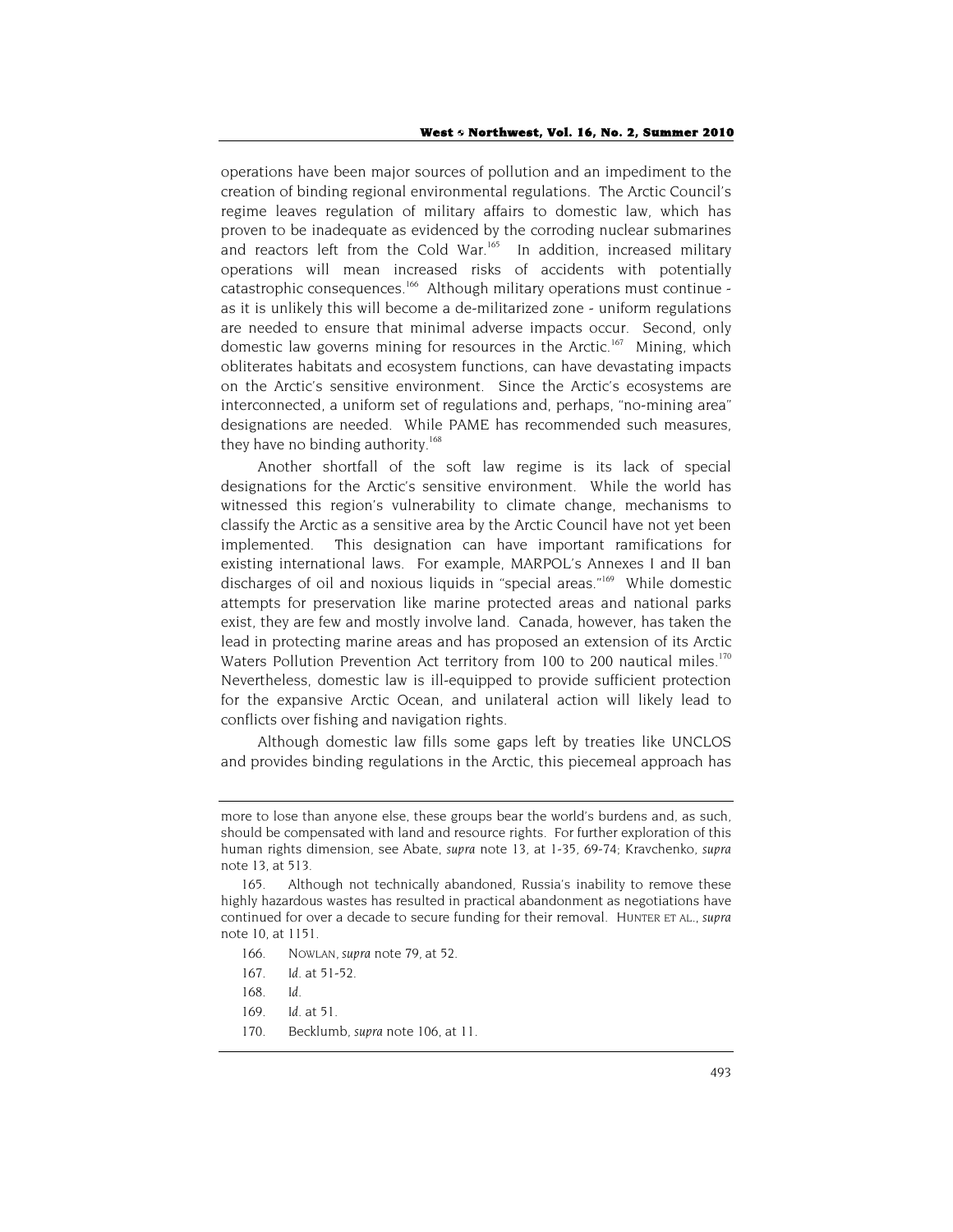operations have been major sources of pollution and an impediment to the creation of binding regional environmental regulations. The Arctic Council's regime leaves regulation of military affairs to domestic law, which has proven to be inadequate as evidenced by the corroding nuclear submarines and reactors left from the Cold War.[165] In addition, increased military operations will mean increased risks of accidents with potentially catastrophic consequences.[166] Although military operations must continue - as it is unlikely this will become a de-militarized zone - uniform regulations are needed to ensure that minimal adverse impacts occur. Second, only domestic law governs mining for resources in the Arctic.[167] Mining, which obliterates habitats and ecosystem functions, can have devastating impacts on the Arctic's sensitive environment. Since the Arctic's ecosystems are interconnected, a uniform set of regulations and, perhaps, "no-mining area" designations are needed. While PAME has recommended such measures, they have no binding authority.[168]

Another shortfall of the soft law regime is its lack of special designations for the Arctic's sensitive environment. While the world has witnessed this region's vulnerability to climate change, mechanisms to classify the Arctic as a sensitive area by the Arctic Council have not yet been implemented. This designation can have important ramifications for existing international laws. For example, MARPOL's Annexes I and II ban discharges of oil and noxious liquids in "special areas."[169] While domestic attempts for preservation like marine protected areas and national parks exist, they are few and mostly involve land. Canada, however, has taken the lead in protecting marine areas and has proposed an extension of its Arctic Waters Pollution Prevention Act territory from 100 to 200 nautical miles.[170] Nevertheless, domestic law is ill-equipped to provide sufficient protection for the expansive Arctic Ocean, and unilateral action will likely lead to conflicts over fishing and navigation rights.

Although domestic law fills some gaps left by treaties like UNCLOS and provides binding regulations in the Arctic, this piecemeal approach has

---

more to lose than anyone else, these groups bear the world's burdens and, as such, should be compensated with land and resource rights. For further exploration of this human rights dimension, see Abate, *supra* note 13, at 1-35, 69-74; Kravchenko, *supra* note 13, at 513.

165. Although not technically abandoned, Russia's inability to remove these highly hazardous wastes has resulted in practical abandonment as negotiations have continued for over a decade to secure funding for their removal. HUNTER ET AL., *supra* note 10, at 1151.

166. NOWLAN, *supra* note 79, at 52.

167. *Id.* at 51-52.

168. *Id.*

169. *Id.* at 51.

170. Becklumb, *supra* note 106, at 11.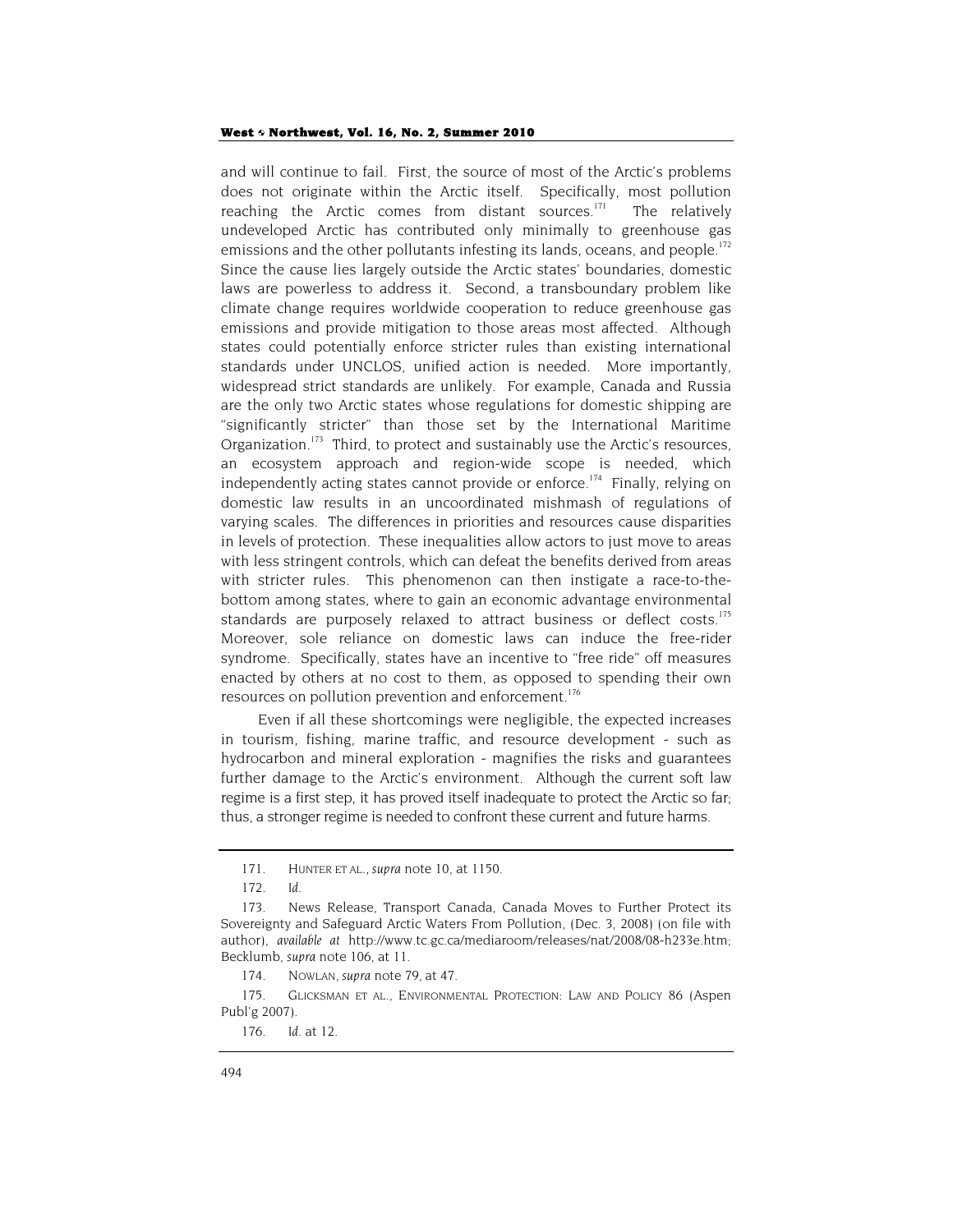and will continue to fail. First, the source of most of the Arctic's problems does not originate within the Arctic itself. Specifically, most pollution reaching the Arctic comes from distant sources.[171] The relatively undeveloped Arctic has contributed only minimally to greenhouse gas emissions and the other pollutants infesting its lands, oceans, and people.[172] Since the cause lies largely outside the Arctic states' boundaries, domestic laws are powerless to address it. Second, a transboundary problem like climate change requires worldwide cooperation to reduce greenhouse gas emissions and provide mitigation to those areas most affected. Although states could potentially enforce stricter rules than existing international standards under UNCLOS, unified action is needed. More importantly, widespread strict standards are unlikely. For example, Canada and Russia are the only two Arctic states whose regulations for domestic shipping are "significantly stricter" than those set by the International Maritime Organization.[173] Third, to protect and sustainably use the Arctic's resources, an ecosystem approach and region-wide scope is needed, which independently acting states cannot provide or enforce.[174] Finally, relying on domestic law results in an uncoordinated mishmash of regulations of varying scales. The differences in priorities and resources cause disparities in levels of protection. These inequalities allow actors to just move to areas with less stringent controls, which can defeat the benefits derived from areas with stricter rules. This phenomenon can then instigate a race-to-the-bottom among states, where to gain an economic advantage environmental standards are purposely relaxed to attract business or deflect costs.[175] Moreover, sole reliance on domestic laws can induce the free-rider syndrome. Specifically, states have an incentive to "free ride" off measures enacted by others at no cost to them, as opposed to spending their own resources on pollution prevention and enforcement.[176]

Even if all these shortcomings were negligible, the expected increases in tourism, fishing, marine traffic, and resource development - such as hydrocarbon and mineral exploration - magnifies the risks and guarantees further damage to the Arctic's environment. Although the current soft law regime is a first step, it has proved itself inadequate to protect the Arctic so far; thus, a stronger regime is needed to confront these current and future harms.

---

171. HUNTER ET AL., *supra* note 10, at 1150.

172. *Id.*

173. News Release, Transport Canada, Canada Moves to Further Protect its Sovereignty and Safeguard Arctic Waters From Pollution, (Dec. 3, 2008) (on file with author), *available at* http://www.tc.gc.ca/mediaroom/releases/nat/2008/08-h233e.htm; Becklumb, *supra* note 106, at 11.

174. NOWLAN, *supra* note 79, at 47.

175. GLICKSMAN ET AL., ENVIRONMENTAL PROTECTION: LAW AND POLICY 86 (Aspen Publ'g 2007).

176. *Id.* at 12.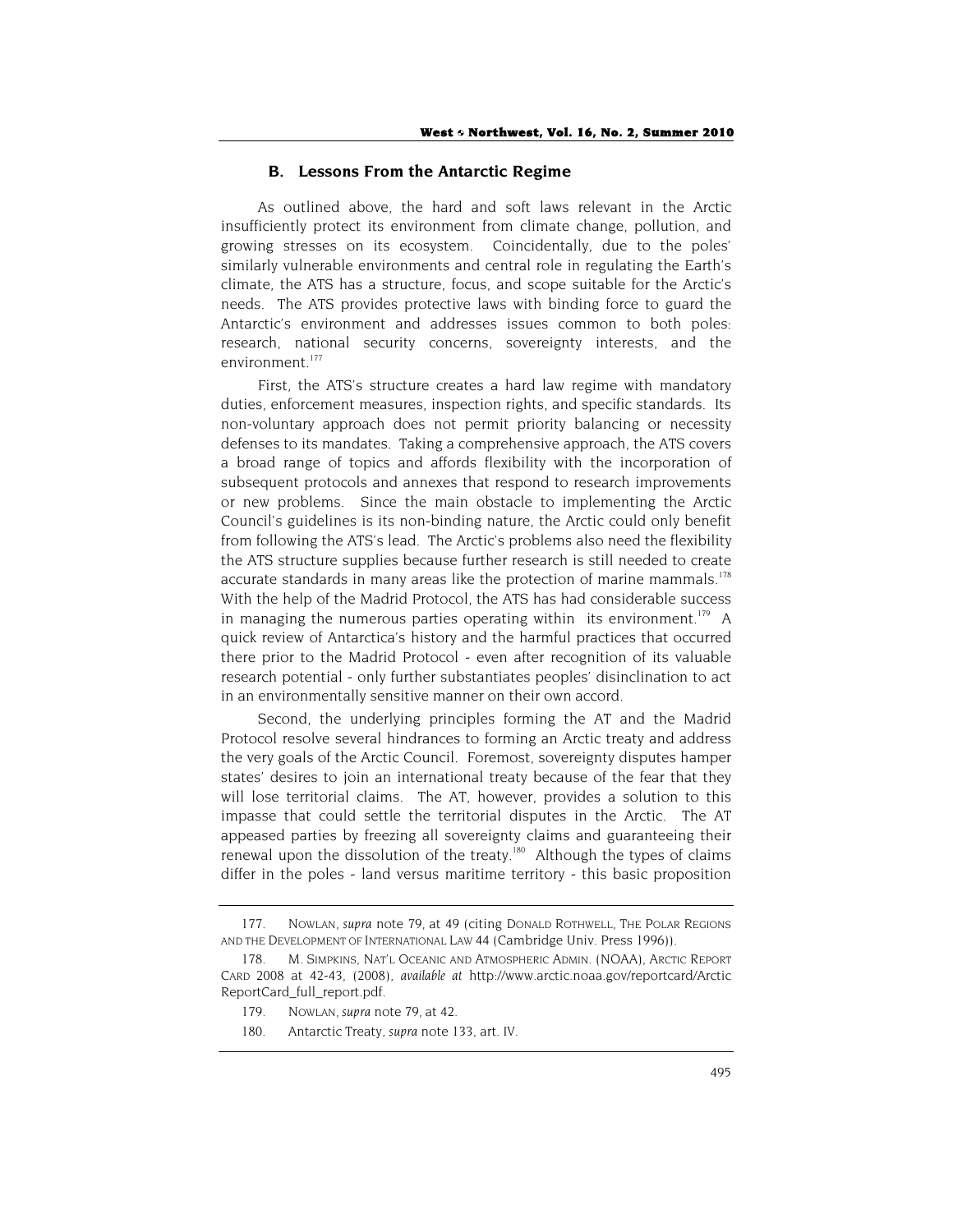### B. Lessons From the Antarctic Regime

As outlined above, the hard and soft laws relevant in the Arctic insufficiently protect its environment from climate change, pollution, and growing stresses on its ecosystem. Coincidentally, due to the poles' similarly vulnerable environments and central role in regulating the Earth's climate, the ATS has a structure, focus, and scope suitable for the Arctic's needs. The ATS provides protective laws with binding force to guard the Antarctic's environment and addresses issues common to both poles: research, national security concerns, sovereignty interests, and the environment.[177]

First, the ATS's structure creates a hard law regime with mandatory duties, enforcement measures, inspection rights, and specific standards. Its non-voluntary approach does not permit priority balancing or necessity defenses to its mandates. Taking a comprehensive approach, the ATS covers a broad range of topics and affords flexibility with the incorporation of subsequent protocols and annexes that respond to research improvements or new problems. Since the main obstacle to implementing the Arctic Council's guidelines is its non-binding nature, the Arctic could only benefit from following the ATS's lead. The Arctic's problems also need the flexibility the ATS structure supplies because further research is still needed to create accurate standards in many areas like the protection of marine mammals.[178] With the help of the Madrid Protocol, the ATS has had considerable success in managing the numerous parties operating within its environment.[179] A quick review of Antarctica's history and the harmful practices that occurred there prior to the Madrid Protocol - even after recognition of its valuable research potential - only further substantiates peoples' disinclination to act in an environmentally sensitive manner on their own accord.

Second, the underlying principles forming the AT and the Madrid Protocol resolve several hindrances to forming an Arctic treaty and address the very goals of the Arctic Council. Foremost, sovereignty disputes hamper states' desires to join an international treaty because of the fear that they will lose territorial claims. The AT, however, provides a solution to this impasse that could settle the territorial disputes in the Arctic. The AT appeased parties by freezing all sovereignty claims and guaranteeing their renewal upon the dissolution of the treaty.[180] Although the types of claims differ in the poles - land versus maritime territory - this basic proposition

---

177. NOWLAN, *supra* note 79, at 49 (citing DONALD ROTHWELL, THE POLAR REGIONS AND THE DEVELOPMENT OF INTERNATIONAL LAW 44 (Cambridge Univ. Press 1996)).

178. M. SIMPKINS, NAT'L OCEANIC AND ATMOSPHERIC ADMIN. (NOAA), ARCTIC REPORT CARD 2008 at 42-43, (2008), *available at* http://www.arctic.noaa.gov/reportcard/ArcticReportCard_full_report.pdf.

179. NOWLAN, *supra* note 79, at 42.

180. Antarctic Treaty, *supra* note 133, art. IV.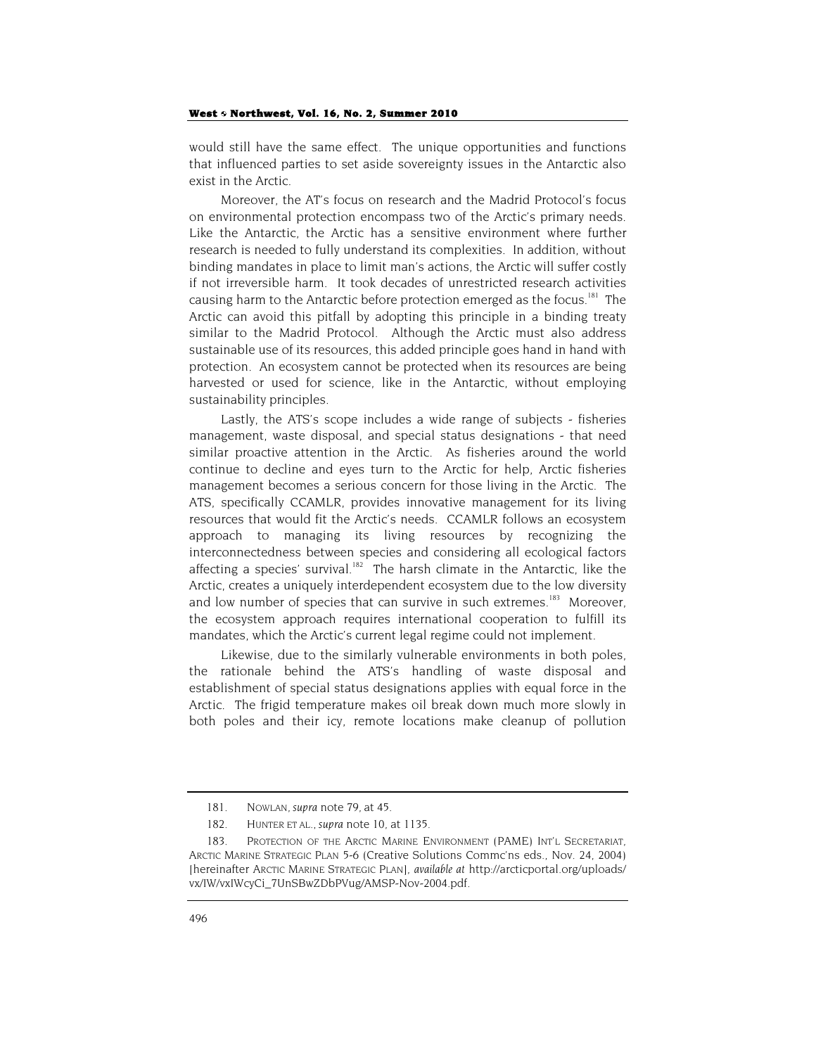would still have the same effect. The unique opportunities and functions that influenced parties to set aside sovereignty issues in the Antarctic also exist in the Arctic.

Moreover, the AT's focus on research and the Madrid Protocol's focus on environmental protection encompass two of the Arctic's primary needs. Like the Antarctic, the Arctic has a sensitive environment where further research is needed to fully understand its complexities. In addition, without binding mandates in place to limit man's actions, the Arctic will suffer costly if not irreversible harm. It took decades of unrestricted research activities causing harm to the Antarctic before protection emerged as the focus.[181] The Arctic can avoid this pitfall by adopting this principle in a binding treaty similar to the Madrid Protocol. Although the Arctic must also address sustainable use of its resources, this added principle goes hand in hand with protection. An ecosystem cannot be protected when its resources are being harvested or used for science, like in the Antarctic, without employing sustainability principles.

Lastly, the ATS's scope includes a wide range of subjects - fisheries management, waste disposal, and special status designations - that need similar proactive attention in the Arctic. As fisheries around the world continue to decline and eyes turn to the Arctic for help, Arctic fisheries management becomes a serious concern for those living in the Arctic. The ATS, specifically CCAMLR, provides innovative management for its living resources that would fit the Arctic's needs. CCAMLR follows an ecosystem approach to managing its living resources by recognizing the interconnectedness between species and considering all ecological factors affecting a species' survival.[182] The harsh climate in the Antarctic, like the Arctic, creates a uniquely interdependent ecosystem due to the low diversity and low number of species that can survive in such extremes.[183] Moreover, the ecosystem approach requires international cooperation to fulfill its mandates, which the Arctic's current legal regime could not implement.

Likewise, due to the similarly vulnerable environments in both poles, the rationale behind the ATS's handling of waste disposal and establishment of special status designations applies with equal force in the Arctic. The frigid temperature makes oil break down much more slowly in both poles and their icy, remote locations make cleanup of pollution

---

181. NOWLAN, *supra* note 79, at 45.

182. HUNTER ET AL., *supra* note 10, at 1135.

183. PROTECTION OF THE ARCTIC MARINE ENVIRONMENT (PAME) INT'L SECRETARIAT, ARCTIC MARINE STRATEGIC PLAN 5-6 (Creative Solutions Commc'ns eds., Nov. 24, 2004) [hereinafter ARCTIC MARINE STRATEGIC PLAN], *available at* http://arcticportal.org/uploads/vx/IW/vxIWcyCi_7UnSBwZDbPVug/AMSP-Nov-2004.pdf.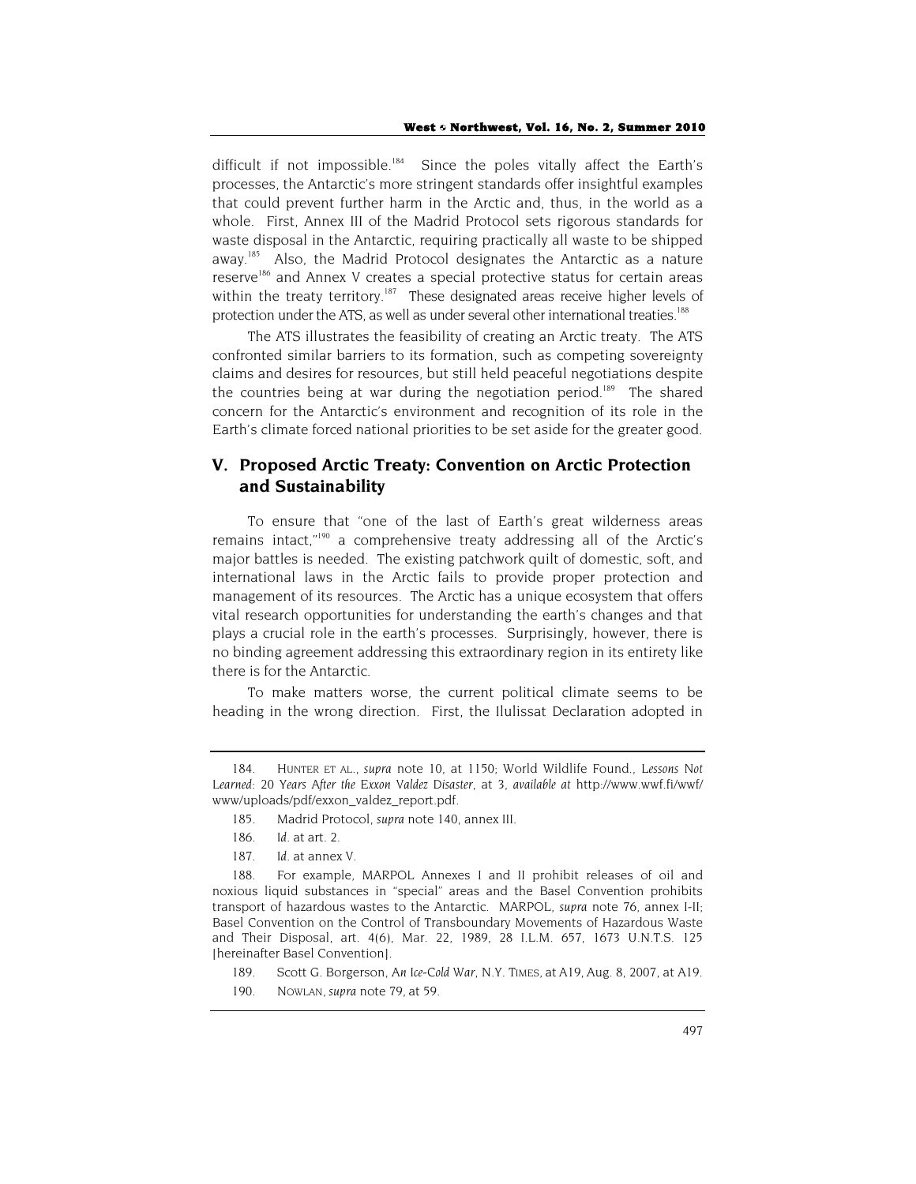difficult if not impossible.[184] Since the poles vitally affect the Earth's processes, the Antarctic's more stringent standards offer insightful examples that could prevent further harm in the Arctic and, thus, in the world as a whole. First, Annex III of the Madrid Protocol sets rigorous standards for waste disposal in the Antarctic, requiring practically all waste to be shipped away.[185] Also, the Madrid Protocol designates the Antarctic as a nature reserve[186] and Annex V creates a special protective status for certain areas within the treaty territory.[187] These designated areas receive higher levels of protection under the ATS, as well as under several other international treaties.[188]

The ATS illustrates the feasibility of creating an Arctic treaty. The ATS confronted similar barriers to its formation, such as competing sovereignty claims and desires for resources, but still held peaceful negotiations despite the countries being at war during the negotiation period.[189] The shared concern for the Antarctic's environment and recognition of its role in the Earth's climate forced national priorities to be set aside for the greater good.

## V. Proposed Arctic Treaty: Convention on Arctic Protection and Sustainability

To ensure that "one of the last of Earth's great wilderness areas remains intact,"[190] a comprehensive treaty addressing all of the Arctic's major battles is needed. The existing patchwork quilt of domestic, soft, and international laws in the Arctic fails to provide proper protection and management of its resources. The Arctic has a unique ecosystem that offers vital research opportunities for understanding the earth's changes and that plays a crucial role in the earth's processes. Surprisingly, however, there is no binding agreement addressing this extraordinary region in its entirety like there is for the Antarctic.

To make matters worse, the current political climate seems to be heading in the wrong direction. First, the Ilulissat Declaration adopted in

---

184. HUNTER ET AL., *supra* note 10, at 1150; World Wildlife Found., *Lessons Not Learned: 20 Years After the Exxon Valdez Disaster*, at 3, *available at* http://www.wwf.fi/wwf/www/uploads/pdf/exxon_valdez_report.pdf.

185. Madrid Protocol, *supra* note 140, annex III.

186. *Id.* at art. 2.

187. *Id.* at annex V.

188. For example, MARPOL Annexes I and II prohibit releases of oil and noxious liquid substances in "special" areas and the Basel Convention prohibits transport of hazardous wastes to the Antarctic. MARPOL, *supra* note 76, annex I-II; Basel Convention on the Control of Transboundary Movements of Hazardous Waste and Their Disposal, art. 4(6), Mar. 22, 1989, 28 I.L.M. 657, 1673 U.N.T.S. 125 [hereinafter Basel Convention].

189. Scott G. Borgerson, *An Ice-Cold War*, N.Y. TIMES, at A19, Aug. 8, 2007, at A19.

190. NOWLAN, *supra* note 79, at 59.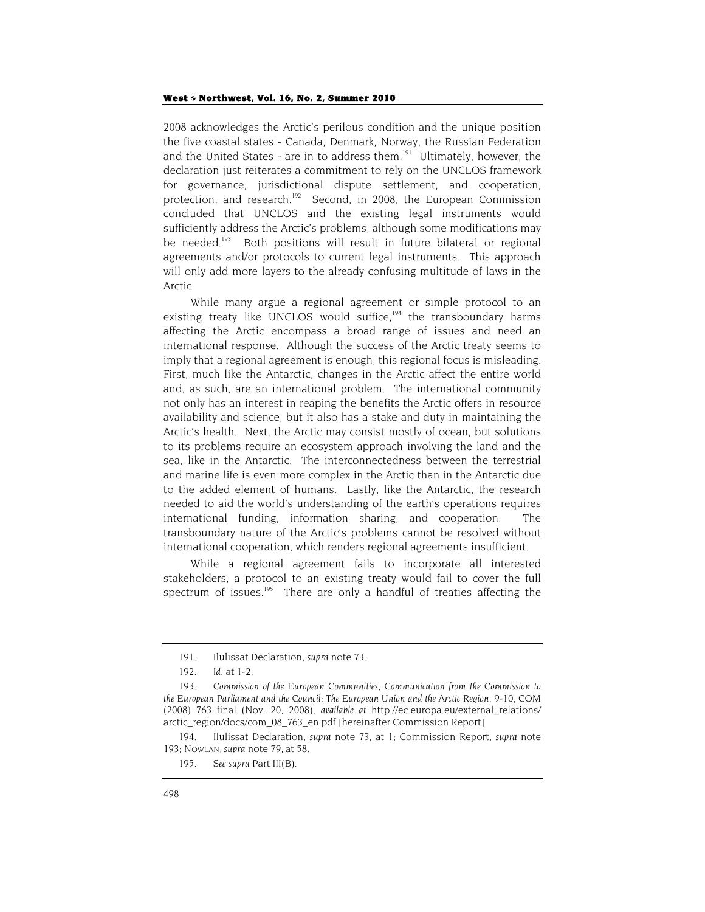2008 acknowledges the Arctic's perilous condition and the unique position the five coastal states - Canada, Denmark, Norway, the Russian Federation and the United States - are in to address them.[191] Ultimately, however, the declaration just reiterates a commitment to rely on the UNCLOS framework for governance, jurisdictional dispute settlement, and cooperation, protection, and research.[192] Second, in 2008, the European Commission concluded that UNCLOS and the existing legal instruments would sufficiently address the Arctic's problems, although some modifications may be needed.[193] Both positions will result in future bilateral or regional agreements and/or protocols to current legal instruments. This approach will only add more layers to the already confusing multitude of laws in the Arctic.

While many argue a regional agreement or simple protocol to an existing treaty like UNCLOS would suffice,[194] the transboundary harms affecting the Arctic encompass a broad range of issues and need an international response. Although the success of the Arctic treaty seems to imply that a regional agreement is enough, this regional focus is misleading. First, much like the Antarctic, changes in the Arctic affect the entire world and, as such, are an international problem. The international community not only has an interest in reaping the benefits the Arctic offers in resource availability and science, but it also has a stake and duty in maintaining the Arctic's health. Next, the Arctic may consist mostly of ocean, but solutions to its problems require an ecosystem approach involving the land and the sea, like in the Antarctic. The interconnectedness between the terrestrial and marine life is even more complex in the Arctic than in the Antarctic due to the added element of humans. Lastly, like the Antarctic, the research needed to aid the world's understanding of the earth's operations requires international funding, information sharing, and cooperation. The transboundary nature of the Arctic's problems cannot be resolved without international cooperation, which renders regional agreements insufficient.

While a regional agreement fails to incorporate all interested stakeholders, a protocol to an existing treaty would fail to cover the full spectrum of issues.[195] There are only a handful of treaties affecting the

---

191. Ilulissat Declaration, *supra* note 73.

192. *Id.* at 1-2.

193. *Commission of the European Communities, Communication from the Commission to the European Parliament and the Council: The European Union and the Arctic Region*, 9-10, COM (2008) 763 final (Nov. 20, 2008), *available at* http://ec.europa.eu/external_relations/arctic_region/docs/com_08_763_en.pdf [hereinafter Commission Report].

194. Ilulissat Declaration, *supra* note 73, at 1; Commission Report, *supra* note 193; NOWLAN, *supra* note 79, at 58.

195. *See supra* Part III(B).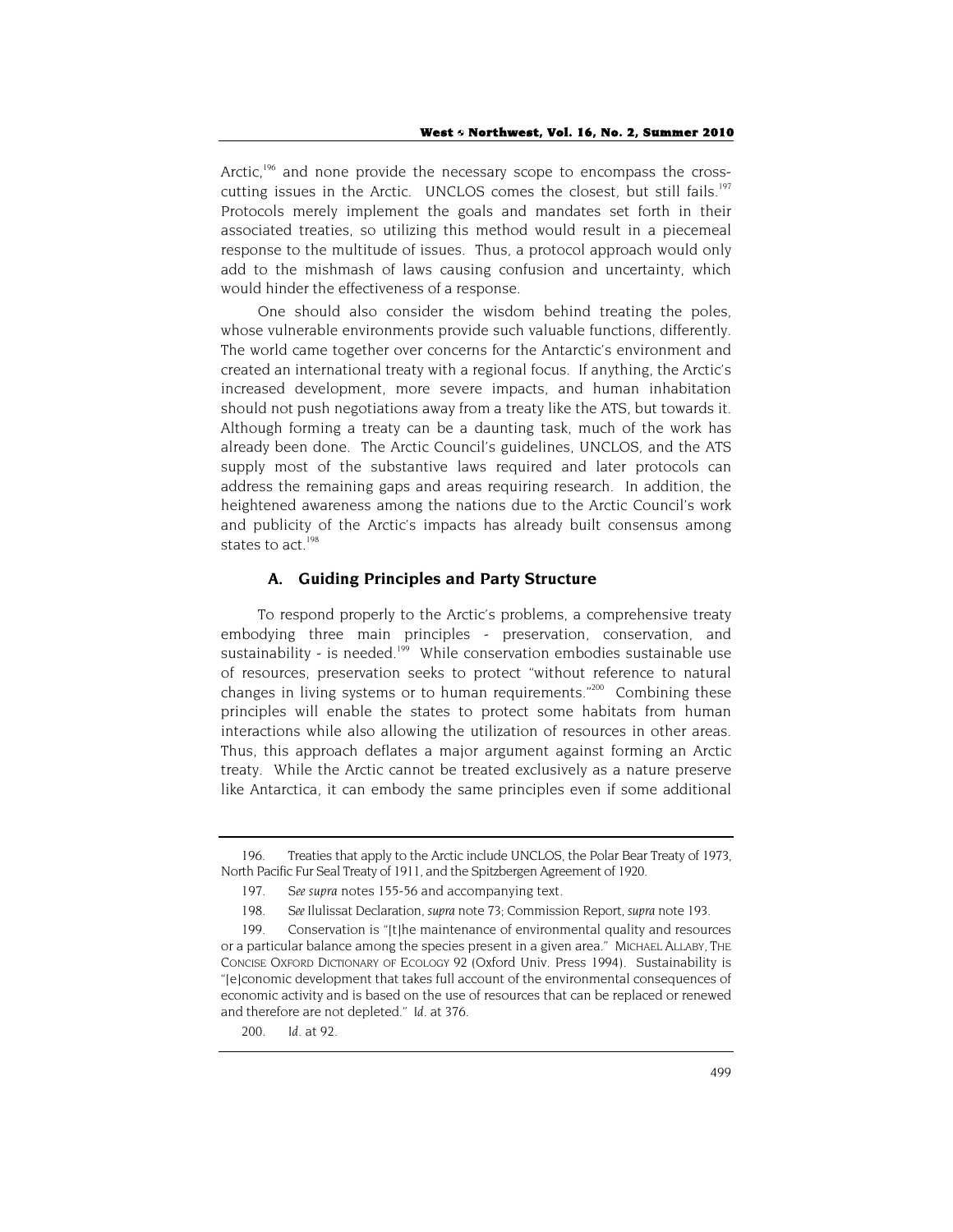Arctic,[196] and none provide the necessary scope to encompass the cross-cutting issues in the Arctic. UNCLOS comes the closest, but still fails.[197] Protocols merely implement the goals and mandates set forth in their associated treaties, so utilizing this method would result in a piecemeal response to the multitude of issues. Thus, a protocol approach would only add to the mishmash of laws causing confusion and uncertainty, which would hinder the effectiveness of a response.

One should also consider the wisdom behind treating the poles, whose vulnerable environments provide such valuable functions, differently. The world came together over concerns for the Antarctic's environment and created an international treaty with a regional focus. If anything, the Arctic's increased development, more severe impacts, and human inhabitation should not push negotiations away from a treaty like the ATS, but towards it. Although forming a treaty can be a daunting task, much of the work has already been done. The Arctic Council's guidelines, UNCLOS, and the ATS supply most of the substantive laws required and later protocols can address the remaining gaps and areas requiring research. In addition, the heightened awareness among the nations due to the Arctic Council's work and publicity of the Arctic's impacts has already built consensus among states to act.[198]

### A. Guiding Principles and Party Structure

To respond properly to the Arctic's problems, a comprehensive treaty embodying three main principles - preservation, conservation, and sustainability - is needed.[199] While conservation embodies sustainable use of resources, preservation seeks to protect "without reference to natural changes in living systems or to human requirements."[200] Combining these principles will enable the states to protect some habitats from human interactions while also allowing the utilization of resources in other areas. Thus, this approach deflates a major argument against forming an Arctic treaty. While the Arctic cannot be treated exclusively as a nature preserve like Antarctica, it can embody the same principles even if some additional

---

196. Treaties that apply to the Arctic include UNCLOS, the Polar Bear Treaty of 1973, North Pacific Fur Seal Treaty of 1911, and the Spitzbergen Agreement of 1920.

197. *See supra* notes 155-56 and accompanying text.

198. *See* Ilulissat Declaration, *supra* note 73; Commission Report, *supra* note 193.

199. Conservation is "[t]he maintenance of environmental quality and resources or a particular balance among the species present in a given area." MICHAEL ALLABY, THE CONCISE OXFORD DICTIONARY OF ECOLOGY 92 (Oxford Univ. Press 1994). Sustainability is "[e]conomic development that takes full account of the environmental consequences of economic activity and is based on the use of resources that can be replaced or renewed and therefore are not depleted." *Id.* at 376.

200. *Id.* at 92.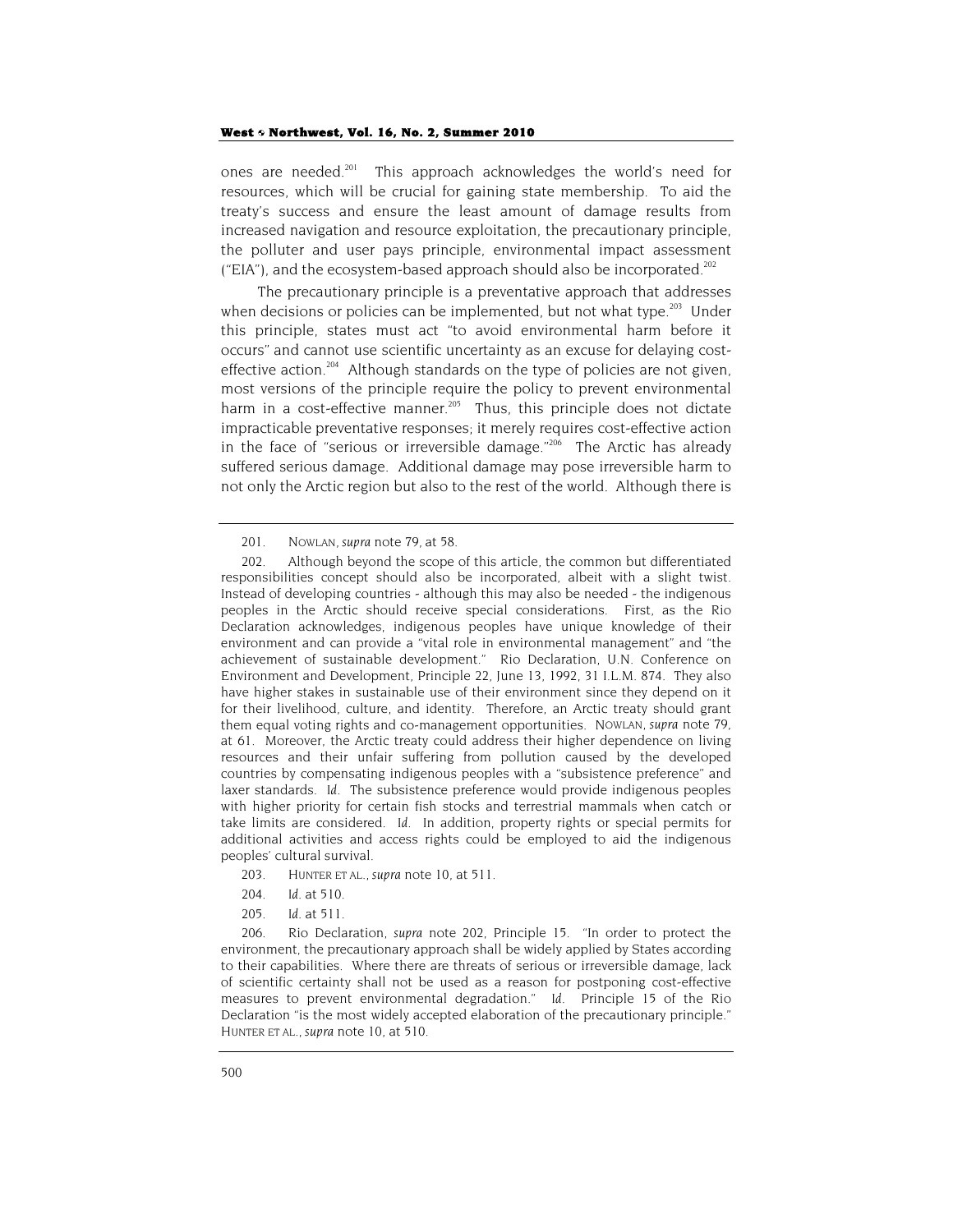ones are needed.[201] This approach acknowledges the world's need for resources, which will be crucial for gaining state membership. To aid the treaty's success and ensure the least amount of damage results from increased navigation and resource exploitation, the precautionary principle, the polluter and user pays principle, environmental impact assessment ("EIA"), and the ecosystem-based approach should also be incorporated.[202]

The precautionary principle is a preventative approach that addresses when decisions or policies can be implemented, but not what type.[203] Under this principle, states must act "to avoid environmental harm before it occurs" and cannot use scientific uncertainty as an excuse for delaying cost-effective action.[204] Although standards on the type of policies are not given, most versions of the principle require the policy to prevent environmental harm in a cost-effective manner.[205] Thus, this principle does not dictate impracticable preventative responses; it merely requires cost-effective action in the face of "serious or irreversible damage."[206] The Arctic has already suffered serious damage. Additional damage may pose irreversible harm to not only the Arctic region but also to the rest of the world. Although there is

---

201. NOWLAN, *supra* note 79, at 58.

202. Although beyond the scope of this article, the common but differentiated responsibilities concept should also be incorporated, albeit with a slight twist. Instead of developing countries - although this may also be needed - the indigenous peoples in the Arctic should receive special considerations. First, as the Rio Declaration acknowledges, indigenous peoples have unique knowledge of their environment and can provide a "vital role in environmental management" and "the achievement of sustainable development." Rio Declaration, U.N. Conference on Environment and Development, Principle 22, June 13, 1992, 31 I.L.M. 874. They also have higher stakes in sustainable use of their environment since they depend on it for their livelihood, culture, and identity. Therefore, an Arctic treaty should grant them equal voting rights and co-management opportunities. NOWLAN, *supra* note 79, at 61. Moreover, the Arctic treaty could address their higher dependence on living resources and their unfair suffering from pollution caused by the developed countries by compensating indigenous peoples with a "subsistence preference" and laxer standards. *Id.* The subsistence preference would provide indigenous peoples with higher priority for certain fish stocks and terrestrial mammals when catch or take limits are considered. *Id.* In addition, property rights or special permits for additional activities and access rights could be employed to aid the indigenous peoples' cultural survival.

203. HUNTER ET AL., *supra* note 10, at 511.

204. *Id.* at 510.

205. *Id.* at 511.

206. Rio Declaration, *supra* note 202, Principle 15. "In order to protect the environment, the precautionary approach shall be widely applied by States according to their capabilities. Where there are threats of serious or irreversible damage, lack of scientific certainty shall not be used as a reason for postponing cost-effective measures to prevent environmental degradation." *Id.* Principle 15 of the Rio Declaration "is the most widely accepted elaboration of the precautionary principle." HUNTER ET AL., *supra* note 10, at 510.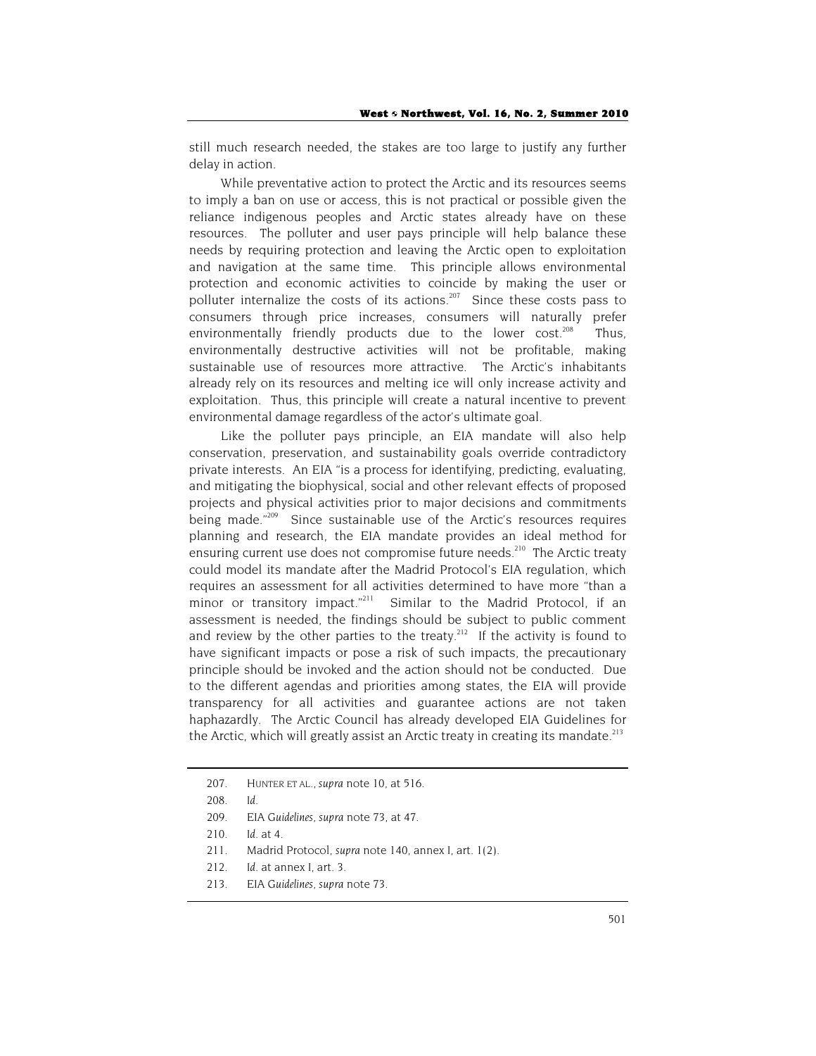still much research needed, the stakes are too large to justify any further delay in action.

While preventative action to protect the Arctic and its resources seems to imply a ban on use or access, this is not practical or possible given the reliance indigenous peoples and Arctic states already have on these resources. The polluter and user pays principle will help balance these needs by requiring protection and leaving the Arctic open to exploitation and navigation at the same time. This principle allows environmental protection and economic activities to coincide by making the user or polluter internalize the costs of its actions.[207] Since these costs pass to consumers through price increases, consumers will naturally prefer environmentally friendly products due to the lower cost.[208] Thus, environmentally destructive activities will not be profitable, making sustainable use of resources more attractive. The Arctic's inhabitants already rely on its resources and melting ice will only increase activity and exploitation. Thus, this principle will create a natural incentive to prevent environmental damage regardless of the actor's ultimate goal.

Like the polluter pays principle, an EIA mandate will also help conservation, preservation, and sustainability goals override contradictory private interests. An EIA "is a process for identifying, predicting, evaluating, and mitigating the biophysical, social and other relevant effects of proposed projects and physical activities prior to major decisions and commitments being made."[209] Since sustainable use of the Arctic's resources requires planning and research, the EIA mandate provides an ideal method for ensuring current use does not compromise future needs.[210] The Arctic treaty could model its mandate after the Madrid Protocol's EIA regulation, which requires an assessment for all activities determined to have more "than a minor or transitory impact."[211] Similar to the Madrid Protocol, if an assessment is needed, the findings should be subject to public comment and review by the other parties to the treaty.[212] If the activity is found to have significant impacts or pose a risk of such impacts, the precautionary principle should be invoked and the action should not be conducted. Due to the different agendas and priorities among states, the EIA will provide transparency for all activities and guarantee actions are not taken haphazardly. The Arctic Council has already developed EIA Guidelines for the Arctic, which will greatly assist an Arctic treaty in creating its mandate.[213]

---

207. HUNTER ET AL., *supra* note 10, at 516.

208. *Id.*

209. EIA *Guidelines*, *supra* note 73, at 47.

210. *Id.* at 4.

211. Madrid Protocol, *supra* note 140, annex I, art. 1(2).

212. *Id.* at annex I, art. 3.

213. EIA *Guidelines*, *supra* note 73.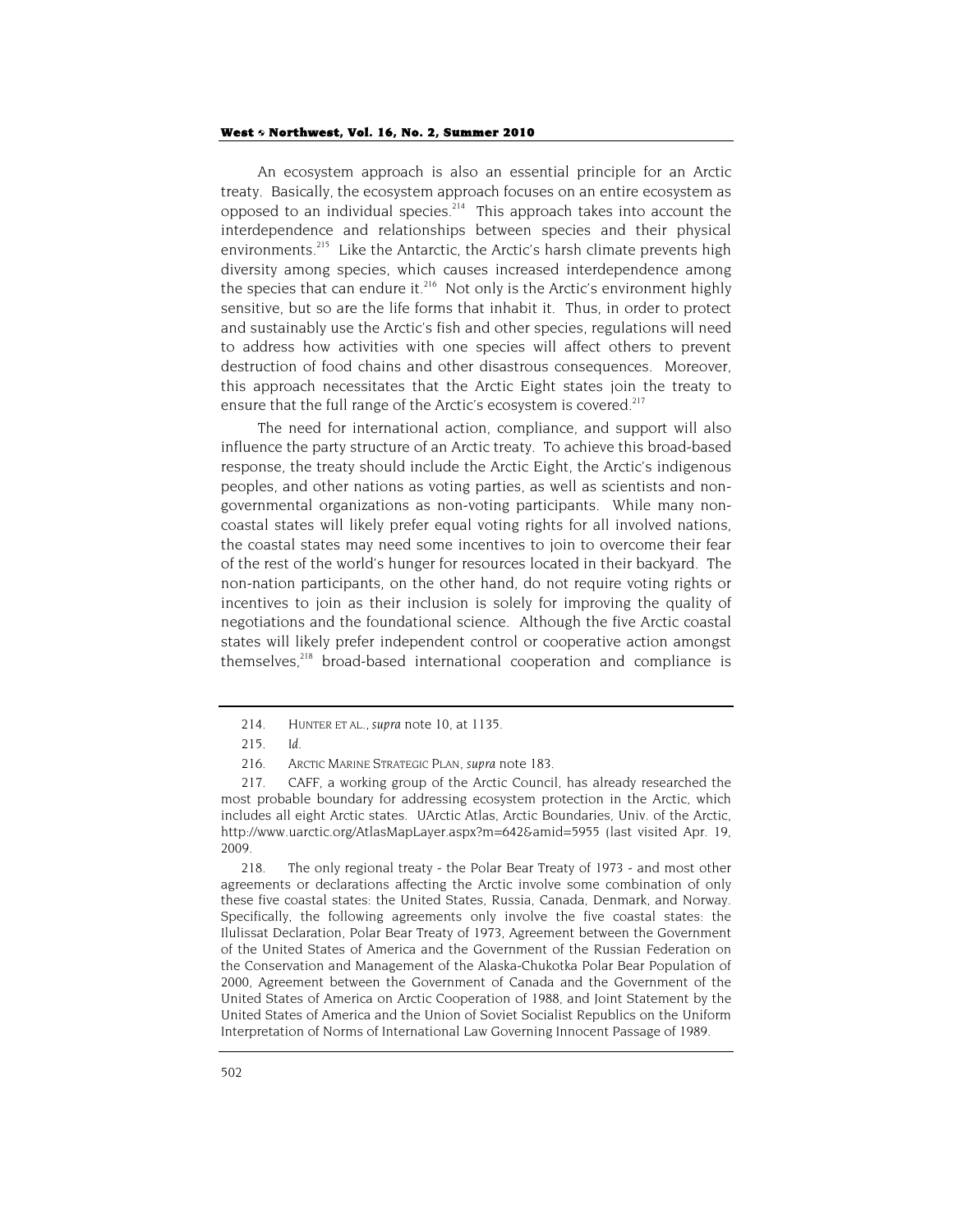An ecosystem approach is also an essential principle for an Arctic treaty. Basically, the ecosystem approach focuses on an entire ecosystem as opposed to an individual species.[214] This approach takes into account the interdependence and relationships between species and their physical environments.[215] Like the Antarctic, the Arctic's harsh climate prevents high diversity among species, which causes increased interdependence among the species that can endure it.[216] Not only is the Arctic's environment highly sensitive, but so are the life forms that inhabit it. Thus, in order to protect and sustainably use the Arctic's fish and other species, regulations will need to address how activities with one species will affect others to prevent destruction of food chains and other disastrous consequences. Moreover, this approach necessitates that the Arctic Eight states join the treaty to ensure that the full range of the Arctic's ecosystem is covered.[217]

The need for international action, compliance, and support will also influence the party structure of an Arctic treaty. To achieve this broad-based response, the treaty should include the Arctic Eight, the Arctic's indigenous peoples, and other nations as voting parties, as well as scientists and non-governmental organizations as non-voting participants. While many non-coastal states will likely prefer equal voting rights for all involved nations, the coastal states may need some incentives to join to overcome their fear of the rest of the world's hunger for resources located in their backyard. The non-nation participants, on the other hand, do not require voting rights or incentives to join as their inclusion is solely for improving the quality of negotiations and the foundational science. Although the five Arctic coastal states will likely prefer independent control or cooperative action amongst themselves,[218] broad-based international cooperation and compliance is

---

214. HUNTER ET AL., *supra* note 10, at 1135.

215. *Id.*

216. ARCTIC MARINE STRATEGIC PLAN, *supra* note 183.

217. CAFF, a working group of the Arctic Council, has already researched the most probable boundary for addressing ecosystem protection in the Arctic, which includes all eight Arctic states. UArctic Atlas, Arctic Boundaries, Univ. of the Arctic, http://www.uarctic.org/AtlasMapLayer.aspx?m=642&amid=5955 (last visited Apr. 19, 2009.

218. The only regional treaty - the Polar Bear Treaty of 1973 - and most other agreements or declarations affecting the Arctic involve some combination of only these five coastal states: the United States, Russia, Canada, Denmark, and Norway. Specifically, the following agreements only involve the five coastal states: the Ilulissat Declaration, Polar Bear Treaty of 1973, Agreement between the Government of the United States of America and the Government of the Russian Federation on the Conservation and Management of the Alaska-Chukotka Polar Bear Population of 2000, Agreement between the Government of Canada and the Government of the United States of America on Arctic Cooperation of 1988, and Joint Statement by the United States of America and the Union of Soviet Socialist Republics on the Uniform Interpretation of Norms of International Law Governing Innocent Passage of 1989.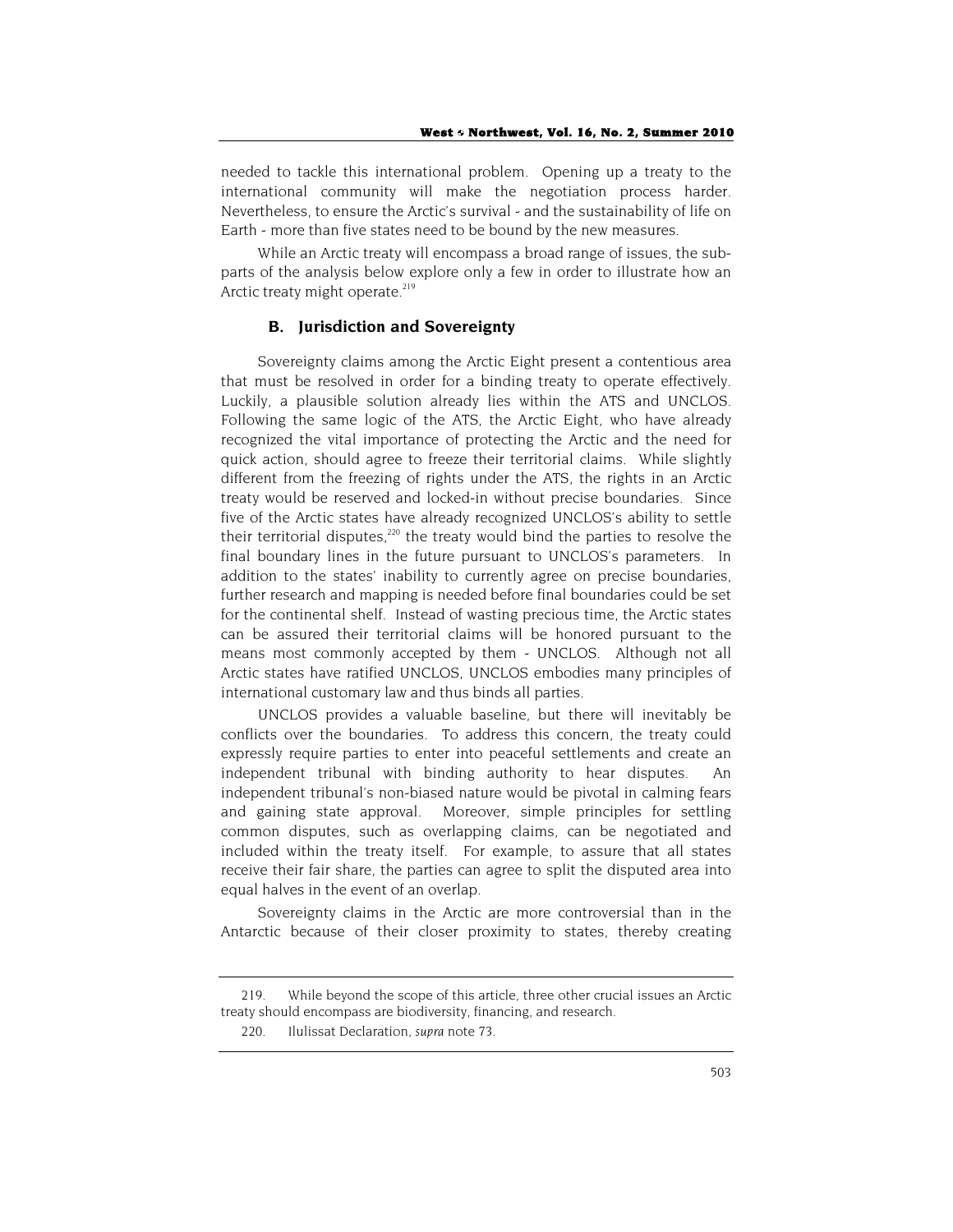needed to tackle this international problem. Opening up a treaty to the international community will make the negotiation process harder. Nevertheless, to ensure the Arctic's survival - and the sustainability of life on Earth - more than five states need to be bound by the new measures.

While an Arctic treaty will encompass a broad range of issues, the sub-parts of the analysis below explore only a few in order to illustrate how an Arctic treaty might operate.[219]

### B. Jurisdiction and Sovereignty

Sovereignty claims among the Arctic Eight present a contentious area that must be resolved in order for a binding treaty to operate effectively. Luckily, a plausible solution already lies within the ATS and UNCLOS. Following the same logic of the ATS, the Arctic Eight, who have already recognized the vital importance of protecting the Arctic and the need for quick action, should agree to freeze their territorial claims. While slightly different from the freezing of rights under the ATS, the rights in an Arctic treaty would be reserved and locked-in without precise boundaries. Since five of the Arctic states have already recognized UNCLOS's ability to settle their territorial disputes,[220] the treaty would bind the parties to resolve the final boundary lines in the future pursuant to UNCLOS's parameters. In addition to the states' inability to currently agree on precise boundaries, further research and mapping is needed before final boundaries could be set for the continental shelf. Instead of wasting precious time, the Arctic states can be assured their territorial claims will be honored pursuant to the means most commonly accepted by them - UNCLOS. Although not all Arctic states have ratified UNCLOS, UNCLOS embodies many principles of international customary law and thus binds all parties.

UNCLOS provides a valuable baseline, but there will inevitably be conflicts over the boundaries. To address this concern, the treaty could expressly require parties to enter into peaceful settlements and create an independent tribunal with binding authority to hear disputes. An independent tribunal's non-biased nature would be pivotal in calming fears and gaining state approval. Moreover, simple principles for settling common disputes, such as overlapping claims, can be negotiated and included within the treaty itself. For example, to assure that all states receive their fair share, the parties can agree to split the disputed area into equal halves in the event of an overlap.

Sovereignty claims in the Arctic are more controversial than in the Antarctic because of their closer proximity to states, thereby creating

219. While beyond the scope of this article, three other crucial issues an Arctic treaty should encompass are biodiversity, financing, and research.

220. Ilulissat Declaration, *supra* note 73.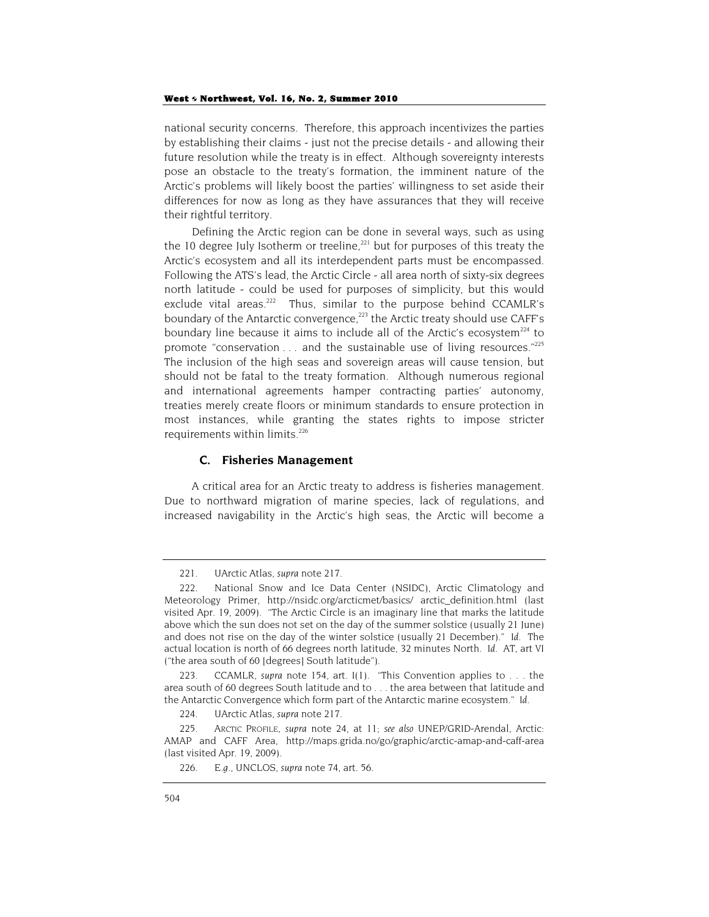national security concerns. Therefore, this approach incentivizes the parties by establishing their claims - just not the precise details - and allowing their future resolution while the treaty is in effect. Although sovereignty interests pose an obstacle to the treaty's formation, the imminent nature of the Arctic's problems will likely boost the parties' willingness to set aside their differences for now as long as they have assurances that they will receive their rightful territory.

Defining the Arctic region can be done in several ways, such as using the 10 degree July Isotherm or treeline,[221] but for purposes of this treaty the Arctic's ecosystem and all its interdependent parts must be encompassed. Following the ATS's lead, the Arctic Circle - all area north of sixty-six degrees north latitude - could be used for purposes of simplicity, but this would exclude vital areas.[222] Thus, similar to the purpose behind CCAMLR's boundary of the Antarctic convergence,[223] the Arctic treaty should use CAFF's boundary line because it aims to include all of the Arctic's ecosystem[224] to promote "conservation . . . and the sustainable use of living resources."[225] The inclusion of the high seas and sovereign areas will cause tension, but should not be fatal to the treaty formation. Although numerous regional and international agreements hamper contracting parties' autonomy, treaties merely create floors or minimum standards to ensure protection in most instances, while granting the states rights to impose stricter requirements within limits.[226]

### C. Fisheries Management

A critical area for an Arctic treaty to address is fisheries management. Due to northward migration of marine species, lack of regulations, and increased navigability in the Arctic's high seas, the Arctic will become a

---

221. UArctic Atlas, *supra* note 217.

222. National Snow and Ice Data Center (NSIDC), Arctic Climatology and Meteorology Primer, http://nsidc.org/arcticmet/basics/ arctic_definition.html (last visited Apr. 19, 2009). "The Arctic Circle is an imaginary line that marks the latitude above which the sun does not set on the day of the summer solstice (usually 21 June) and does not rise on the day of the winter solstice (usually 21 December)." *Id.* The actual location is north of 66 degrees north latitude, 32 minutes North. *Id.* AT, art VI ("the area south of 60 [degrees] South latitude").

223. CCAMLR, *supra* note 154, art. I(1). "This Convention applies to . . . the area south of 60 degrees South latitude and to . . . the area between that latitude and the Antarctic Convergence which form part of the Antarctic marine ecosystem." *Id.*

224. UArctic Atlas, *supra* note 217.

225. ARCTIC PROFILE, *supra* note 24, at 11; *see also* UNEP/GRID-Arendal, Arctic: AMAP and CAFF Area, http://maps.grida.no/go/graphic/arctic-amap-and-caff-area (last visited Apr. 19, 2009).

226. *E.g.*, UNCLOS, *supra* note 74, art. 56.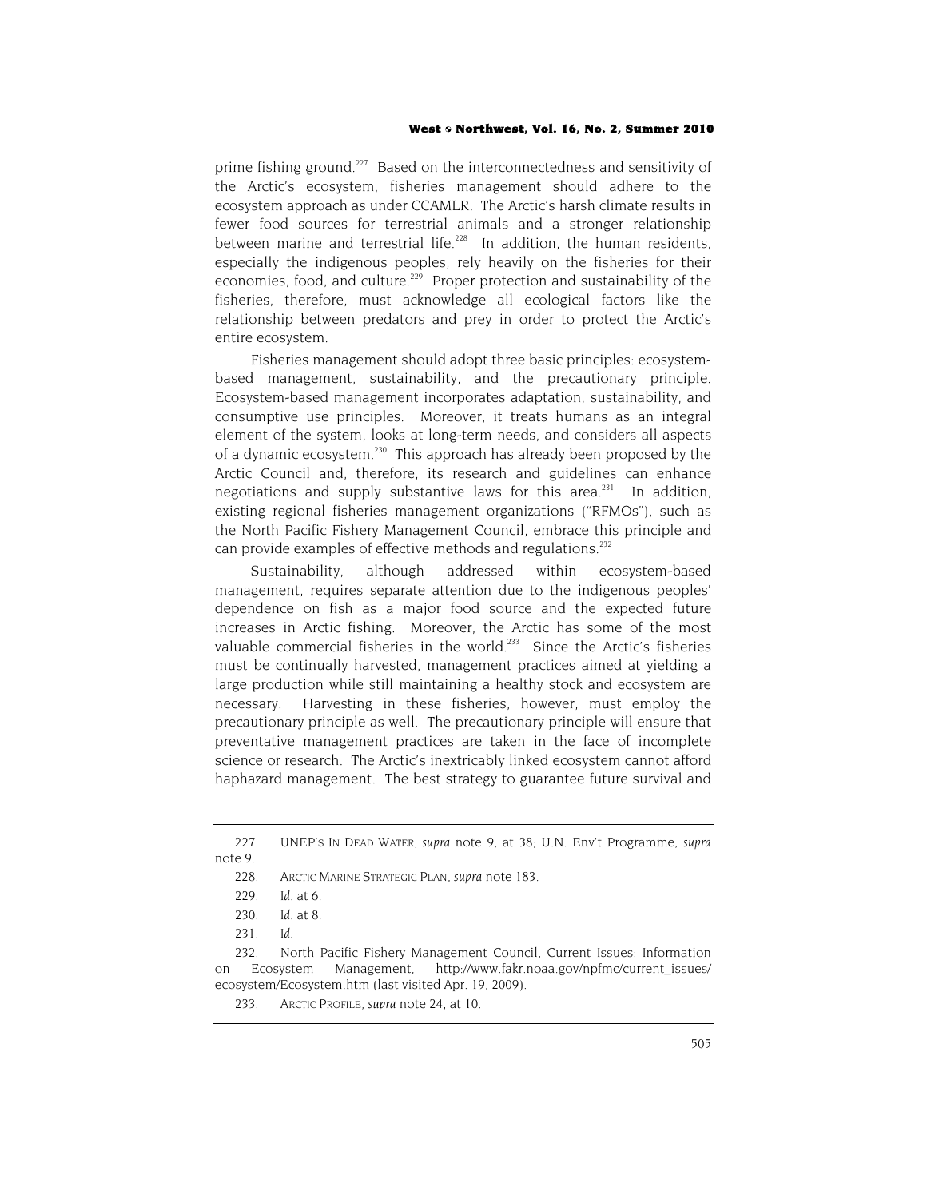prime fishing ground.[227] Based on the interconnectedness and sensitivity of the Arctic's ecosystem, fisheries management should adhere to the ecosystem approach as under CCAMLR. The Arctic's harsh climate results in fewer food sources for terrestrial animals and a stronger relationship between marine and terrestrial life.[228] In addition, the human residents, especially the indigenous peoples, rely heavily on the fisheries for their economies, food, and culture.[229] Proper protection and sustainability of the fisheries, therefore, must acknowledge all ecological factors like the relationship between predators and prey in order to protect the Arctic's entire ecosystem.

Fisheries management should adopt three basic principles: ecosystem-based management, sustainability, and the precautionary principle. Ecosystem-based management incorporates adaptation, sustainability, and consumptive use principles. Moreover, it treats humans as an integral element of the system, looks at long-term needs, and considers all aspects of a dynamic ecosystem.[230] This approach has already been proposed by the Arctic Council and, therefore, its research and guidelines can enhance negotiations and supply substantive laws for this area.[231] In addition, existing regional fisheries management organizations ("RFMOs"), such as the North Pacific Fishery Management Council, embrace this principle and can provide examples of effective methods and regulations.[232]

Sustainability, although addressed within ecosystem-based management, requires separate attention due to the indigenous peoples' dependence on fish as a major food source and the expected future increases in Arctic fishing. Moreover, the Arctic has some of the most valuable commercial fisheries in the world.[233] Since the Arctic's fisheries must be continually harvested, management practices aimed at yielding a large production while still maintaining a healthy stock and ecosystem are necessary. Harvesting in these fisheries, however, must employ the precautionary principle as well. The precautionary principle will ensure that preventative management practices are taken in the face of incomplete science or research. The Arctic's inextricably linked ecosystem cannot afford haphazard management. The best strategy to guarantee future survival and

---

227. UNEP'S IN DEAD WATER, *supra* note 9, at 38; U.N. Env't Programme, *supra* note 9.

228. ARCTIC MARINE STRATEGIC PLAN, *supra* note 183.

229. *Id.* at 6.

230. *Id.* at 8.

231. *Id.*

232. North Pacific Fishery Management Council, Current Issues: Information on Ecosystem Management, http://www.fakr.noaa.gov/npfmc/current_issues/ecosystem/Ecosystem.htm (last visited Apr. 19, 2009).

233. ARCTIC PROFILE, *supra* note 24, at 10.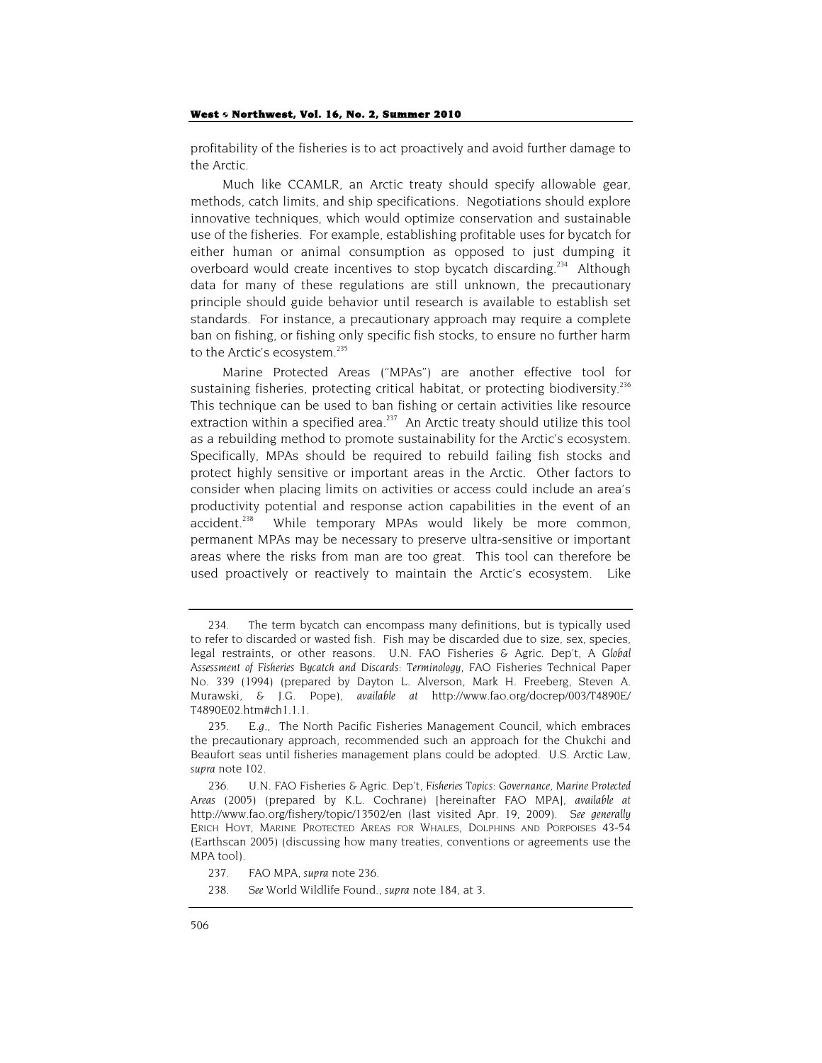profitability of the fisheries is to act proactively and avoid further damage to the Arctic.

Much like CCAMLR, an Arctic treaty should specify allowable gear, methods, catch limits, and ship specifications. Negotiations should explore innovative techniques, which would optimize conservation and sustainable use of the fisheries. For example, establishing profitable uses for bycatch for either human or animal consumption as opposed to just dumping it overboard would create incentives to stop bycatch discarding.[234] Although data for many of these regulations are still unknown, the precautionary principle should guide behavior until research is available to establish set standards. For instance, a precautionary approach may require a complete ban on fishing, or fishing only specific fish stocks, to ensure no further harm to the Arctic's ecosystem.[235]

Marine Protected Areas ("MPAs") are another effective tool for sustaining fisheries, protecting critical habitat, or protecting biodiversity.[236] This technique can be used to ban fishing or certain activities like resource extraction within a specified area.[237] An Arctic treaty should utilize this tool as a rebuilding method to promote sustainability for the Arctic's ecosystem. Specifically, MPAs should be required to rebuild failing fish stocks and protect highly sensitive or important areas in the Arctic. Other factors to consider when placing limits on activities or access could include an area's productivity potential and response action capabilities in the event of an accident.[238] While temporary MPAs would likely be more common, permanent MPAs may be necessary to preserve ultra-sensitive or important areas where the risks from man are too great. This tool can therefore be used proactively or reactively to maintain the Arctic's ecosystem. Like

---

234. The term bycatch can encompass many definitions, but is typically used to refer to discarded or wasted fish. Fish may be discarded due to size, sex, species, legal restraints, or other reasons. U.N. FAO Fisheries & Agric. Dep't, *A Global Assessment of Fisheries Bycatch and Discards: Terminology*, FAO Fisheries Technical Paper No. 339 (1994) (prepared by Dayton L. Alverson, Mark H. Freeberg, Steven A. Murawski, & J.G. Pope), *available at* http://www.fao.org/docrep/003/T4890E/T4890E02.htm#ch1.1.1.

235. *E.g.*, The North Pacific Fisheries Management Council, which embraces the precautionary approach, recommended such an approach for the Chukchi and Beaufort seas until fisheries management plans could be adopted. U.S. Arctic Law, *supra* note 102.

236. U.N. FAO Fisheries & Agric. Dep't, *Fisheries Topics: Governance, Marine Protected Areas* (2005) (prepared by K.L. Cochrane) [hereinafter FAO MPA], *available at* http://www.fao.org/fishery/topic/13502/en (last visited Apr. 19, 2009). *See generally* ERICH HOYT, MARINE PROTECTED AREAS FOR WHALES, DOLPHINS AND PORPOISES 43-54 (Earthscan 2005) (discussing how many treaties, conventions or agreements use the MPA tool).

237. FAO MPA, *supra* note 236.

238. *See* World Wildlife Found., *supra* note 184, at 3.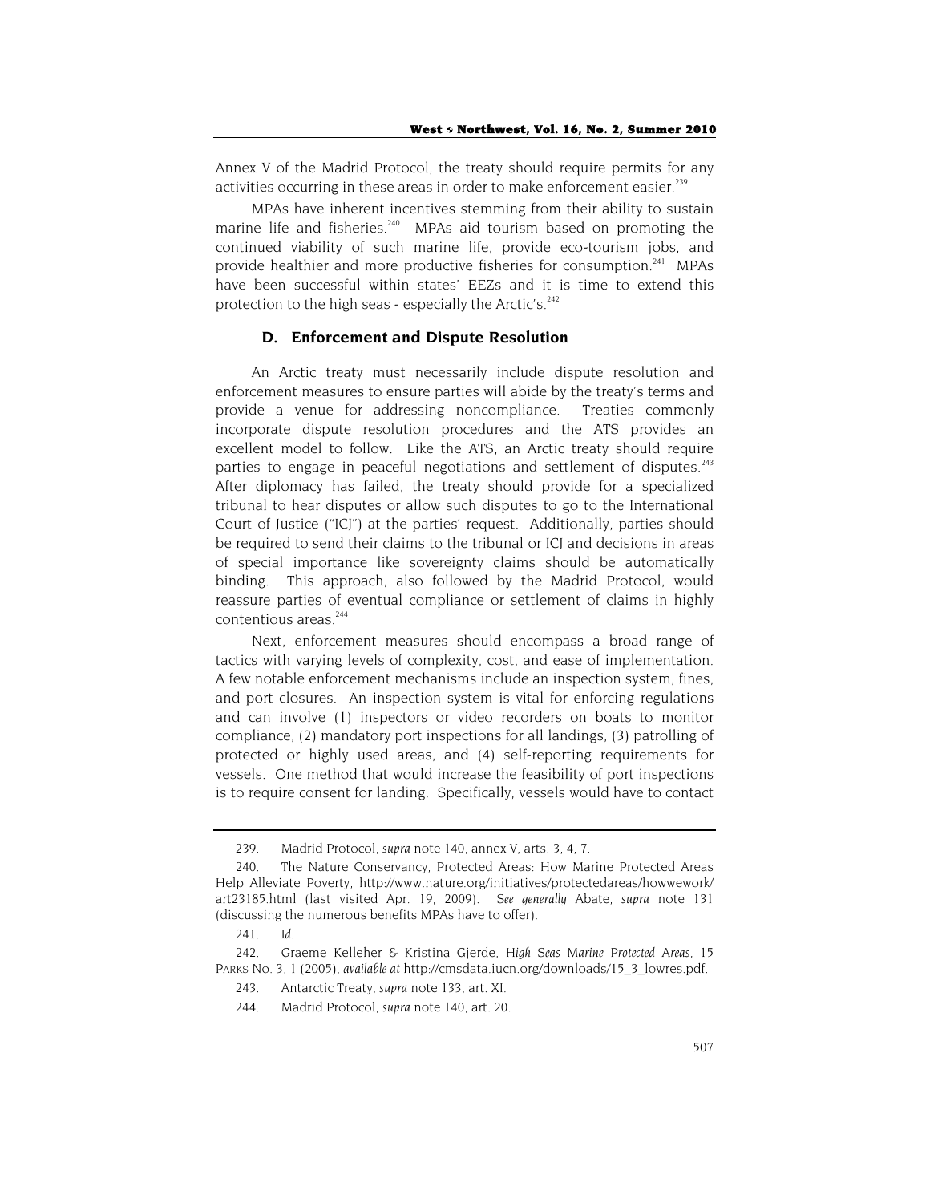Annex V of the Madrid Protocol, the treaty should require permits for any activities occurring in these areas in order to make enforcement easier.[239]

MPAs have inherent incentives stemming from their ability to sustain marine life and fisheries.[240] MPAs aid tourism based on promoting the continued viability of such marine life, provide eco-tourism jobs, and provide healthier and more productive fisheries for consumption.[241] MPAs have been successful within states' EEZs and it is time to extend this protection to the high seas - especially the Arctic's.[242]

### D. Enforcement and Dispute Resolution

An Arctic treaty must necessarily include dispute resolution and enforcement measures to ensure parties will abide by the treaty's terms and provide a venue for addressing noncompliance. Treaties commonly incorporate dispute resolution procedures and the ATS provides an excellent model to follow. Like the ATS, an Arctic treaty should require parties to engage in peaceful negotiations and settlement of disputes.[243] After diplomacy has failed, the treaty should provide for a specialized tribunal to hear disputes or allow such disputes to go to the International Court of Justice ("ICJ") at the parties' request. Additionally, parties should be required to send their claims to the tribunal or ICJ and decisions in areas of special importance like sovereignty claims should be automatically binding. This approach, also followed by the Madrid Protocol, would reassure parties of eventual compliance or settlement of claims in highly contentious areas.[244]

Next, enforcement measures should encompass a broad range of tactics with varying levels of complexity, cost, and ease of implementation. A few notable enforcement mechanisms include an inspection system, fines, and port closures. An inspection system is vital for enforcing regulations and can involve (1) inspectors or video recorders on boats to monitor compliance, (2) mandatory port inspections for all landings, (3) patrolling of protected or highly used areas, and (4) self-reporting requirements for vessels. One method that would increase the feasibility of port inspections is to require consent for landing. Specifically, vessels would have to contact

---

239. Madrid Protocol, *supra* note 140, annex V, arts. 3, 4, 7.

240. The Nature Conservancy, Protected Areas: How Marine Protected Areas Help Alleviate Poverty, http://www.nature.org/initiatives/protectedareas/howwework/art23185.html (last visited Apr. 19, 2009). *See generally* Abate, *supra* note 131 (discussing the numerous benefits MPAs have to offer).

241. *Id.*

242. Graeme Kelleher & Kristina Gjerde, *High Seas Marine Protected Areas*, 15 PARKS NO. 3, 1 (2005), *available at* http://cmsdata.iucn.org/downloads/15_3_lowres.pdf.

243. Antarctic Treaty, *supra* note 133, art. XI.

244. Madrid Protocol, *supra* note 140, art. 20.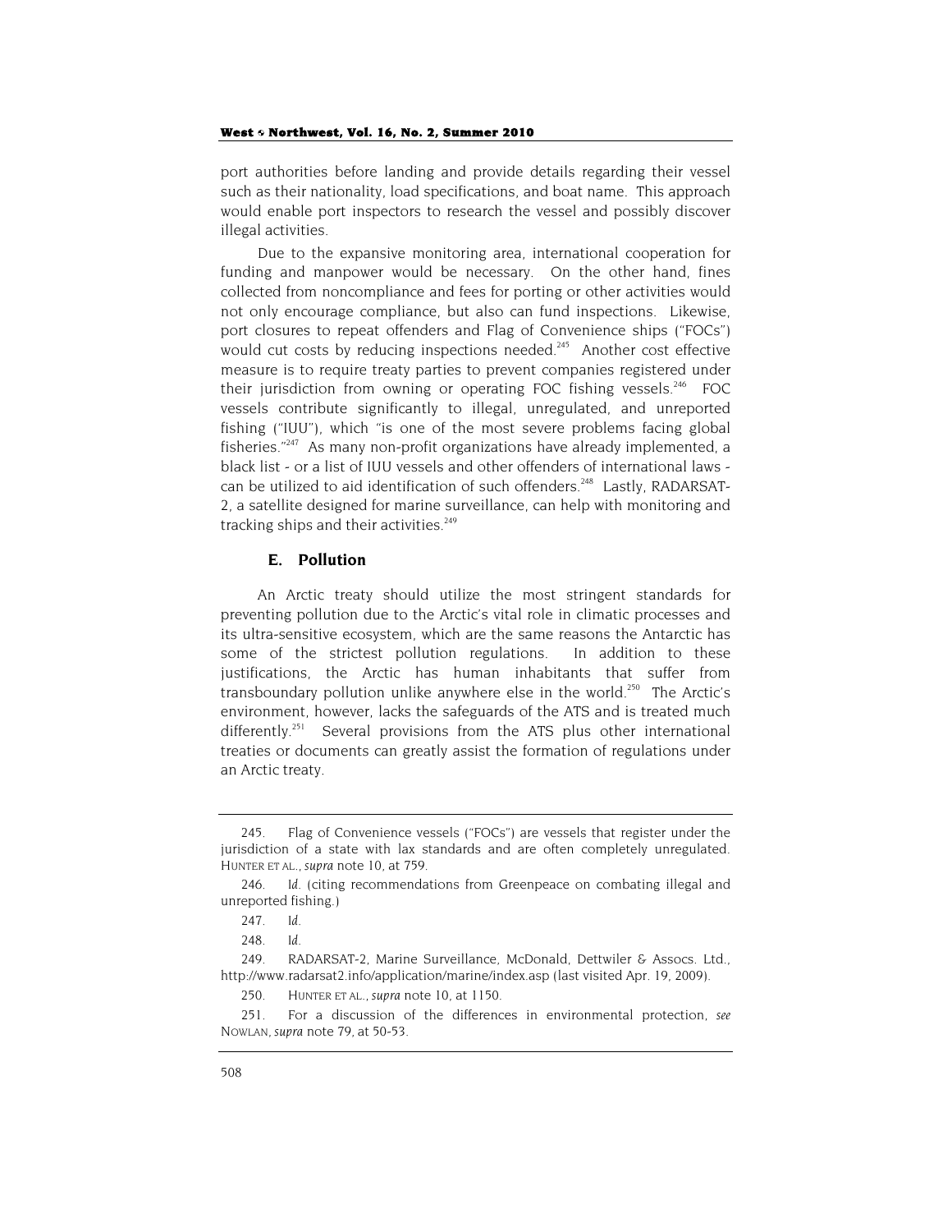port authorities before landing and provide details regarding their vessel such as their nationality, load specifications, and boat name. This approach would enable port inspectors to research the vessel and possibly discover illegal activities.

Due to the expansive monitoring area, international cooperation for funding and manpower would be necessary. On the other hand, fines collected from noncompliance and fees for porting or other activities would not only encourage compliance, but also can fund inspections. Likewise, port closures to repeat offenders and Flag of Convenience ships ("FOCs") would cut costs by reducing inspections needed.[245] Another cost effective measure is to require treaty parties to prevent companies registered under their jurisdiction from owning or operating FOC fishing vessels.[246] FOC vessels contribute significantly to illegal, unregulated, and unreported fishing ("IUU"), which "is one of the most severe problems facing global fisheries."[247] As many non-profit organizations have already implemented, a black list - or a list of IUU vessels and other offenders of international laws - can be utilized to aid identification of such offenders.[248] Lastly, RADARSAT-2, a satellite designed for marine surveillance, can help with monitoring and tracking ships and their activities.[249]

### E. Pollution

An Arctic treaty should utilize the most stringent standards for preventing pollution due to the Arctic's vital role in climatic processes and its ultra-sensitive ecosystem, which are the same reasons the Antarctic has some of the strictest pollution regulations. In addition to these justifications, the Arctic has human inhabitants that suffer from transboundary pollution unlike anywhere else in the world.[250] The Arctic's environment, however, lacks the safeguards of the ATS and is treated much differently.[251] Several provisions from the ATS plus other international treaties or documents can greatly assist the formation of regulations under an Arctic treaty.

---

245. Flag of Convenience vessels ("FOCs") are vessels that register under the jurisdiction of a state with lax standards and are often completely unregulated. HUNTER ET AL., *supra* note 10, at 759.

246. *Id.* (citing recommendations from Greenpeace on combating illegal and unreported fishing.)

247. *Id.*

248. *Id.*

249. RADARSAT-2, Marine Surveillance, McDonald, Dettwiler & Assocs. Ltd., http://www.radarsat2.info/application/marine/index.asp (last visited Apr. 19, 2009).

250. HUNTER ET AL., *supra* note 10, at 1150.

251. For a discussion of the differences in environmental protection, *see* NOWLAN, *supra* note 79, at 50-53.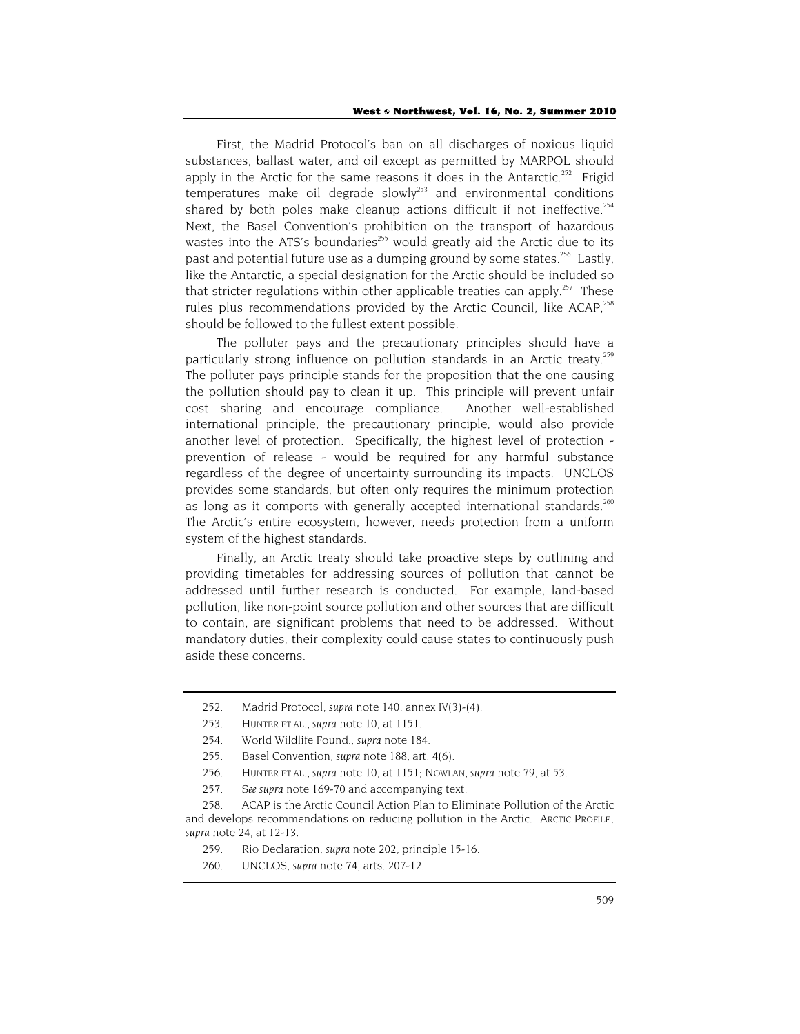First, the Madrid Protocol's ban on all discharges of noxious liquid substances, ballast water, and oil except as permitted by MARPOL should apply in the Arctic for the same reasons it does in the Antarctic.[252] Frigid temperatures make oil degrade slowly[253] and environmental conditions shared by both poles make cleanup actions difficult if not ineffective.[254] Next, the Basel Convention's prohibition on the transport of hazardous wastes into the ATS's boundaries[255] would greatly aid the Arctic due to its past and potential future use as a dumping ground by some states.[256] Lastly, like the Antarctic, a special designation for the Arctic should be included so that stricter regulations within other applicable treaties can apply.[257] These rules plus recommendations provided by the Arctic Council, like ACAP,[258] should be followed to the fullest extent possible.

The polluter pays and the precautionary principles should have a particularly strong influence on pollution standards in an Arctic treaty.[259] The polluter pays principle stands for the proposition that the one causing the pollution should pay to clean it up. This principle will prevent unfair cost sharing and encourage compliance. Another well-established international principle, the precautionary principle, would also provide another level of protection. Specifically, the highest level of protection - prevention of release - would be required for any harmful substance regardless of the degree of uncertainty surrounding its impacts. UNCLOS provides some standards, but often only requires the minimum protection as long as it comports with generally accepted international standards.[260] The Arctic's entire ecosystem, however, needs protection from a uniform system of the highest standards.

Finally, an Arctic treaty should take proactive steps by outlining and providing timetables for addressing sources of pollution that cannot be addressed until further research is conducted. For example, land-based pollution, like non-point source pollution and other sources that are difficult to contain, are significant problems that need to be addressed. Without mandatory duties, their complexity could cause states to continuously push aside these concerns.

---

252. Madrid Protocol, *supra* note 140, annex IV(3)-(4).

253. HUNTER ET AL., *supra* note 10, at 1151.

254. World Wildlife Found., *supra* note 184.

255. Basel Convention, *supra* note 188, art. 4(6).

256. HUNTER ET AL., *supra* note 10, at 1151; NOWLAN, *supra* note 79, at 53.

257. *See supra* note 169-70 and accompanying text.

258. ACAP is the Arctic Council Action Plan to Eliminate Pollution of the Arctic and develops recommendations on reducing pollution in the Arctic. ARCTIC PROFILE, *supra* note 24, at 12-13.

259. Rio Declaration, *supra* note 202, principle 15-16.

260. UNCLOS, *supra* note 74, arts. 207-12.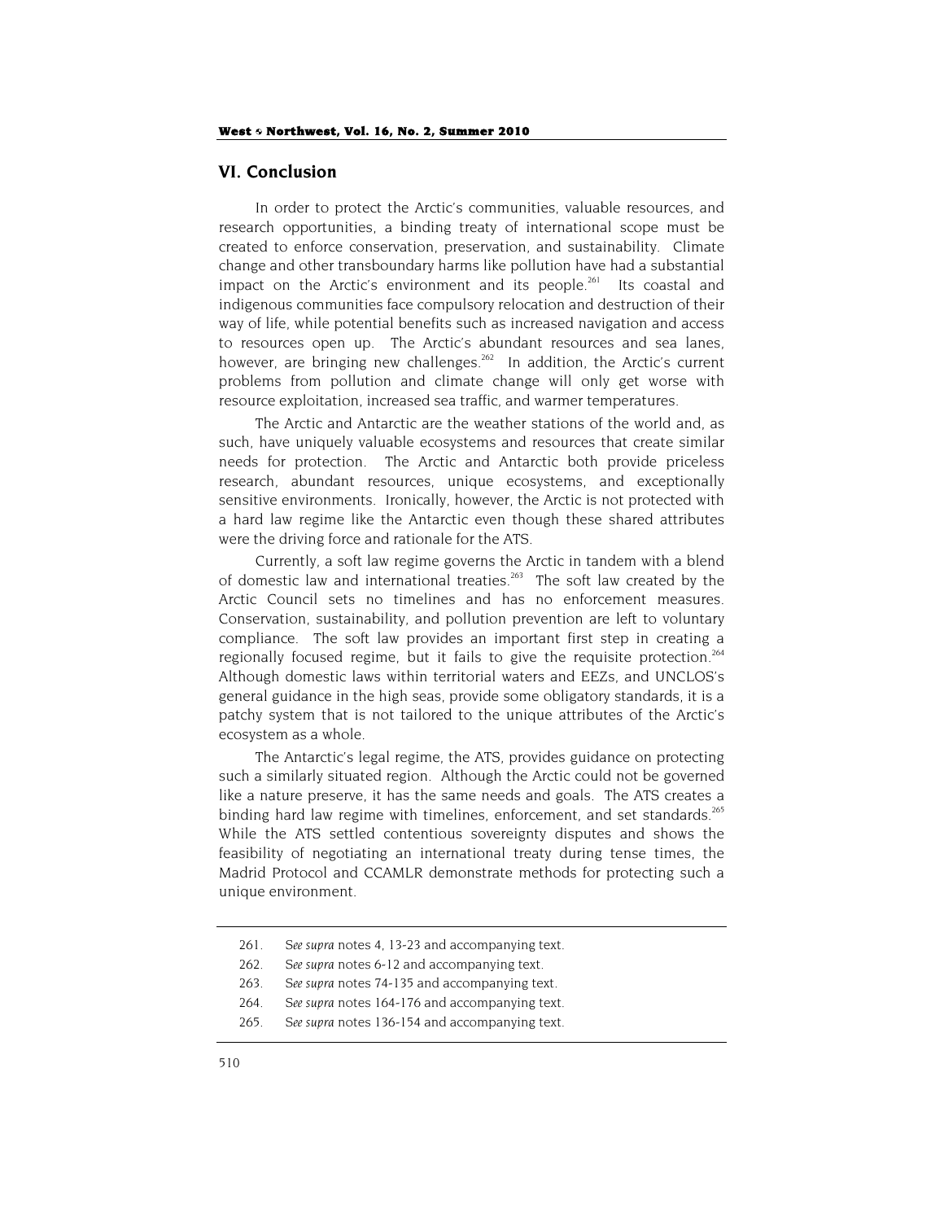## VI. Conclusion

In order to protect the Arctic's communities, valuable resources, and research opportunities, a binding treaty of international scope must be created to enforce conservation, preservation, and sustainability. Climate change and other transboundary harms like pollution have had a substantial impact on the Arctic's environment and its people.[261] Its coastal and indigenous communities face compulsory relocation and destruction of their way of life, while potential benefits such as increased navigation and access to resources open up. The Arctic's abundant resources and sea lanes, however, are bringing new challenges.[262] In addition, the Arctic's current problems from pollution and climate change will only get worse with resource exploitation, increased sea traffic, and warmer temperatures.

The Arctic and Antarctic are the weather stations of the world and, as such, have uniquely valuable ecosystems and resources that create similar needs for protection. The Arctic and Antarctic both provide priceless research, abundant resources, unique ecosystems, and exceptionally sensitive environments. Ironically, however, the Arctic is not protected with a hard law regime like the Antarctic even though these shared attributes were the driving force and rationale for the ATS.

Currently, a soft law regime governs the Arctic in tandem with a blend of domestic law and international treaties.[263] The soft law created by the Arctic Council sets no timelines and has no enforcement measures. Conservation, sustainability, and pollution prevention are left to voluntary compliance. The soft law provides an important first step in creating a regionally focused regime, but it fails to give the requisite protection.[264] Although domestic laws within territorial waters and EEZs, and UNCLOS's general guidance in the high seas, provide some obligatory standards, it is a patchy system that is not tailored to the unique attributes of the Arctic's ecosystem as a whole.

The Antarctic's legal regime, the ATS, provides guidance on protecting such a similarly situated region. Although the Arctic could not be governed like a nature preserve, it has the same needs and goals. The ATS creates a binding hard law regime with timelines, enforcement, and set standards.[265] While the ATS settled contentious sovereignty disputes and shows the feasibility of negotiating an international treaty during tense times, the Madrid Protocol and CCAMLR demonstrate methods for protecting such a unique environment.

---

261. *See supra* notes 4, 13-23 and accompanying text.

262. *See supra* notes 6-12 and accompanying text.

263. *See supra* notes 74-135 and accompanying text.

264. *See supra* notes 164-176 and accompanying text.

265. *See supra* notes 136-154 and accompanying text.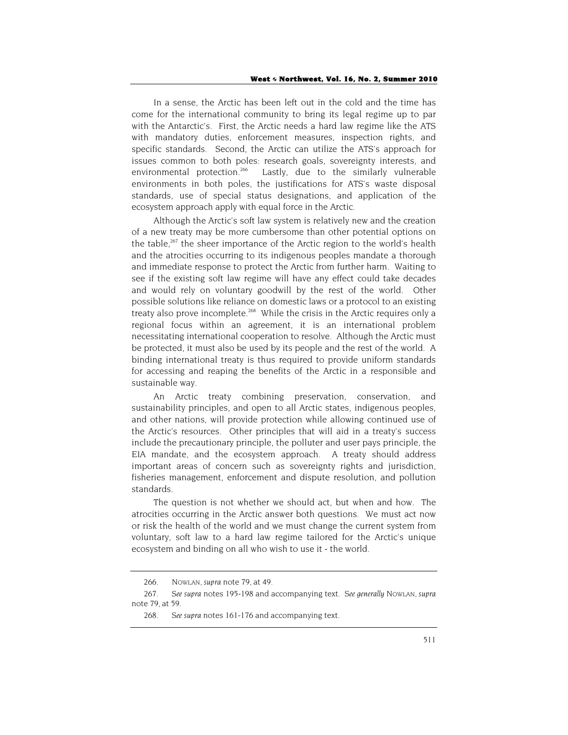In a sense, the Arctic has been left out in the cold and the time has come for the international community to bring its legal regime up to par with the Antarctic's. First, the Arctic needs a hard law regime like the ATS with mandatory duties, enforcement measures, inspection rights, and specific standards. Second, the Arctic can utilize the ATS's approach for issues common to both poles: research goals, sovereignty interests, and environmental protection.[266] Lastly, due to the similarly vulnerable environments in both poles, the justifications for ATS's waste disposal standards, use of special status designations, and application of the ecosystem approach apply with equal force in the Arctic.

Although the Arctic's soft law system is relatively new and the creation of a new treaty may be more cumbersome than other potential options on the table,[267] the sheer importance of the Arctic region to the world's health and the atrocities occurring to its indigenous peoples mandate a thorough and immediate response to protect the Arctic from further harm. Waiting to see if the existing soft law regime will have any effect could take decades and would rely on voluntary goodwill by the rest of the world. Other possible solutions like reliance on domestic laws or a protocol to an existing treaty also prove incomplete.[268] While the crisis in the Arctic requires only a regional focus within an agreement, it is an international problem necessitating international cooperation to resolve. Although the Arctic must be protected, it must also be used by its people and the rest of the world. A binding international treaty is thus required to provide uniform standards for accessing and reaping the benefits of the Arctic in a responsible and sustainable way.

An Arctic treaty combining preservation, conservation, and sustainability principles, and open to all Arctic states, indigenous peoples, and other nations, will provide protection while allowing continued use of the Arctic's resources. Other principles that will aid in a treaty's success include the precautionary principle, the polluter and user pays principle, the EIA mandate, and the ecosystem approach. A treaty should address important areas of concern such as sovereignty rights and jurisdiction, fisheries management, enforcement and dispute resolution, and pollution standards.

The question is not whether we should act, but when and how. The atrocities occurring in the Arctic answer both questions. We must act now or risk the health of the world and we must change the current system from voluntary, soft law to a hard law regime tailored for the Arctic's unique ecosystem and binding on all who wish to use it - the world.

---

266. NOWLAN, *supra* note 79, at 49.

267. *See supra* notes 195-198 and accompanying text. *See generally* NOWLAN, *supra* note 79, at 59.

268. *See supra* notes 161-176 and accompanying text.